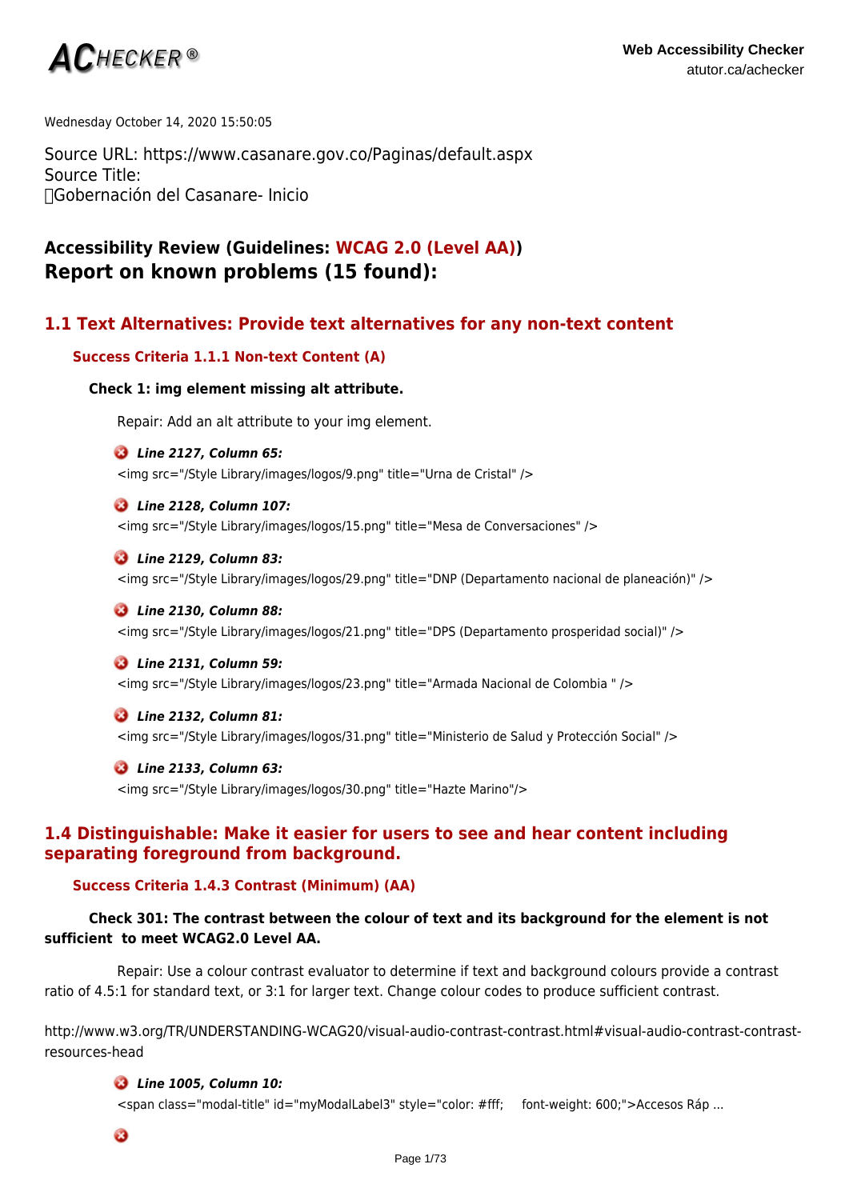**ACHECKER®**

**Web Accessibility Checker**
atutor.ca/achecker

Wednesday October 14, 2020 15:50:05

Source URL: https://www.casanare.gov.co/Paginas/default.aspx
Source Title:
Gobernación del Casanare- Inicio

### Accessibility Review (Guidelines: WCAG 2.0 (Level AA))

## Report on known problems (15 found):

## 1.1 Text Alternatives: Provide text alternatives for any non-text content

### Success Criteria 1.1.1 Non-text Content (A)

**Check 1: img element missing alt attribute.**

Repair: Add an alt attribute to your img element.

***Line 2127, Column 65:***
<img src="/Style Library/images/logos/9.png" title="Urna de Cristal" />

***Line 2128, Column 107:***
<img src="/Style Library/images/logos/15.png" title="Mesa de Conversaciones" />

***Line 2129, Column 83:***
<img src="/Style Library/images/logos/29.png" title="DNP (Departamento nacional de planeación)" />

***Line 2130, Column 88:***
<img src="/Style Library/images/logos/21.png" title="DPS (Departamento prosperidad social)" />

***Line 2131, Column 59:***
<img src="/Style Library/images/logos/23.png" title="Armada Nacional de Colombia " />

***Line 2132, Column 81:***
<img src="/Style Library/images/logos/31.png" title="Ministerio de Salud y Protección Social" />

***Line 2133, Column 63:***
<img src="/Style Library/images/logos/30.png" title="Hazte Marino"/>

## 1.4 Distinguishable: Make it easier for users to see and hear content including separating foreground from background.

### Success Criteria 1.4.3 Contrast (Minimum) (AA)

**Check 301: The contrast between the colour of text and its background for the element is not sufficient to meet WCAG2.0 Level AA.**

Repair: Use a colour contrast evaluator to determine if text and background colours provide a contrast ratio of 4.5:1 for standard text, or 3:1 for larger text. Change colour codes to produce sufficient contrast.

http://www.w3.org/TR/UNDERSTANDING-WCAG20/visual-audio-contrast-contrast.html#visual-audio-contrast-contrast-resources-head

***Line 1005, Column 10:***
<span class="modal-title" id="myModalLabel3" style="color: #fff;     font-weight: 600;">Accesos Ráp ...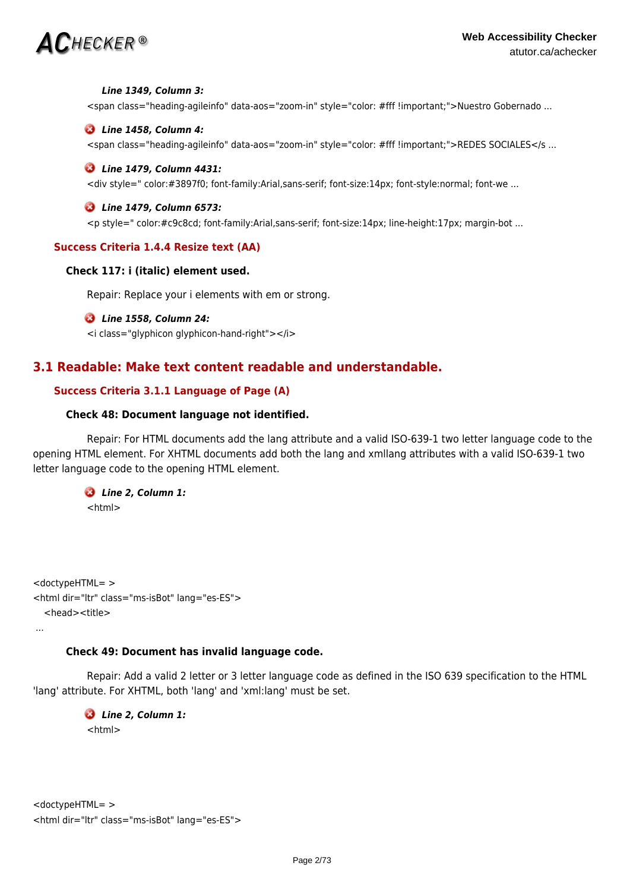***Line 1349, Column 3:***

```
<span class="heading-agileinfo" data-aos="zoom-in" style="color: #fff !important;">Nuestro Gobernado ...
```

***Line 1458, Column 4:***

```
<span class="heading-agileinfo" data-aos="zoom-in" style="color: #fff !important;">REDES SOCIALES</s ...
```

***Line 1479, Column 4431:***

```
<div style=" color:#3897f0; font-family:Arial,sans-serif; font-size:14px; font-style:normal; font-we ...
```

***Line 1479, Column 6573:***

```
<p style=" color:#c9c8cd; font-family:Arial,sans-serif; font-size:14px; line-height:17px; margin-bot ...
```

### Success Criteria 1.4.4 Resize text (AA)

#### Check 117: i (italic) element used.

Repair: Replace your i elements with em or strong.

***Line 1558, Column 24:***

```
<i class="glyphicon glyphicon-hand-right"></i>
```

## 3.1 Readable: Make text content readable and understandable.

### Success Criteria 3.1.1 Language of Page (A)

#### Check 48: Document language not identified.

Repair: For HTML documents add the lang attribute and a valid ISO-639-1 two letter language code to the opening HTML element. For XHTML documents add both the lang and xmllang attributes with a valid ISO-639-1 two letter language code to the opening HTML element.

***Line 2, Column 1:***

```
<html>



<doctypeHTML= >
<html dir="ltr" class="ms-isBot" lang="es-ES">
  <head><title>
 ...
```

#### Check 49: Document has invalid language code.

Repair: Add a valid 2 letter or 3 letter language code as defined in the ISO 639 specification to the HTML 'lang' attribute. For XHTML, both 'lang' and 'xml:lang' must be set.

***Line 2, Column 1:***

```
<html>



<doctypeHTML= >
<html dir="ltr" class="ms-isBot" lang="es-ES">
```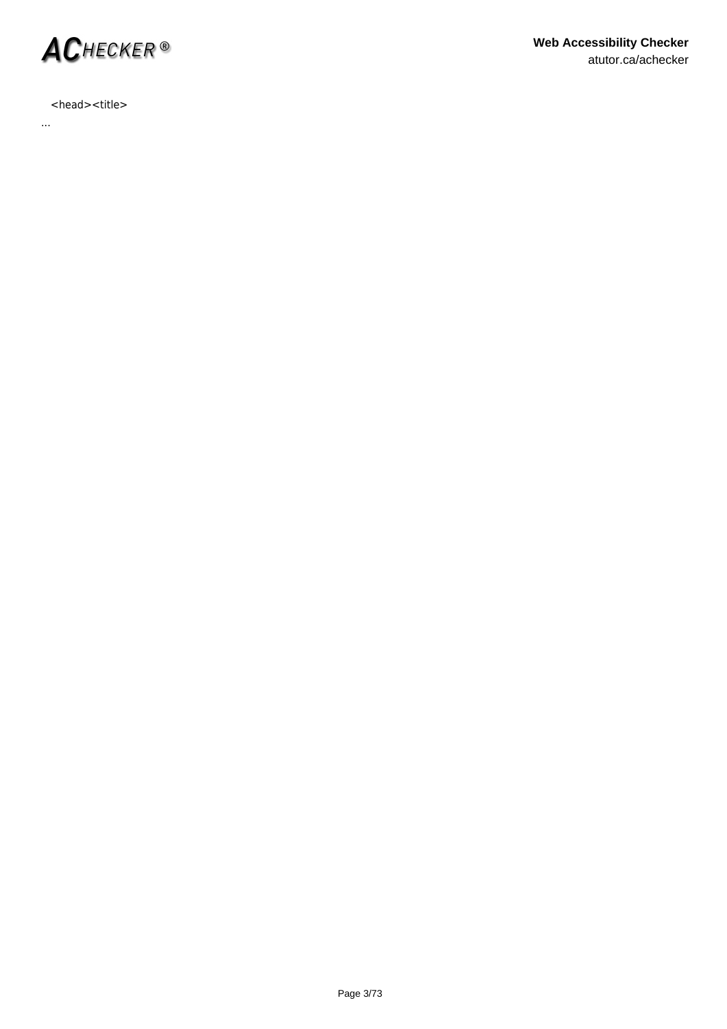```
<head><title>
```

...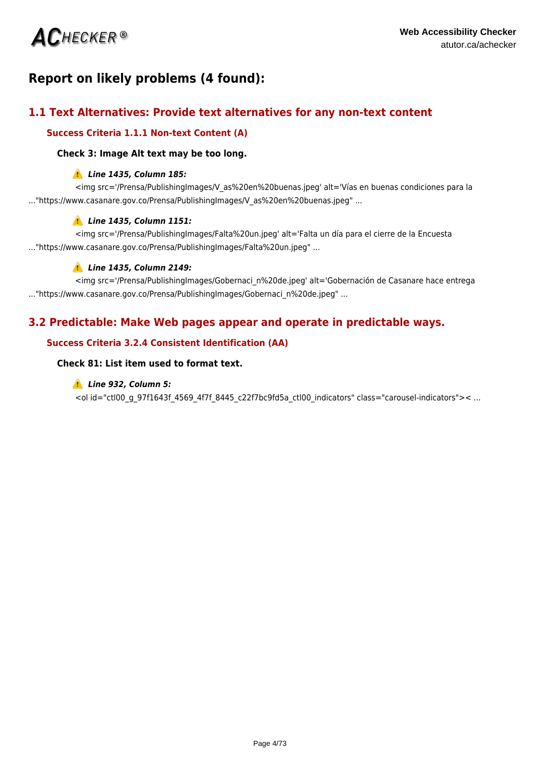## Report on likely problems (4 found):

### 1.1 Text Alternatives: Provide text alternatives for any non-text content

#### Success Criteria 1.1.1 Non-text Content (A)

**Check 3: Image Alt text may be too long.**

⚠️ ***Line 1435, Column 185:***

<img src='/Prensa/PublishingImages/V_as%20en%20buenas.jpeg' alt='Vías en buenas condiciones para la ..."https://www.casanare.gov.co/Prensa/PublishingImages/V_as%20en%20buenas.jpeg" ...

⚠️ ***Line 1435, Column 1151:***

<img src='/Prensa/PublishingImages/Falta%20un.jpeg' alt='Falta un día para el cierre de la Encuesta ..."https://www.casanare.gov.co/Prensa/PublishingImages/Falta%20un.jpeg" ...

⚠️ ***Line 1435, Column 2149:***

<img src='/Prensa/PublishingImages/Gobernaci_n%20de.jpeg' alt='Gobernación de Casanare hace entrega ..."https://www.casanare.gov.co/Prensa/PublishingImages/Gobernaci_n%20de.jpeg" ...

### 3.2 Predictable: Make Web pages appear and operate in predictable ways.

#### Success Criteria 3.2.4 Consistent Identification (AA)

**Check 81: List item used to format text.**

⚠️ ***Line 932, Column 5:***

<ol id="ctl00_g_97f1643f_4569_4f7f_8445_c22f7bc9fd5a_ctl00_indicators" class="carousel-indicators">< ...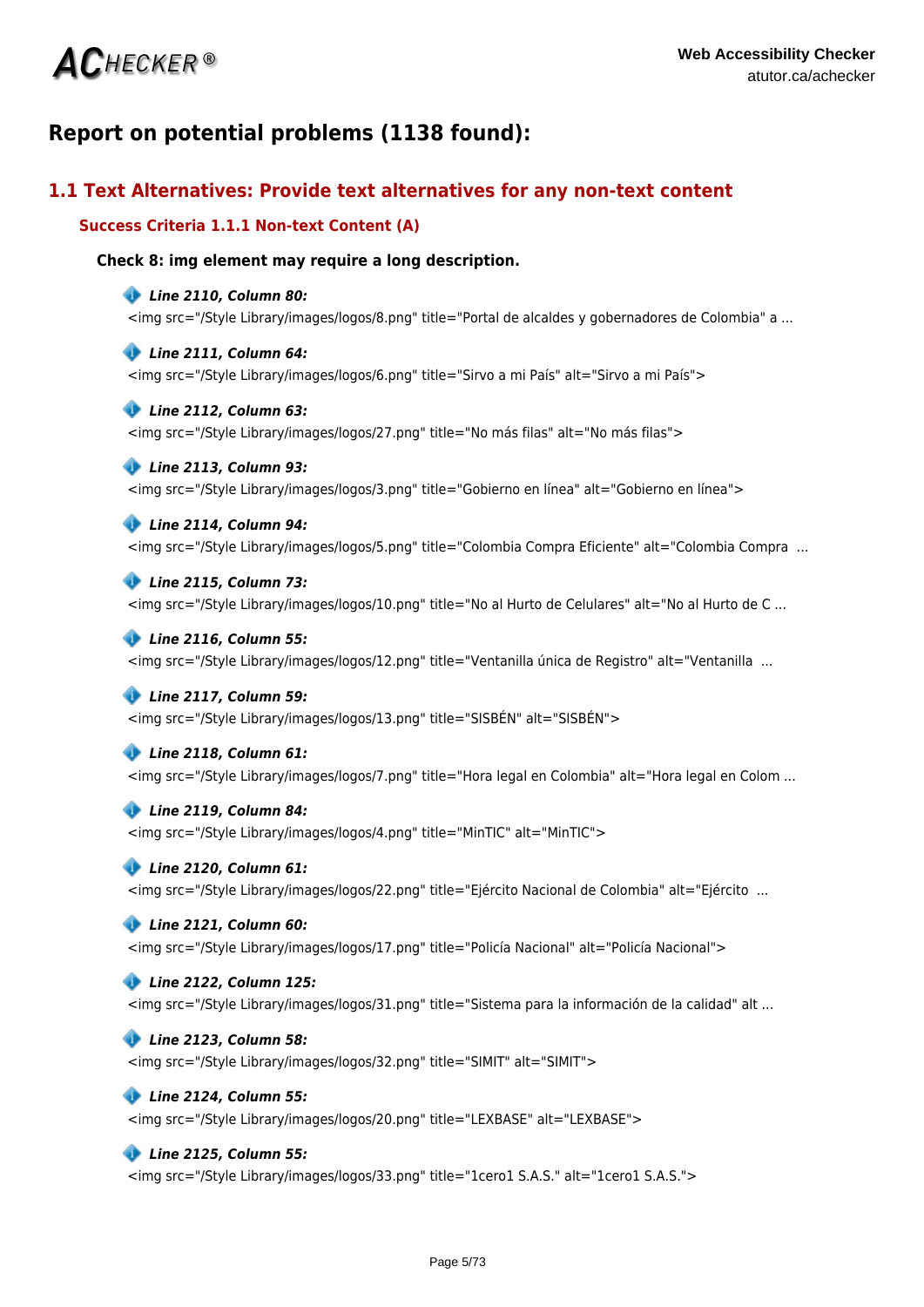## Report on potential problems (1138 found):

### 1.1 Text Alternatives: Provide text alternatives for any non-text content

#### Success Criteria 1.1.1 Non-text Content (A)

**Check 8: img element may require a long description.**

***Line 2110, Column 80:***
<img src="/Style Library/images/logos/8.png" title="Portal de alcaldes y gobernadores de Colombia" a ...

***Line 2111, Column 64:***
<img src="/Style Library/images/logos/6.png" title="Sirvo a mi País" alt="Sirvo a mi País">

***Line 2112, Column 63:***
<img src="/Style Library/images/logos/27.png" title="No más filas" alt="No más filas">

***Line 2113, Column 93:***
<img src="/Style Library/images/logos/3.png" title="Gobierno en línea" alt="Gobierno en línea">

***Line 2114, Column 94:***
<img src="/Style Library/images/logos/5.png" title="Colombia Compra Eficiente" alt="Colombia Compra ...

***Line 2115, Column 73:***
<img src="/Style Library/images/logos/10.png" title="No al Hurto de Celulares" alt="No al Hurto de C ...

***Line 2116, Column 55:***
<img src="/Style Library/images/logos/12.png" title="Ventanilla única de Registro" alt="Ventanilla ...

***Line 2117, Column 59:***
<img src="/Style Library/images/logos/13.png" title="SISBÉN" alt="SISBÉN">

***Line 2118, Column 61:***
<img src="/Style Library/images/logos/7.png" title="Hora legal en Colombia" alt="Hora legal en Colom ...

***Line 2119, Column 84:***
<img src="/Style Library/images/logos/4.png" title="MinTIC" alt="MinTIC">

***Line 2120, Column 61:***
<img src="/Style Library/images/logos/22.png" title="Ejército Nacional de Colombia" alt="Ejército ...

***Line 2121, Column 60:***
<img src="/Style Library/images/logos/17.png" title="Policía Nacional" alt="Policía Nacional">

***Line 2122, Column 125:***
<img src="/Style Library/images/logos/31.png" title="Sistema para la información de la calidad" alt ...

***Line 2123, Column 58:***
<img src="/Style Library/images/logos/32.png" title="SIMIT" alt="SIMIT">

***Line 2124, Column 55:***
<img src="/Style Library/images/logos/20.png" title="LEXBASE" alt="LEXBASE">

***Line 2125, Column 55:***
<img src="/Style Library/images/logos/33.png" title="1cero1 S.A.S." alt="1cero1 S.A.S.">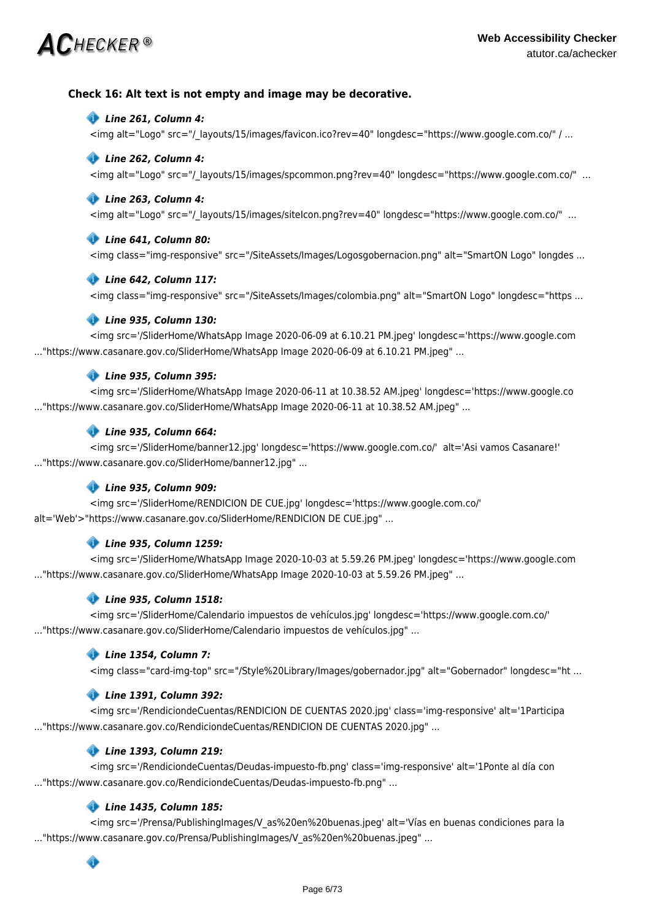### Check 16: Alt text is not empty and image may be decorative.

***Line 261, Column 4:***

```
<img alt="Logo" src="/_layouts/15/images/favicon.ico?rev=40" longdesc="https://www.google.com.co/" / ...
```

***Line 262, Column 4:***

```
<img alt="Logo" src="/_layouts/15/images/spcommon.png?rev=40" longdesc="https://www.google.com.co/"  ...
```

***Line 263, Column 4:***

```
<img alt="Logo" src="/_layouts/15/images/siteIcon.png?rev=40" longdesc="https://www.google.com.co/"  ...
```

***Line 641, Column 80:***

```
<img class="img-responsive" src="/SiteAssets/Images/Logosgobernacion.png" alt="SmartON Logo" longdes ...
```

***Line 642, Column 117:***

```
<img class="img-responsive" src="/SiteAssets/Images/colombia.png" alt="SmartON Logo" longdesc="https ...
```

***Line 935, Column 130:***

```
<img src='/SliderHome/WhatsApp Image 2020-06-09 at 6.10.21 PM.jpeg' longdesc='https://www.google.com ...
"https://www.casanare.gov.co/SliderHome/WhatsApp Image 2020-06-09 at 6.10.21 PM.jpeg" ...
```

***Line 935, Column 395:***

```
<img src='/SliderHome/WhatsApp Image 2020-06-11 at 10.38.52 AM.jpeg' longdesc='https://www.google.co ...
"https://www.casanare.gov.co/SliderHome/WhatsApp Image 2020-06-11 at 10.38.52 AM.jpeg" ...
```

***Line 935, Column 664:***

```
<img src='/SliderHome/banner12.jpg' longdesc='https://www.google.com.co/'  alt='Asi vamos Casanare!'
..."https://www.casanare.gov.co/SliderHome/banner12.jpg" ...
```

***Line 935, Column 909:***

```
<img src='/SliderHome/RENDICION DE CUE.jpg' longdesc='https://www.google.com.co/'
alt='Web'>"https://www.casanare.gov.co/SliderHome/RENDICION DE CUE.jpg" ...
```

***Line 935, Column 1259:***

```
<img src='/SliderHome/WhatsApp Image 2020-10-03 at 5.59.26 PM.jpeg' longdesc='https://www.google.com
..."https://www.casanare.gov.co/SliderHome/WhatsApp Image 2020-10-03 at 5.59.26 PM.jpeg" ...
```

***Line 935, Column 1518:***

```
<img src='/SliderHome/Calendario impuestos de vehículos.jpg' longdesc='https://www.google.com.co/'
..."https://www.casanare.gov.co/SliderHome/Calendario impuestos de vehículos.jpg" ...
```

***Line 1354, Column 7:***

```
<img class="card-img-top" src="/Style%20Library/Images/gobernador.jpg" alt="Gobernador" longdesc="ht ...
```

***Line 1391, Column 392:***

```
<img src='/RendiciondeCuentas/RENDICION DE CUENTAS 2020.jpg' class='img-responsive' alt='1Participa
..."https://www.casanare.gov.co/RendiciondeCuentas/RENDICION DE CUENTAS 2020.jpg" ...
```

***Line 1393, Column 219:***

```
<img src='/RendiciondeCuentas/Deudas-impuesto-fb.png' class='img-responsive' alt='1Ponte al día con
..."https://www.casanare.gov.co/RendiciondeCuentas/Deudas-impuesto-fb.png" ...
```

***Line 1435, Column 185:***

```
<img src='/Prensa/PublishingImages/V_as%20en%20buenas.jpeg' alt='Vías en buenas condiciones para la
..."https://www.casanare.gov.co/Prensa/PublishingImages/V_as%20en%20buenas.jpeg" ...
```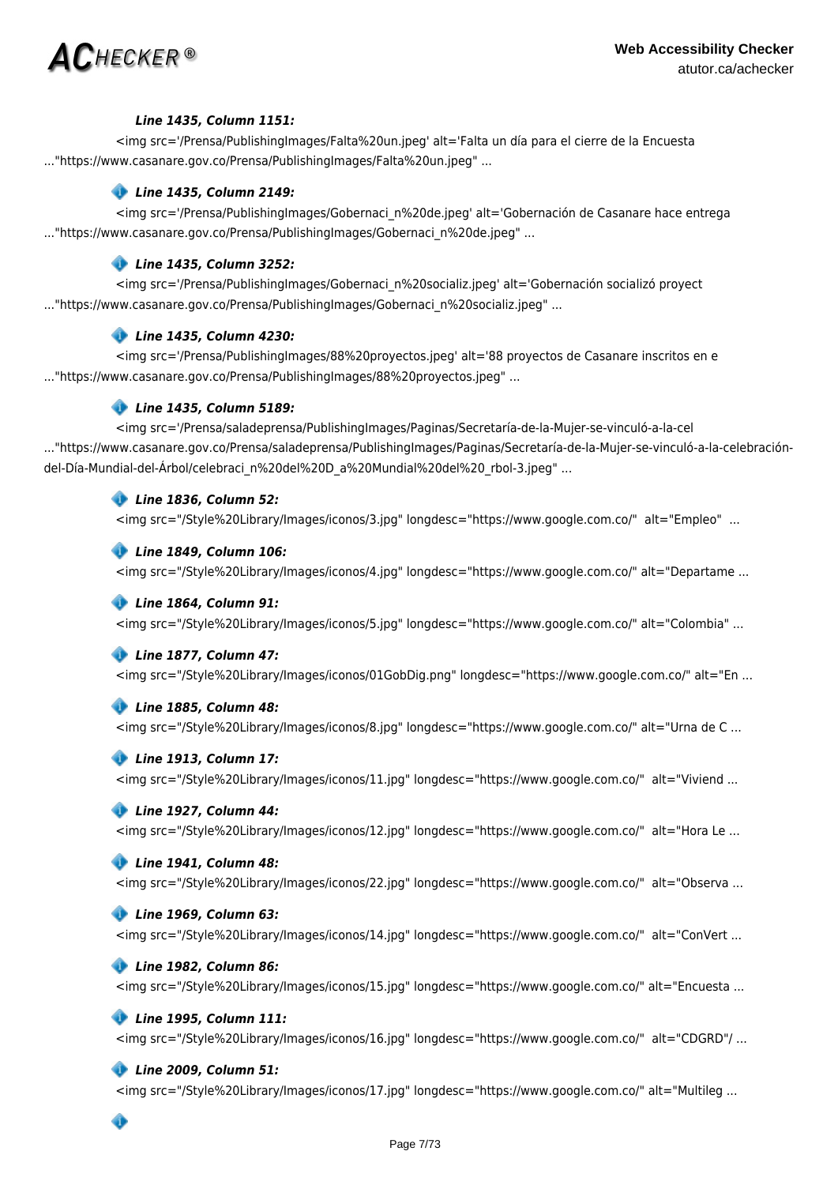***Line 1435, Column 1151:***

```
<img src='/Prensa/PublishingImages/Falta%20un.jpeg' alt='Falta un día para el cierre de la Encuesta ..."https://www.casanare.gov.co/Prensa/PublishingImages/Falta%20un.jpeg" ...
```

***Line 1435, Column 2149:***

```
<img src='/Prensa/PublishingImages/Gobernaci_n%20de.jpeg' alt='Gobernación de Casanare hace entrega ..."https://www.casanare.gov.co/Prensa/PublishingImages/Gobernaci_n%20de.jpeg" ...
```

***Line 1435, Column 3252:***

```
<img src='/Prensa/PublishingImages/Gobernaci_n%20socializ.jpeg' alt='Gobernación socializó proyect ..."https://www.casanare.gov.co/Prensa/PublishingImages/Gobernaci_n%20socializ.jpeg" ...
```

***Line 1435, Column 4230:***

```
<img src='/Prensa/PublishingImages/88%20proyectos.jpeg' alt='88 proyectos de Casanare inscritos en e ..."https://www.casanare.gov.co/Prensa/PublishingImages/88%20proyectos.jpeg" ...
```

***Line 1435, Column 5189:***

```
<img src='/Prensa/saladeprensa/PublishingImages/Paginas/Secretaría-de-la-Mujer-se-vinculó-a-la-cel ..."https://www.casanare.gov.co/Prensa/saladeprensa/PublishingImages/Paginas/Secretaría-de-la-Mujer-se-vinculó-a-la-celebración-del-Día-Mundial-del-Árbol/celebraci_n%20del%20D_a%20Mundial%20del%20_rbol-3.jpeg" ...
```

***Line 1836, Column 52:***

```
<img src="/Style%20Library/Images/iconos/3.jpg" longdesc="https://www.google.com.co/"  alt="Empleo"  ...
```

***Line 1849, Column 106:***

```
<img src="/Style%20Library/Images/iconos/4.jpg" longdesc="https://www.google.com.co/" alt="Departame ...
```

***Line 1864, Column 91:***

```
<img src="/Style%20Library/Images/iconos/5.jpg" longdesc="https://www.google.com.co/" alt="Colombia" ...
```

***Line 1877, Column 47:***

```
<img src="/Style%20Library/Images/iconos/01GobDig.png" longdesc="https://www.google.com.co/" alt="En ...
```

***Line 1885, Column 48:***

```
<img src="/Style%20Library/Images/iconos/8.jpg" longdesc="https://www.google.com.co/" alt="Urna de C ...
```

***Line 1913, Column 17:***

```
<img src="/Style%20Library/Images/iconos/11.jpg" longdesc="https://www.google.com.co/"  alt="Viviend ...
```

***Line 1927, Column 44:***

```
<img src="/Style%20Library/Images/iconos/12.jpg" longdesc="https://www.google.com.co/"  alt="Hora Le ...
```

***Line 1941, Column 48:***

```
<img src="/Style%20Library/Images/iconos/22.jpg" longdesc="https://www.google.com.co/"  alt="Observa ...
```

***Line 1969, Column 63:***

```
<img src="/Style%20Library/Images/iconos/14.jpg" longdesc="https://www.google.com.co/"  alt="ConVert ...
```

***Line 1982, Column 86:***

```
<img src="/Style%20Library/Images/iconos/15.jpg" longdesc="https://www.google.com.co/" alt="Encuesta ...
```

***Line 1995, Column 111:***

```
<img src="/Style%20Library/Images/iconos/16.jpg" longdesc="https://www.google.com.co/"  alt="CDGRD"/ ...
```

***Line 2009, Column 51:***

```
<img src="/Style%20Library/Images/iconos/17.jpg" longdesc="https://www.google.com.co/" alt="Multileg ...
```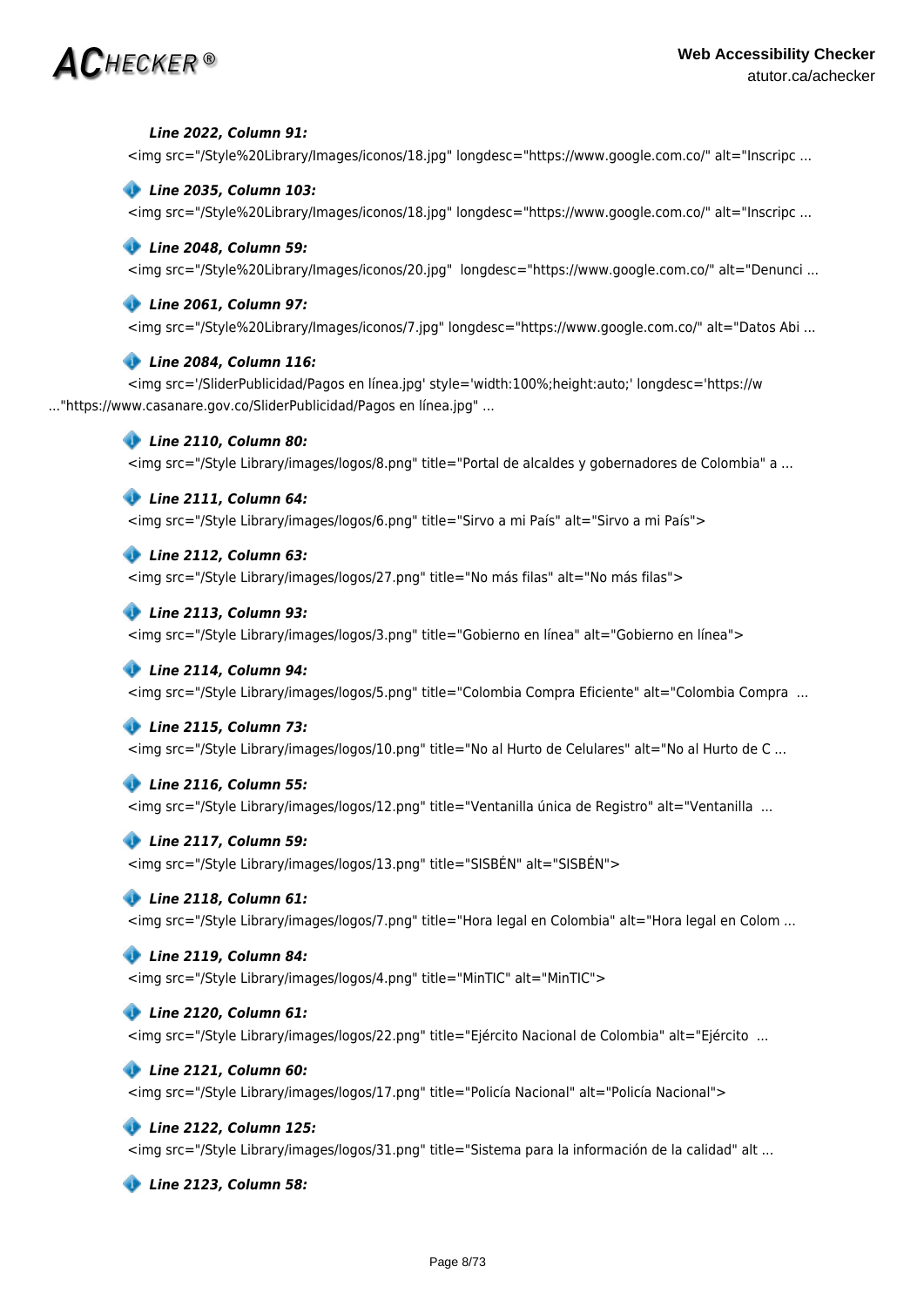***Line 2022, Column 91:***

```
<img src="/Style%20Library/Images/iconos/18.jpg" longdesc="https://www.google.com.co/" alt="Inscripc ...
```

***Line 2035, Column 103:***

```
<img src="/Style%20Library/Images/iconos/18.jpg" longdesc="https://www.google.com.co/" alt="Inscripc ...
```

***Line 2048, Column 59:***

```
<img src="/Style%20Library/Images/iconos/20.jpg"  longdesc="https://www.google.com.co/" alt="Denunci ...
```

***Line 2061, Column 97:***

```
<img src="/Style%20Library/Images/iconos/7.jpg" longdesc="https://www.google.com.co/" alt="Datos Abi ...
```

***Line 2084, Column 116:***

```
<img src='/SliderPublicidad/Pagos en línea.jpg' style='width:100%;height:auto;' longdesc='https://w
..."https://www.casanare.gov.co/SliderPublicidad/Pagos en línea.jpg" ...
```

***Line 2110, Column 80:***

```
<img src="/Style Library/images/logos/8.png" title="Portal de alcaldes y gobernadores de Colombia" a ...
```

***Line 2111, Column 64:***

```
<img src="/Style Library/images/logos/6.png" title="Sirvo a mi País" alt="Sirvo a mi País">
```

***Line 2112, Column 63:***

```
<img src="/Style Library/images/logos/27.png" title="No más filas" alt="No más filas">
```

***Line 2113, Column 93:***

```
<img src="/Style Library/images/logos/3.png" title="Gobierno en línea" alt="Gobierno en línea">
```

***Line 2114, Column 94:***

```
<img src="/Style Library/images/logos/5.png" title="Colombia Compra Eficiente" alt="Colombia Compra  ...
```

***Line 2115, Column 73:***

```
<img src="/Style Library/images/logos/10.png" title="No al Hurto de Celulares" alt="No al Hurto de C ...
```

***Line 2116, Column 55:***

```
<img src="/Style Library/images/logos/12.png" title="Ventanilla única de Registro" alt="Ventanilla  ...
```

***Line 2117, Column 59:***

```
<img src="/Style Library/images/logos/13.png" title="SISBÉN" alt="SISBÉN">
```

***Line 2118, Column 61:***

```
<img src="/Style Library/images/logos/7.png" title="Hora legal en Colombia" alt="Hora legal en Colom ...
```

***Line 2119, Column 84:***

```
<img src="/Style Library/images/logos/4.png" title="MinTIC" alt="MinTIC">
```

***Line 2120, Column 61:***

```
<img src="/Style Library/images/logos/22.png" title="Ejército Nacional de Colombia" alt="Ejército  ...
```

***Line 2121, Column 60:***

```
<img src="/Style Library/images/logos/17.png" title="Policía Nacional" alt="Policía Nacional">
```

***Line 2122, Column 125:***

```
<img src="/Style Library/images/logos/31.png" title="Sistema para la información de la calidad" alt ...
```

***Line 2123, Column 58:***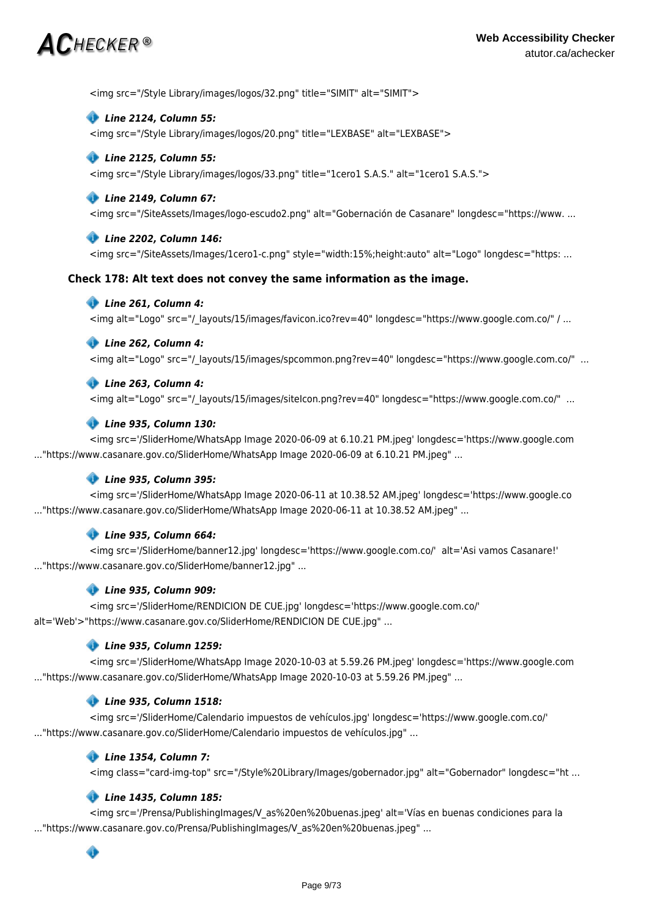<img src="/Style Library/images/logos/32.png" title="SIMIT" alt="SIMIT">

***Line 2124, Column 55:***

<img src="/Style Library/images/logos/20.png" title="LEXBASE" alt="LEXBASE">

***Line 2125, Column 55:***

<img src="/Style Library/images/logos/33.png" title="1cero1 S.A.S." alt="1cero1 S.A.S.">

***Line 2149, Column 67:***

<img src="/SiteAssets/Images/logo-escudo2.png" alt="Gobernación de Casanare" longdesc="https://www. ...

***Line 2202, Column 146:***

<img src="/SiteAssets/Images/1cero1-c.png" style="width:15%;height:auto" alt="Logo" longdesc="https: ...

**Check 178: Alt text does not convey the same information as the image.**

***Line 261, Column 4:***

<img alt="Logo" src="/_layouts/15/images/favicon.ico?rev=40" longdesc="https://www.google.com.co/" / ...

***Line 262, Column 4:***

<img alt="Logo" src="/_layouts/15/images/spcommon.png?rev=40" longdesc="https://www.google.com.co/" ...

***Line 263, Column 4:***

<img alt="Logo" src="/_layouts/15/images/siteIcon.png?rev=40" longdesc="https://www.google.com.co/" ...

***Line 935, Column 130:***

<img src='/SliderHome/WhatsApp Image 2020-06-09 at 6.10.21 PM.jpeg' longdesc='https://www.google.com ..."https://www.casanare.gov.co/SliderHome/WhatsApp Image 2020-06-09 at 6.10.21 PM.jpeg" ...

***Line 935, Column 395:***

<img src='/SliderHome/WhatsApp Image 2020-06-11 at 10.38.52 AM.jpeg' longdesc='https://www.google.co ..."https://www.casanare.gov.co/SliderHome/WhatsApp Image 2020-06-11 at 10.38.52 AM.jpeg" ...

***Line 935, Column 664:***

<img src='/SliderHome/banner12.jpg' longdesc='https://www.google.com.co/' alt='Asi vamos Casanare!' ..."https://www.casanare.gov.co/SliderHome/banner12.jpg" ...

***Line 935, Column 909:***

<img src='/SliderHome/RENDICION DE CUE.jpg' longdesc='https://www.google.com.co/' alt='Web'>"https://www.casanare.gov.co/SliderHome/RENDICION DE CUE.jpg" ...

***Line 935, Column 1259:***

<img src='/SliderHome/WhatsApp Image 2020-10-03 at 5.59.26 PM.jpeg' longdesc='https://www.google.com ..."https://www.casanare.gov.co/SliderHome/WhatsApp Image 2020-10-03 at 5.59.26 PM.jpeg" ...

***Line 935, Column 1518:***

<img src='/SliderHome/Calendario impuestos de vehículos.jpg' longdesc='https://www.google.com.co/' ..."https://www.casanare.gov.co/SliderHome/Calendario impuestos de vehículos.jpg" ...

***Line 1354, Column 7:***

<img class="card-img-top" src="/Style%20Library/Images/gobernador.jpg" alt="Gobernador" longdesc="ht ...

***Line 1435, Column 185:***

<img src='/Prensa/PublishingImages/V_as%20en%20buenas.jpeg' alt='Vías en buenas condiciones para la ..."https://www.casanare.gov.co/Prensa/PublishingImages/V_as%20en%20buenas.jpeg" ...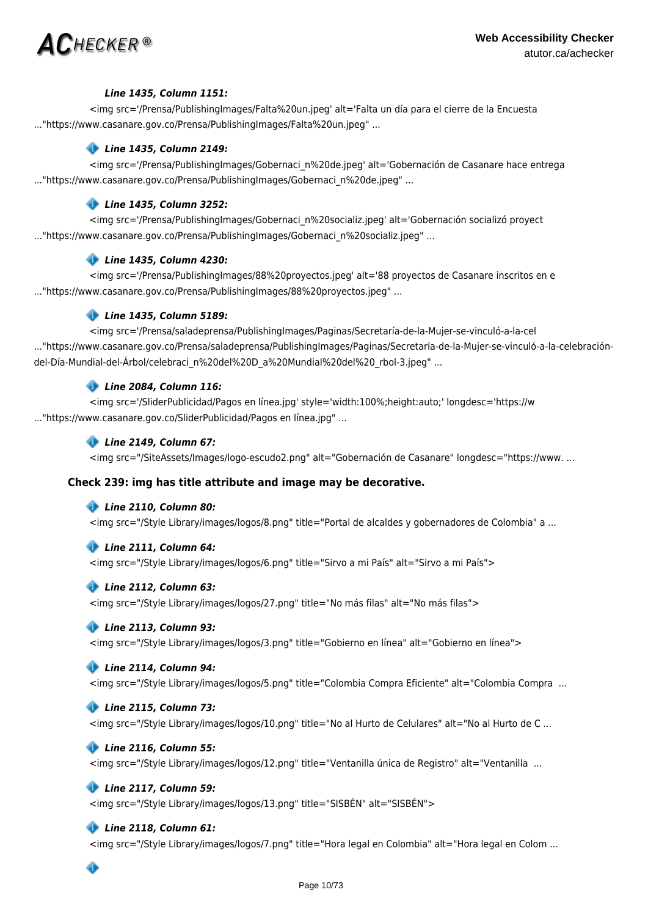***Line 1435, Column 1151:***

<img src='/Prensa/PublishingImages/Falta%20un.jpeg' alt='Falta un día para el cierre de la Encuesta ..."https://www.casanare.gov.co/Prensa/PublishingImages/Falta%20un.jpeg" ...

***Line 1435, Column 2149:***

<img src='/Prensa/PublishingImages/Gobernaci_n%20de.jpeg' alt='Gobernación de Casanare hace entrega ..."https://www.casanare.gov.co/Prensa/PublishingImages/Gobernaci_n%20de.jpeg" ...

***Line 1435, Column 3252:***

<img src='/Prensa/PublishingImages/Gobernaci_n%20socializ.jpeg' alt='Gobernación socializó proyect ..."https://www.casanare.gov.co/Prensa/PublishingImages/Gobernaci_n%20socializ.jpeg" ...

***Line 1435, Column 4230:***

<img src='/Prensa/PublishingImages/88%20proyectos.jpeg' alt='88 proyectos de Casanare inscritos en e ..."https://www.casanare.gov.co/Prensa/PublishingImages/88%20proyectos.jpeg" ...

***Line 1435, Column 5189:***

<img src='/Prensa/saladeprensa/PublishingImages/Paginas/Secretaría-de-la-Mujer-se-vinculó-a-la-cel ..."https://www.casanare.gov.co/Prensa/saladeprensa/PublishingImages/Paginas/Secretaría-de-la-Mujer-se-vinculó-a-la-celebración-del-Día-Mundial-del-Árbol/celebraci_n%20del%20D_a%20Mundial%20del%20_rbol-3.jpeg" ...

***Line 2084, Column 116:***

<img src='/SliderPublicidad/Pagos en línea.jpg' style='width:100%;height:auto;' longdesc='https://w ..."https://www.casanare.gov.co/SliderPublicidad/Pagos en línea.jpg" ...

***Line 2149, Column 67:***

<img src="/SiteAssets/Images/logo-escudo2.png" alt="Gobernación de Casanare" longdesc="https://www. ...

**Check 239: img has title attribute and image may be decorative.**

***Line 2110, Column 80:***

<img src="/Style Library/images/logos/8.png" title="Portal de alcaldes y gobernadores de Colombia" a ...

***Line 2111, Column 64:***

<img src="/Style Library/images/logos/6.png" title="Sirvo a mi País" alt="Sirvo a mi País">

***Line 2112, Column 63:***

<img src="/Style Library/images/logos/27.png" title="No más filas" alt="No más filas">

***Line 2113, Column 93:***

<img src="/Style Library/images/logos/3.png" title="Gobierno en línea" alt="Gobierno en línea">

***Line 2114, Column 94:***

<img src="/Style Library/images/logos/5.png" title="Colombia Compra Eficiente" alt="Colombia Compra ...

***Line 2115, Column 73:***

<img src="/Style Library/images/logos/10.png" title="No al Hurto de Celulares" alt="No al Hurto de C ...

***Line 2116, Column 55:***

<img src="/Style Library/images/logos/12.png" title="Ventanilla única de Registro" alt="Ventanilla ...

***Line 2117, Column 59:***

<img src="/Style Library/images/logos/13.png" title="SISBÉN" alt="SISBÉN">

***Line 2118, Column 61:***

<img src="/Style Library/images/logos/7.png" title="Hora legal en Colombia" alt="Hora legal en Colom ...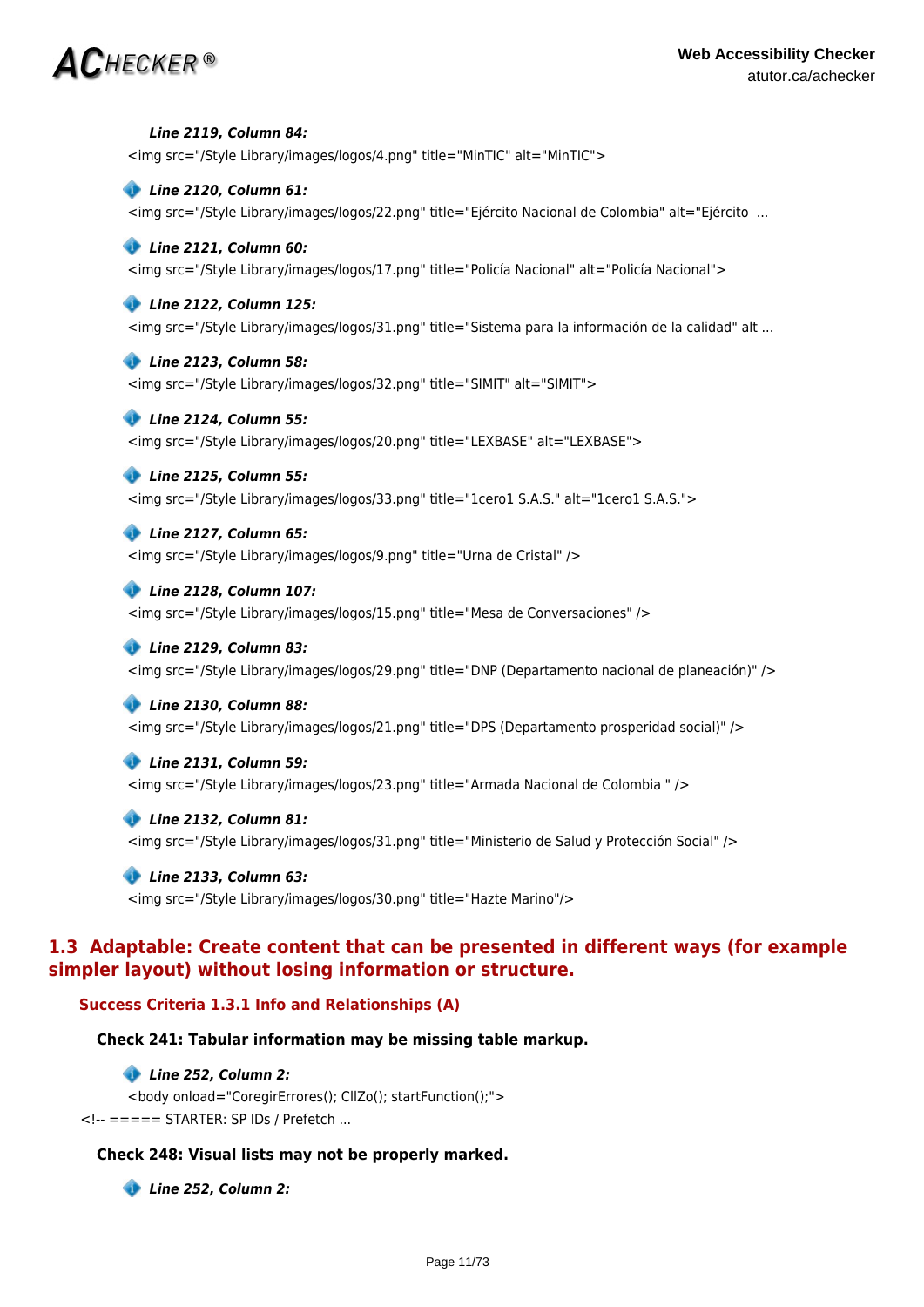***Line 2119, Column 84:***

```
<img src="/Style Library/images/logos/4.png" title="MinTIC" alt="MinTIC">
```

***Line 2120, Column 61:***

```
<img src="/Style Library/images/logos/22.png" title="Ejército Nacional de Colombia" alt="Ejército  ...
```

***Line 2121, Column 60:***

```
<img src="/Style Library/images/logos/17.png" title="Policía Nacional" alt="Policía Nacional">
```

***Line 2122, Column 125:***

```
<img src="/Style Library/images/logos/31.png" title="Sistema para la información de la calidad" alt ...
```

***Line 2123, Column 58:***

```
<img src="/Style Library/images/logos/32.png" title="SIMIT" alt="SIMIT">
```

***Line 2124, Column 55:***

```
<img src="/Style Library/images/logos/20.png" title="LEXBASE" alt="LEXBASE">
```

***Line 2125, Column 55:***

```
<img src="/Style Library/images/logos/33.png" title="1cero1 S.A.S." alt="1cero1 S.A.S.">
```

***Line 2127, Column 65:***

```
<img src="/Style Library/images/logos/9.png" title="Urna de Cristal" />
```

***Line 2128, Column 107:***

```
<img src="/Style Library/images/logos/15.png" title="Mesa de Conversaciones" />
```

***Line 2129, Column 83:***

```
<img src="/Style Library/images/logos/29.png" title="DNP (Departamento nacional de planeación)" />
```

***Line 2130, Column 88:***

```
<img src="/Style Library/images/logos/21.png" title="DPS (Departamento prosperidad social)" />
```

***Line 2131, Column 59:***

```
<img src="/Style Library/images/logos/23.png" title="Armada Nacional de Colombia " />
```

***Line 2132, Column 81:***

```
<img src="/Style Library/images/logos/31.png" title="Ministerio de Salud y Protección Social" />
```

***Line 2133, Column 63:***

```
<img src="/Style Library/images/logos/30.png" title="Hazte Marino"/>
```

## 1.3 Adaptable: Create content that can be presented in different ways (for example simpler layout) without losing information or structure.

### Success Criteria 1.3.1 Info and Relationships (A)

#### Check 241: Tabular information may be missing table markup.

***Line 252, Column 2:***

```
<body onload="CoregirErrores(); ClIZo(); startFunction();">
<!-- ===== STARTER: SP IDs / Prefetch ...
```

#### Check 248: Visual lists may not be properly marked.

***Line 252, Column 2:***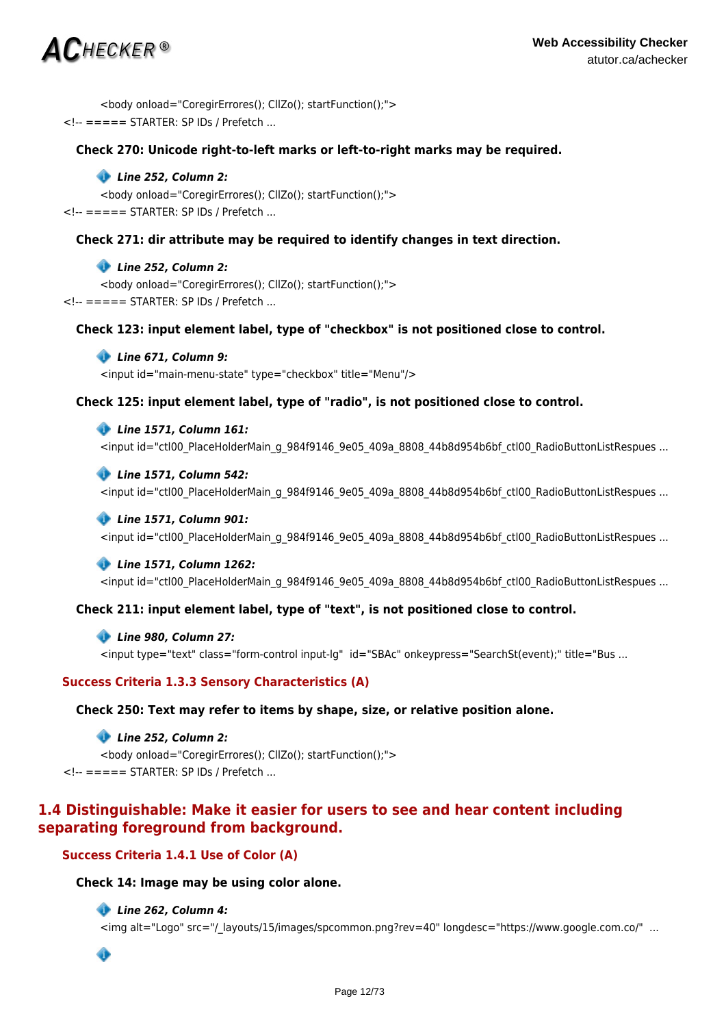<body onload="CoregirErrores(); CllZo(); startFunction();">
<!-- ===== STARTER: SP IDs / Prefetch ...

#### Check 270: Unicode right-to-left marks or left-to-right marks may be required.

***Line 252, Column 2:***

<body onload="CoregirErrores(); CllZo(); startFunction();">
<!-- ===== STARTER: SP IDs / Prefetch ...

#### Check 271: dir attribute may be required to identify changes in text direction.

***Line 252, Column 2:***

<body onload="CoregirErrores(); CllZo(); startFunction();">
<!-- ===== STARTER: SP IDs / Prefetch ...

#### Check 123: input element label, type of "checkbox" is not positioned close to control.

***Line 671, Column 9:***

<input id="main-menu-state" type="checkbox" title="Menu"/>

#### Check 125: input element label, type of "radio", is not positioned close to control.

***Line 1571, Column 161:***

<input id="ctl00_PlaceHolderMain_g_984f9146_9e05_409a_8808_44b8d954b6bf_ctl00_RadioButtonListRespues ...

***Line 1571, Column 542:***

<input id="ctl00_PlaceHolderMain_g_984f9146_9e05_409a_8808_44b8d954b6bf_ctl00_RadioButtonListRespues ...

***Line 1571, Column 901:***

<input id="ctl00_PlaceHolderMain_g_984f9146_9e05_409a_8808_44b8d954b6bf_ctl00_RadioButtonListRespues ...

***Line 1571, Column 1262:***

<input id="ctl00_PlaceHolderMain_g_984f9146_9e05_409a_8808_44b8d954b6bf_ctl00_RadioButtonListRespues ...

#### Check 211: input element label, type of "text", is not positioned close to control.

***Line 980, Column 27:***

<input type="text" class="form-control input-lg"  id="SBAc" onkeypress="SearchSt(event);" title="Bus ...

### Success Criteria 1.3.3 Sensory Characteristics (A)

#### Check 250: Text may refer to items by shape, size, or relative position alone.

***Line 252, Column 2:***

<body onload="CoregirErrores(); CllZo(); startFunction();">
<!-- ===== STARTER: SP IDs / Prefetch ...

## 1.4 Distinguishable: Make it easier for users to see and hear content including separating foreground from background.

### Success Criteria 1.4.1 Use of Color (A)

#### Check 14: Image may be using color alone.

***Line 262, Column 4:***

<img alt="Logo" src="/_layouts/15/images/spcommon.png?rev=40" longdesc="https://www.google.com.co/"  ...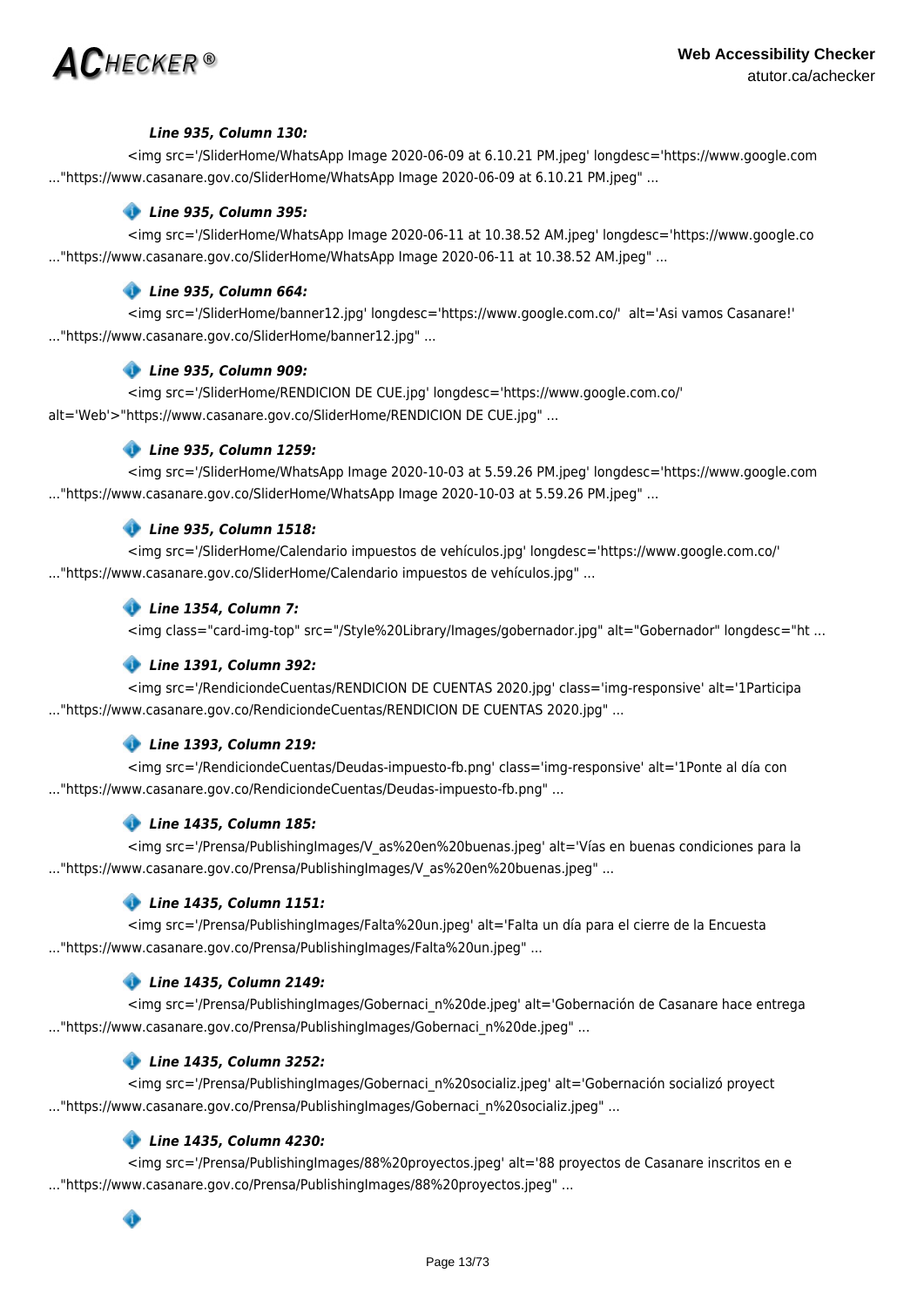***Line 935, Column 130:***

<img src='/SliderHome/WhatsApp Image 2020-06-09 at 6.10.21 PM.jpeg' longdesc='https://www.google.com ..."https://www.casanare.gov.co/SliderHome/WhatsApp Image 2020-06-09 at 6.10.21 PM.jpeg" ...

***Line 935, Column 395:***

<img src='/SliderHome/WhatsApp Image 2020-06-11 at 10.38.52 AM.jpeg' longdesc='https://www.google.co ..."https://www.casanare.gov.co/SliderHome/WhatsApp Image 2020-06-11 at 10.38.52 AM.jpeg" ...

***Line 935, Column 664:***

<img src='/SliderHome/banner12.jpg' longdesc='https://www.google.com.co/' alt='Asi vamos Casanare!' ..."https://www.casanare.gov.co/SliderHome/banner12.jpg" ...

***Line 935, Column 909:***

<img src='/SliderHome/RENDICION DE CUE.jpg' longdesc='https://www.google.com.co/' alt='Web'>"https://www.casanare.gov.co/SliderHome/RENDICION DE CUE.jpg" ...

***Line 935, Column 1259:***

<img src='/SliderHome/WhatsApp Image 2020-10-03 at 5.59.26 PM.jpeg' longdesc='https://www.google.com ..."https://www.casanare.gov.co/SliderHome/WhatsApp Image 2020-10-03 at 5.59.26 PM.jpeg" ...

***Line 935, Column 1518:***

<img src='/SliderHome/Calendario impuestos de vehículos.jpg' longdesc='https://www.google.com.co/' ..."https://www.casanare.gov.co/SliderHome/Calendario impuestos de vehículos.jpg" ...

***Line 1354, Column 7:***

<img class="card-img-top" src="/Style%20Library/Images/gobernador.jpg" alt="Gobernador" longdesc="ht ...

***Line 1391, Column 392:***

<img src='/RendiciondeCuentas/RENDICION DE CUENTAS 2020.jpg' class='img-responsive' alt='1Participa ..."https://www.casanare.gov.co/RendiciondeCuentas/RENDICION DE CUENTAS 2020.jpg" ...

***Line 1393, Column 219:***

<img src='/RendiciondeCuentas/Deudas-impuesto-fb.png' class='img-responsive' alt='1Ponte al día con ..."https://www.casanare.gov.co/RendiciondeCuentas/Deudas-impuesto-fb.png" ...

***Line 1435, Column 185:***

<img src='/Prensa/PublishingImages/V_as%20en%20buenas.jpeg' alt='Vías en buenas condiciones para la ..."https://www.casanare.gov.co/Prensa/PublishingImages/V_as%20en%20buenas.jpeg" ...

***Line 1435, Column 1151:***

<img src='/Prensa/PublishingImages/Falta%20un.jpeg' alt='Falta un día para el cierre de la Encuesta ..."https://www.casanare.gov.co/Prensa/PublishingImages/Falta%20un.jpeg" ...

***Line 1435, Column 2149:***

<img src='/Prensa/PublishingImages/Gobernaci_n%20de.jpeg' alt='Gobernación de Casanare hace entrega ..."https://www.casanare.gov.co/Prensa/PublishingImages/Gobernaci_n%20de.jpeg" ...

***Line 1435, Column 3252:***

<img src='/Prensa/PublishingImages/Gobernaci_n%20socializ.jpeg' alt='Gobernación socializó proyect ..."https://www.casanare.gov.co/Prensa/PublishingImages/Gobernaci_n%20socializ.jpeg" ...

***Line 1435, Column 4230:***

<img src='/Prensa/PublishingImages/88%20proyectos.jpeg' alt='88 proyectos de Casanare inscritos en e ..."https://www.casanare.gov.co/Prensa/PublishingImages/88%20proyectos.jpeg" ...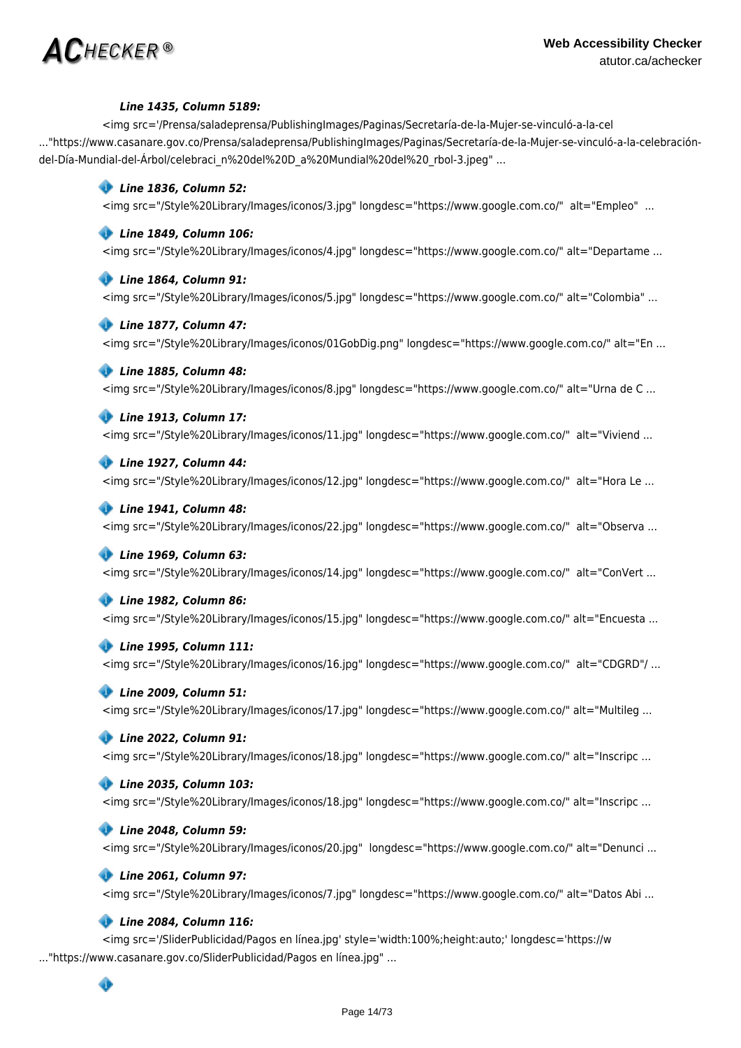***Line 1435, Column 5189:***

<img src='/Prensa/saladeprensa/PublishingImages/Paginas/Secretaría-de-la-Mujer-se-vinculó-a-la-cel ..."https://www.casanare.gov.co/Prensa/saladeprensa/PublishingImages/Paginas/Secretaría-de-la-Mujer-se-vinculó-a-la-celebración-del-Día-Mundial-del-Árbol/celebraci_n%20del%20D_a%20Mundial%20del%20_rbol-3.jpeg" ...

***Line 1836, Column 52:***

<img src="/Style%20Library/Images/iconos/3.jpg" longdesc="https://www.google.com.co/" alt="Empleo" ...

***Line 1849, Column 106:***

<img src="/Style%20Library/Images/iconos/4.jpg" longdesc="https://www.google.com.co/" alt="Departame ...

***Line 1864, Column 91:***

<img src="/Style%20Library/Images/iconos/5.jpg" longdesc="https://www.google.com.co/" alt="Colombia" ...

***Line 1877, Column 47:***

<img src="/Style%20Library/Images/iconos/01GobDig.png" longdesc="https://www.google.com.co/" alt="En ...

***Line 1885, Column 48:***

<img src="/Style%20Library/Images/iconos/8.jpg" longdesc="https://www.google.com.co/" alt="Urna de C ...

***Line 1913, Column 17:***

<img src="/Style%20Library/Images/iconos/11.jpg" longdesc="https://www.google.com.co/" alt="Viviend ...

***Line 1927, Column 44:***

<img src="/Style%20Library/Images/iconos/12.jpg" longdesc="https://www.google.com.co/" alt="Hora Le ...

***Line 1941, Column 48:***

<img src="/Style%20Library/Images/iconos/22.jpg" longdesc="https://www.google.com.co/" alt="Observa ...

***Line 1969, Column 63:***

<img src="/Style%20Library/Images/iconos/14.jpg" longdesc="https://www.google.com.co/" alt="ConVert ...

***Line 1982, Column 86:***

<img src="/Style%20Library/Images/iconos/15.jpg" longdesc="https://www.google.com.co/" alt="Encuesta ...

***Line 1995, Column 111:***

<img src="/Style%20Library/Images/iconos/16.jpg" longdesc="https://www.google.com.co/" alt="CDGRD"/ ...

***Line 2009, Column 51:***

<img src="/Style%20Library/Images/iconos/17.jpg" longdesc="https://www.google.com.co/" alt="Multileg ...

***Line 2022, Column 91:***

<img src="/Style%20Library/Images/iconos/18.jpg" longdesc="https://www.google.com.co/" alt="Inscripc ...

***Line 2035, Column 103:***

<img src="/Style%20Library/Images/iconos/18.jpg" longdesc="https://www.google.com.co/" alt="Inscripc ...

***Line 2048, Column 59:***

<img src="/Style%20Library/Images/iconos/20.jpg" longdesc="https://www.google.com.co/" alt="Denunci ...

***Line 2061, Column 97:***

<img src="/Style%20Library/Images/iconos/7.jpg" longdesc="https://www.google.com.co/" alt="Datos Abi ...

***Line 2084, Column 116:***

<img src='/SliderPublicidad/Pagos en línea.jpg' style='width:100%;height:auto;' longdesc='https://w ..."https://www.casanare.gov.co/SliderPublicidad/Pagos en línea.jpg" ...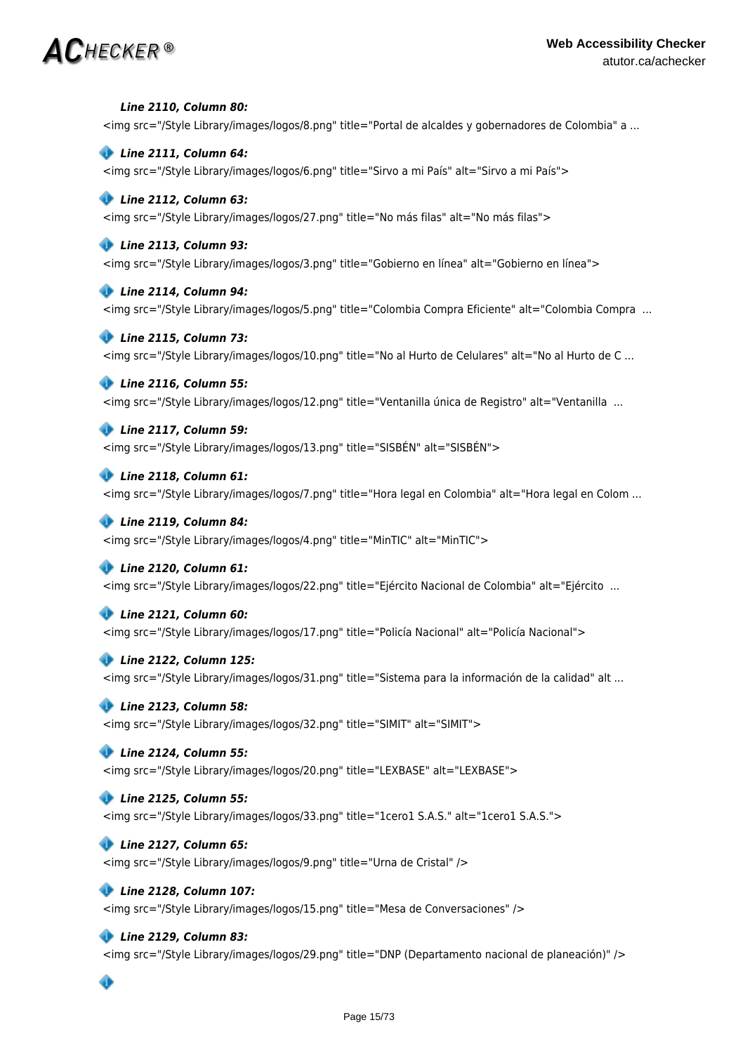***Line 2110, Column 80:***

```
<img src="/Style Library/images/logos/8.png" title="Portal de alcaldes y gobernadores de Colombia" a ...
```

***Line 2111, Column 64:***

```
<img src="/Style Library/images/logos/6.png" title="Sirvo a mi País" alt="Sirvo a mi País">
```

***Line 2112, Column 63:***

```
<img src="/Style Library/images/logos/27.png" title="No más filas" alt="No más filas">
```

***Line 2113, Column 93:***

```
<img src="/Style Library/images/logos/3.png" title="Gobierno en línea" alt="Gobierno en línea">
```

***Line 2114, Column 94:***

```
<img src="/Style Library/images/logos/5.png" title="Colombia Compra Eficiente" alt="Colombia Compra  ...
```

***Line 2115, Column 73:***

```
<img src="/Style Library/images/logos/10.png" title="No al Hurto de Celulares" alt="No al Hurto de C ...
```

***Line 2116, Column 55:***

```
<img src="/Style Library/images/logos/12.png" title="Ventanilla única de Registro" alt="Ventanilla  ...
```

***Line 2117, Column 59:***

```
<img src="/Style Library/images/logos/13.png" title="SISBÉN" alt="SISBÉN">
```

***Line 2118, Column 61:***

```
<img src="/Style Library/images/logos/7.png" title="Hora legal en Colombia" alt="Hora legal en Colom ...
```

***Line 2119, Column 84:***

```
<img src="/Style Library/images/logos/4.png" title="MinTIC" alt="MinTIC">
```

***Line 2120, Column 61:***

```
<img src="/Style Library/images/logos/22.png" title="Ejército Nacional de Colombia" alt="Ejército  ...
```

***Line 2121, Column 60:***

```
<img src="/Style Library/images/logos/17.png" title="Policía Nacional" alt="Policía Nacional">
```

***Line 2122, Column 125:***

```
<img src="/Style Library/images/logos/31.png" title="Sistema para la información de la calidad" alt ...
```

***Line 2123, Column 58:***

```
<img src="/Style Library/images/logos/32.png" title="SIMIT" alt="SIMIT">
```

***Line 2124, Column 55:***

```
<img src="/Style Library/images/logos/20.png" title="LEXBASE" alt="LEXBASE">
```

***Line 2125, Column 55:***

```
<img src="/Style Library/images/logos/33.png" title="1cero1 S.A.S." alt="1cero1 S.A.S.">
```

***Line 2127, Column 65:***

```
<img src="/Style Library/images/logos/9.png" title="Urna de Cristal" />
```

***Line 2128, Column 107:***

```
<img src="/Style Library/images/logos/15.png" title="Mesa de Conversaciones" />
```

***Line 2129, Column 83:***

```
<img src="/Style Library/images/logos/29.png" title="DNP (Departamento nacional de planeación)" />
```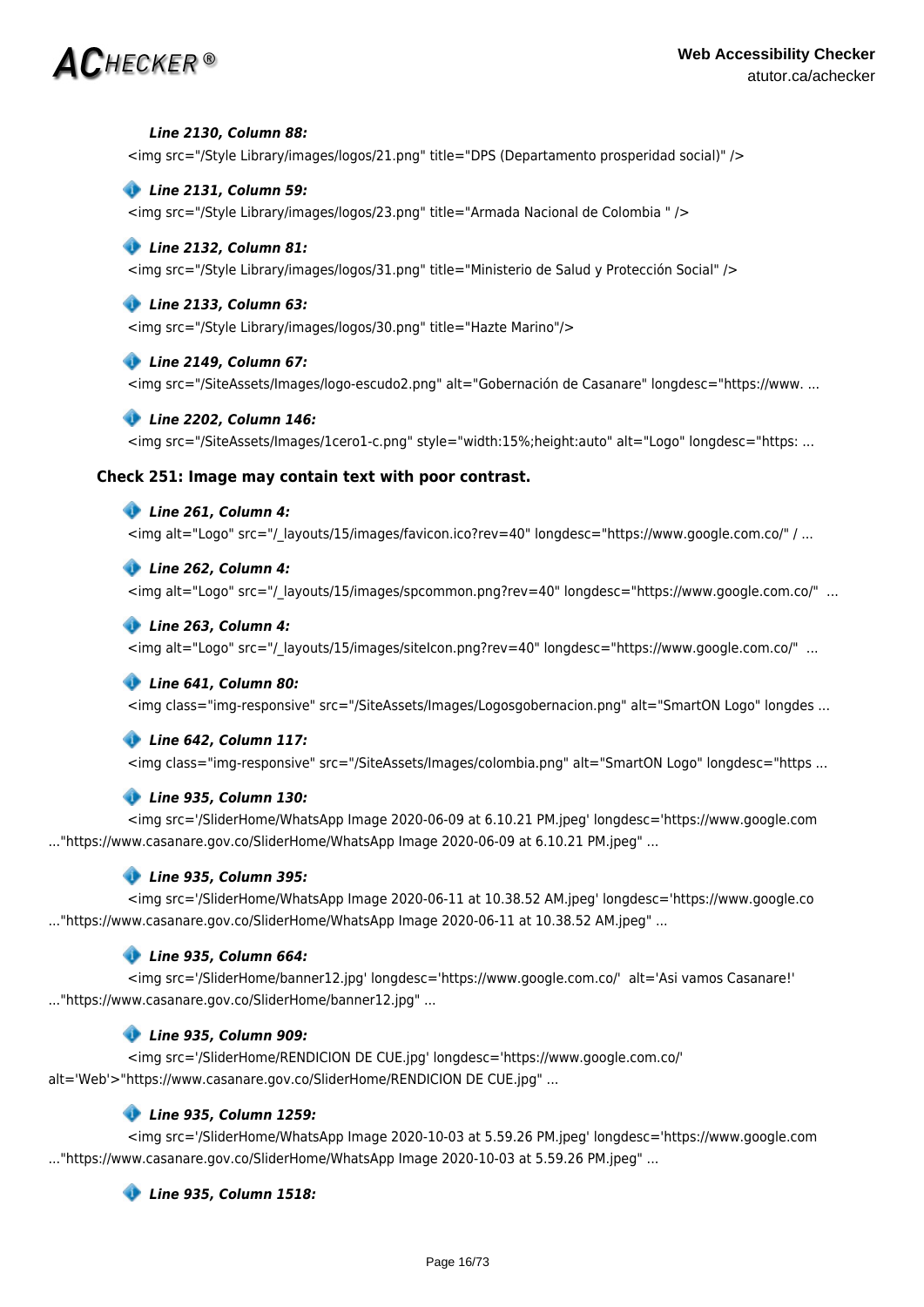***Line 2130, Column 88:***

<img src="/Style Library/images/logos/21.png" title="DPS (Departamento prosperidad social)" />

***Line 2131, Column 59:***

<img src="/Style Library/images/logos/23.png" title="Armada Nacional de Colombia " />

***Line 2132, Column 81:***

<img src="/Style Library/images/logos/31.png" title="Ministerio de Salud y Protección Social" />

***Line 2133, Column 63:***

<img src="/Style Library/images/logos/30.png" title="Hazte Marino"/>

***Line 2149, Column 67:***

<img src="/SiteAssets/Images/logo-escudo2.png" alt="Gobernación de Casanare" longdesc="https://www. ...

***Line 2202, Column 146:***

<img src="/SiteAssets/Images/1cero1-c.png" style="width:15%;height:auto" alt="Logo" longdesc="https: ...

**Check 251: Image may contain text with poor contrast.**

***Line 261, Column 4:***

<img alt="Logo" src="/_layouts/15/images/favicon.ico?rev=40" longdesc="https://www.google.com.co/" / ...

***Line 262, Column 4:***

<img alt="Logo" src="/_layouts/15/images/spcommon.png?rev=40" longdesc="https://www.google.com.co/" ...

***Line 263, Column 4:***

<img alt="Logo" src="/_layouts/15/images/siteIcon.png?rev=40" longdesc="https://www.google.com.co/" ...

***Line 641, Column 80:***

<img class="img-responsive" src="/SiteAssets/Images/Logosgobernacion.png" alt="SmartON Logo" longdes ...

***Line 642, Column 117:***

<img class="img-responsive" src="/SiteAssets/Images/colombia.png" alt="SmartON Logo" longdesc="https ...

***Line 935, Column 130:***

<img src='/SliderHome/WhatsApp Image 2020-06-09 at 6.10.21 PM.jpeg' longdesc='https://www.google.com ..."https://www.casanare.gov.co/SliderHome/WhatsApp Image 2020-06-09 at 6.10.21 PM.jpeg" ...

***Line 935, Column 395:***

<img src='/SliderHome/WhatsApp Image 2020-06-11 at 10.38.52 AM.jpeg' longdesc='https://www.google.co ..."https://www.casanare.gov.co/SliderHome/WhatsApp Image 2020-06-11 at 10.38.52 AM.jpeg" ...

***Line 935, Column 664:***

<img src='/SliderHome/banner12.jpg' longdesc='https://www.google.com.co/' alt='Asi vamos Casanare!' ..."https://www.casanare.gov.co/SliderHome/banner12.jpg" ...

***Line 935, Column 909:***

<img src='/SliderHome/RENDICION DE CUE.jpg' longdesc='https://www.google.com.co/' alt='Web'>"https://www.casanare.gov.co/SliderHome/RENDICION DE CUE.jpg" ...

***Line 935, Column 1259:***

<img src='/SliderHome/WhatsApp Image 2020-10-03 at 5.59.26 PM.jpeg' longdesc='https://www.google.com ..."https://www.casanare.gov.co/SliderHome/WhatsApp Image 2020-10-03 at 5.59.26 PM.jpeg" ...

***Line 935, Column 1518:***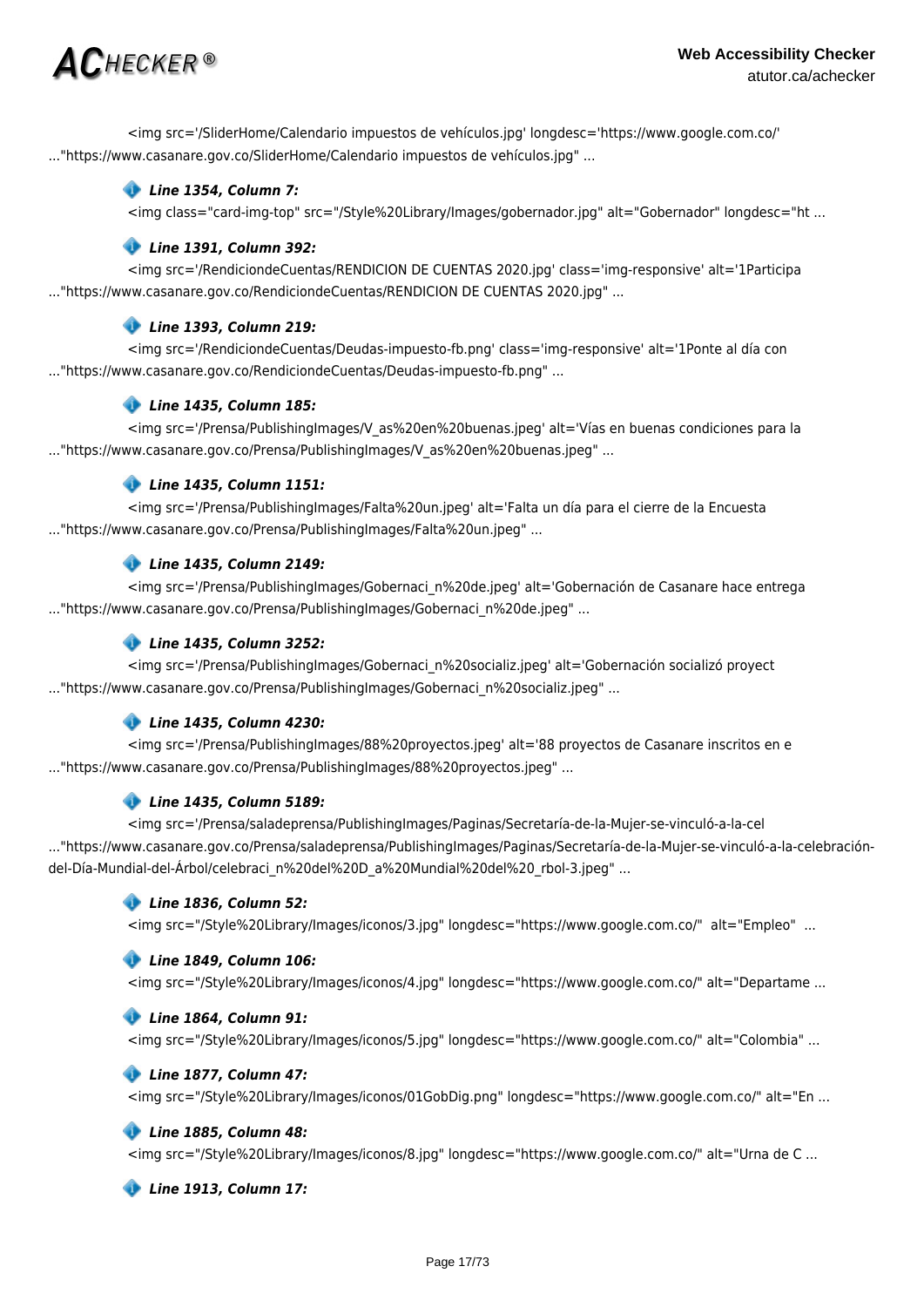<img src='/SliderHome/Calendario impuestos de vehículos.jpg' longdesc='https://www.google.com.co/'
..."https://www.casanare.gov.co/SliderHome/Calendario impuestos de vehículos.jpg" ...

***Line 1354, Column 7:***

<img class="card-img-top" src="/Style%20Library/Images/gobernador.jpg" alt="Gobernador" longdesc="ht ...

***Line 1391, Column 392:***

<img src='/RendiciondeCuentas/RENDICION DE CUENTAS 2020.jpg' class='img-responsive' alt='1Participa
..."https://www.casanare.gov.co/RendiciondeCuentas/RENDICION DE CUENTAS 2020.jpg" ...

***Line 1393, Column 219:***

<img src='/RendiciondeCuentas/Deudas-impuesto-fb.png' class='img-responsive' alt='1Ponte al día con
..."https://www.casanare.gov.co/RendiciondeCuentas/Deudas-impuesto-fb.png" ...

***Line 1435, Column 185:***

<img src='/Prensa/PublishingImages/V_as%20en%20buenas.jpeg' alt='Vías en buenas condiciones para la
..."https://www.casanare.gov.co/Prensa/PublishingImages/V_as%20en%20buenas.jpeg" ...

***Line 1435, Column 1151:***

<img src='/Prensa/PublishingImages/Falta%20un.jpeg' alt='Falta un día para el cierre de la Encuesta
..."https://www.casanare.gov.co/Prensa/PublishingImages/Falta%20un.jpeg" ...

***Line 1435, Column 2149:***

<img src='/Prensa/PublishingImages/Gobernaci_n%20de.jpeg' alt='Gobernación de Casanare hace entrega
..."https://www.casanare.gov.co/Prensa/PublishingImages/Gobernaci_n%20de.jpeg" ...

***Line 1435, Column 3252:***

<img src='/Prensa/PublishingImages/Gobernaci_n%20socializ.jpeg' alt='Gobernación socializó proyect
..."https://www.casanare.gov.co/Prensa/PublishingImages/Gobernaci_n%20socializ.jpeg" ...

***Line 1435, Column 4230:***

<img src='/Prensa/PublishingImages/88%20proyectos.jpeg' alt='88 proyectos de Casanare inscritos en e
..."https://www.casanare.gov.co/Prensa/PublishingImages/88%20proyectos.jpeg" ...

***Line 1435, Column 5189:***

<img src='/Prensa/saladeprensa/PublishingImages/Paginas/Secretaría-de-la-Mujer-se-vinculó-a-la-cel
..."https://www.casanare.gov.co/Prensa/saladeprensa/PublishingImages/Paginas/Secretaría-de-la-Mujer-se-vinculó-a-la-celebración-del-Día-Mundial-del-Árbol/celebraci_n%20del%20D_a%20Mundial%20del%20_rbol-3.jpeg" ...

***Line 1836, Column 52:***

<img src="/Style%20Library/Images/iconos/3.jpg" longdesc="https://www.google.com.co/" alt="Empleo" ...

***Line 1849, Column 106:***

<img src="/Style%20Library/Images/iconos/4.jpg" longdesc="https://www.google.com.co/" alt="Departame ...

***Line 1864, Column 91:***

<img src="/Style%20Library/Images/iconos/5.jpg" longdesc="https://www.google.com.co/" alt="Colombia" ...

***Line 1877, Column 47:***

<img src="/Style%20Library/Images/iconos/01GobDig.png" longdesc="https://www.google.com.co/" alt="En ...

***Line 1885, Column 48:***

<img src="/Style%20Library/Images/iconos/8.jpg" longdesc="https://www.google.com.co/" alt="Urna de C ...

***Line 1913, Column 17:***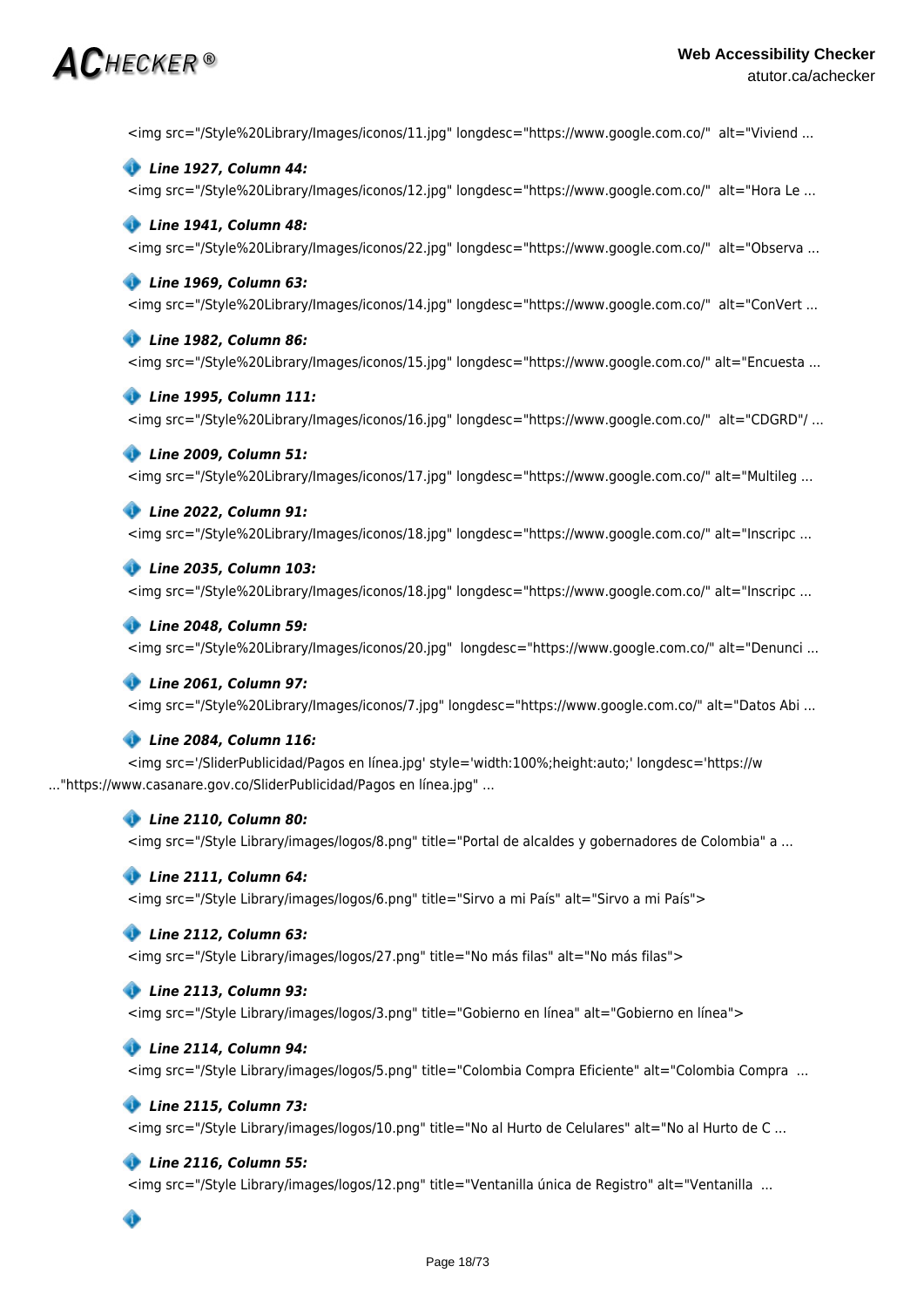```
<img src="/Style%20Library/Images/iconos/11.jpg" longdesc="https://www.google.com.co/"  alt="Viviend ...
```

***Line 1927, Column 44:***

```
<img src="/Style%20Library/Images/iconos/12.jpg" longdesc="https://www.google.com.co/"  alt="Hora Le ...
```

***Line 1941, Column 48:***

```
<img src="/Style%20Library/Images/iconos/22.jpg" longdesc="https://www.google.com.co/"  alt="Observa ...
```

***Line 1969, Column 63:***

```
<img src="/Style%20Library/Images/iconos/14.jpg" longdesc="https://www.google.com.co/"  alt="ConVert ...
```

***Line 1982, Column 86:***

```
<img src="/Style%20Library/Images/iconos/15.jpg" longdesc="https://www.google.com.co/" alt="Encuesta ...
```

***Line 1995, Column 111:***

```
<img src="/Style%20Library/Images/iconos/16.jpg" longdesc="https://www.google.com.co/"  alt="CDGRD"/ ...
```

***Line 2009, Column 51:***

```
<img src="/Style%20Library/Images/iconos/17.jpg" longdesc="https://www.google.com.co/" alt="Multileg ...
```

***Line 2022, Column 91:***

```
<img src="/Style%20Library/Images/iconos/18.jpg" longdesc="https://www.google.com.co/" alt="Inscripc ...
```

***Line 2035, Column 103:***

```
<img src="/Style%20Library/Images/iconos/18.jpg" longdesc="https://www.google.com.co/" alt="Inscripc ...
```

***Line 2048, Column 59:***

```
<img src="/Style%20Library/Images/iconos/20.jpg"  longdesc="https://www.google.com.co/" alt="Denunci ...
```

***Line 2061, Column 97:***

```
<img src="/Style%20Library/Images/iconos/7.jpg" longdesc="https://www.google.com.co/" alt="Datos Abi ...
```

***Line 2084, Column 116:***

```
<img src='/SliderPublicidad/Pagos en línea.jpg' style='width:100%;height:auto;' longdesc='https://w
..."https://www.casanare.gov.co/SliderPublicidad/Pagos en línea.jpg" ...
```

***Line 2110, Column 80:***

```
<img src="/Style Library/images/logos/8.png" title="Portal de alcaldes y gobernadores de Colombia" a ...
```

***Line 2111, Column 64:***

```
<img src="/Style Library/images/logos/6.png" title="Sirvo a mi País" alt="Sirvo a mi País">
```

***Line 2112, Column 63:***

```
<img src="/Style Library/images/logos/27.png" title="No más filas" alt="No más filas">
```

***Line 2113, Column 93:***

```
<img src="/Style Library/images/logos/3.png" title="Gobierno en línea" alt="Gobierno en línea">
```

***Line 2114, Column 94:***

```
<img src="/Style Library/images/logos/5.png" title="Colombia Compra Eficiente" alt="Colombia Compra  ...
```

***Line 2115, Column 73:***

```
<img src="/Style Library/images/logos/10.png" title="No al Hurto de Celulares" alt="No al Hurto de C ...
```

***Line 2116, Column 55:***

```
<img src="/Style Library/images/logos/12.png" title="Ventanilla única de Registro" alt="Ventanilla  ...
```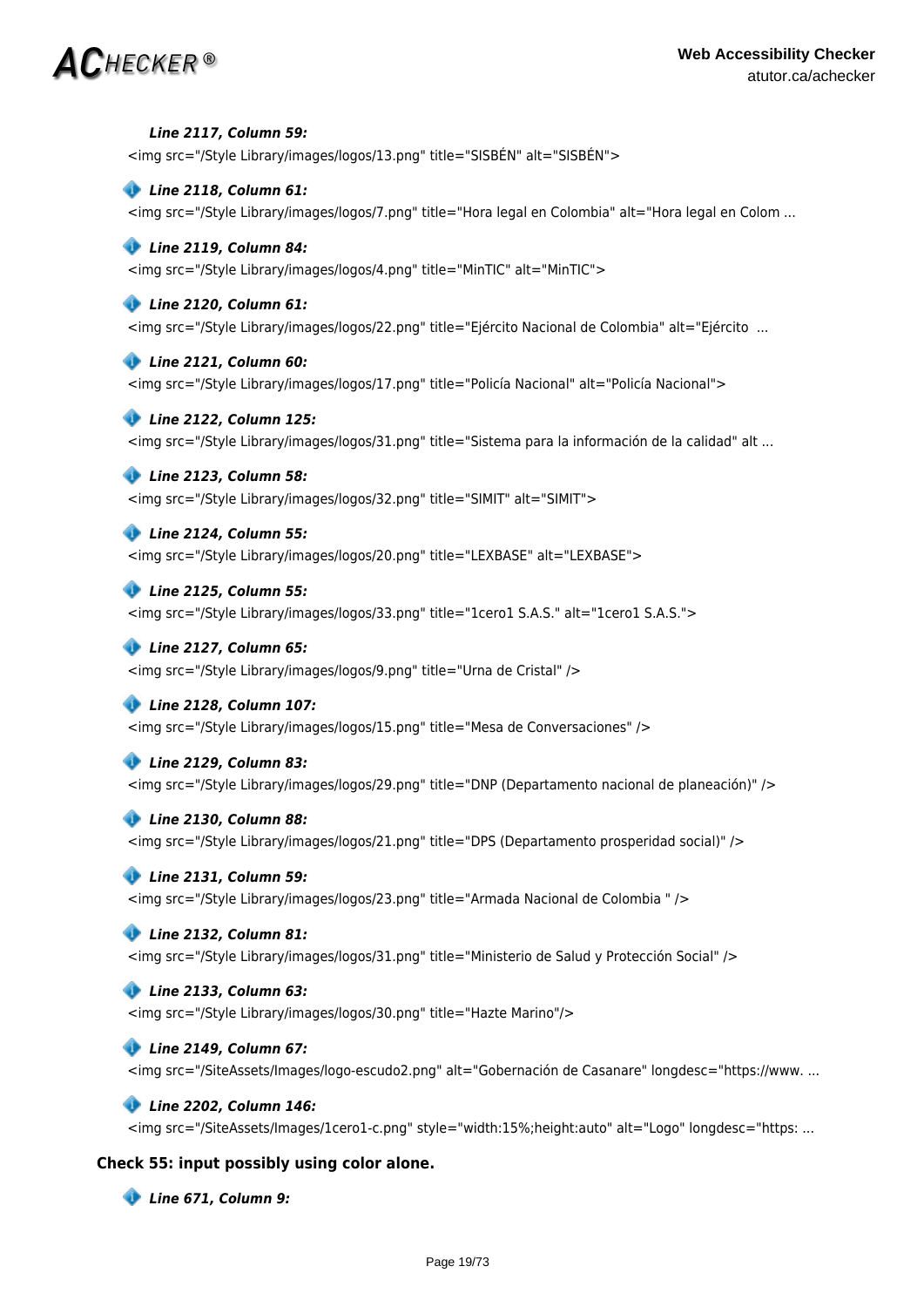***Line 2117, Column 59:***

```
<img src="/Style Library/images/logos/13.png" title="SISBÉN" alt="SISBÉN">
```

***Line 2118, Column 61:***

```
<img src="/Style Library/images/logos/7.png" title="Hora legal en Colombia" alt="Hora legal en Colom ...
```

***Line 2119, Column 84:***

```
<img src="/Style Library/images/logos/4.png" title="MinTIC" alt="MinTIC">
```

***Line 2120, Column 61:***

```
<img src="/Style Library/images/logos/22.png" title="Ejército Nacional de Colombia" alt="Ejército  ...
```

***Line 2121, Column 60:***

```
<img src="/Style Library/images/logos/17.png" title="Policía Nacional" alt="Policía Nacional">
```

***Line 2122, Column 125:***

```
<img src="/Style Library/images/logos/31.png" title="Sistema para la información de la calidad" alt ...
```

***Line 2123, Column 58:***

```
<img src="/Style Library/images/logos/32.png" title="SIMIT" alt="SIMIT">
```

***Line 2124, Column 55:***

```
<img src="/Style Library/images/logos/20.png" title="LEXBASE" alt="LEXBASE">
```

***Line 2125, Column 55:***

```
<img src="/Style Library/images/logos/33.png" title="1cero1 S.A.S." alt="1cero1 S.A.S.">
```

***Line 2127, Column 65:***

```
<img src="/Style Library/images/logos/9.png" title="Urna de Cristal" />
```

***Line 2128, Column 107:***

```
<img src="/Style Library/images/logos/15.png" title="Mesa de Conversaciones" />
```

***Line 2129, Column 83:***

```
<img src="/Style Library/images/logos/29.png" title="DNP (Departamento nacional de planeación)" />
```

***Line 2130, Column 88:***

```
<img src="/Style Library/images/logos/21.png" title="DPS (Departamento prosperidad social)" />
```

***Line 2131, Column 59:***

```
<img src="/Style Library/images/logos/23.png" title="Armada Nacional de Colombia " />
```

***Line 2132, Column 81:***

```
<img src="/Style Library/images/logos/31.png" title="Ministerio de Salud y Protección Social" />
```

***Line 2133, Column 63:***

```
<img src="/Style Library/images/logos/30.png" title="Hazte Marino"/>
```

***Line 2149, Column 67:***

```
<img src="/SiteAssets/Images/logo-escudo2.png" alt="Gobernación de Casanare" longdesc="https://www. ...
```

***Line 2202, Column 146:***

```
<img src="/SiteAssets/Images/1cero1-c.png" style="width:15%;height:auto" alt="Logo" longdesc="https: ...
```

**Check 55: input possibly using color alone.**

***Line 671, Column 9:***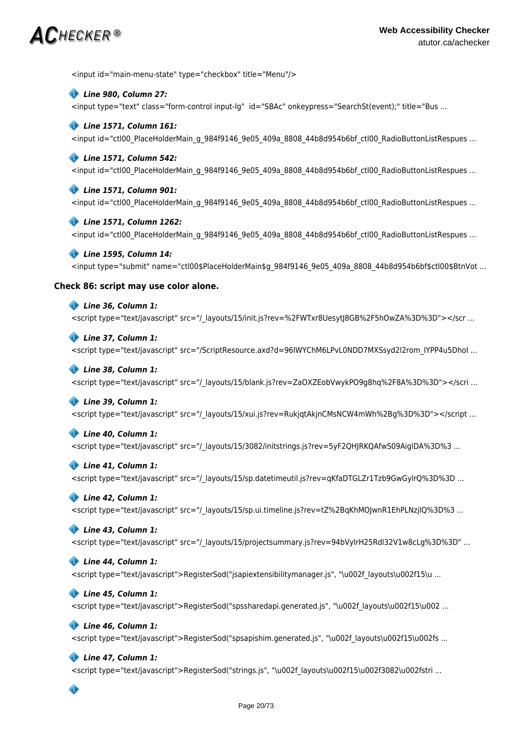<input id="main-menu-state" type="checkbox" title="Menu"/>

***Line 980, Column 27:***

<input type="text" class="form-control input-lg"  id="SBAc" onkeypress="SearchSt(event);" title="Bus ...

***Line 1571, Column 161:***

<input id="ctl00_PlaceHolderMain_g_984f9146_9e05_409a_8808_44b8d954b6bf_ctl00_RadioButtonListRespues ...

***Line 1571, Column 542:***

<input id="ctl00_PlaceHolderMain_g_984f9146_9e05_409a_8808_44b8d954b6bf_ctl00_RadioButtonListRespues ...

***Line 1571, Column 901:***

<input id="ctl00_PlaceHolderMain_g_984f9146_9e05_409a_8808_44b8d954b6bf_ctl00_RadioButtonListRespues ...

***Line 1571, Column 1262:***

<input id="ctl00_PlaceHolderMain_g_984f9146_9e05_409a_8808_44b8d954b6bf_ctl00_RadioButtonListRespues ...

***Line 1595, Column 14:***

<input type="submit" name="ctl00$PlaceHolderMain$g_984f9146_9e05_409a_8808_44b8d954b6bf$ctl00$BtnVot ...

**Check 86: script may use color alone.**

***Line 36, Column 1:***

<script type="text/javascript" src="/_layouts/15/init.js?rev=%2FWTxr8UesytJ8GB%2F5hOwZA%3D%3D"></scr ...

***Line 37, Column 1:***

<script type="text/javascript" src="/ScriptResource.axd?d=96IWYChM6LPvL0NDD7MXSsyd2l2rom_lYPP4u5DhoI ...

***Line 38, Column 1:***

<script type="text/javascript" src="/_layouts/15/blank.js?rev=ZaOXZEobVwykPO9g8hq%2F8A%3D%3D"></scri ...

***Line 39, Column 1:***

<script type="text/javascript" src="/_layouts/15/xui.js?rev=RukjqtAkjnCMsNCW4mWh%2Bg%3D%3D"></script ...

***Line 40, Column 1:***

<script type="text/javascript" src="/_layouts/15/3082/initstrings.js?rev=5yF2QHJRKQAfwS09AiglDA%3D%3 ...

***Line 41, Column 1:***

<script type="text/javascript" src="/_layouts/15/sp.datetimeutil.js?rev=qKfaDTGLZr1Tzb9GwGylrQ%3D%3D ...

***Line 42, Column 1:***

<script type="text/javascript" src="/_layouts/15/sp.ui.timeline.js?rev=tZ%2BqKhMOJwnR1EhPLNzjlQ%3D%3 ...

***Line 43, Column 1:***

<script type="text/javascript" src="/_layouts/15/projectsummary.js?rev=94bVyIrH25Rdl32V1w8cLg%3D%3D" ...

***Line 44, Column 1:***

<script type="text/javascript">RegisterSod("jsapiextensibilitymanager.js", "\u002f_layouts\u002f15\u ...

***Line 45, Column 1:***

<script type="text/javascript">RegisterSod("spssharedapi.generated.js", "\u002f_layouts\u002f15\u002 ...

***Line 46, Column 1:***

<script type="text/javascript">RegisterSod("spsapishim.generated.js", "\u002f_layouts\u002f15\u002fs ...

***Line 47, Column 1:***

<script type="text/javascript">RegisterSod("strings.js", "\u002f_layouts\u002f15\u002f3082\u002fstri ...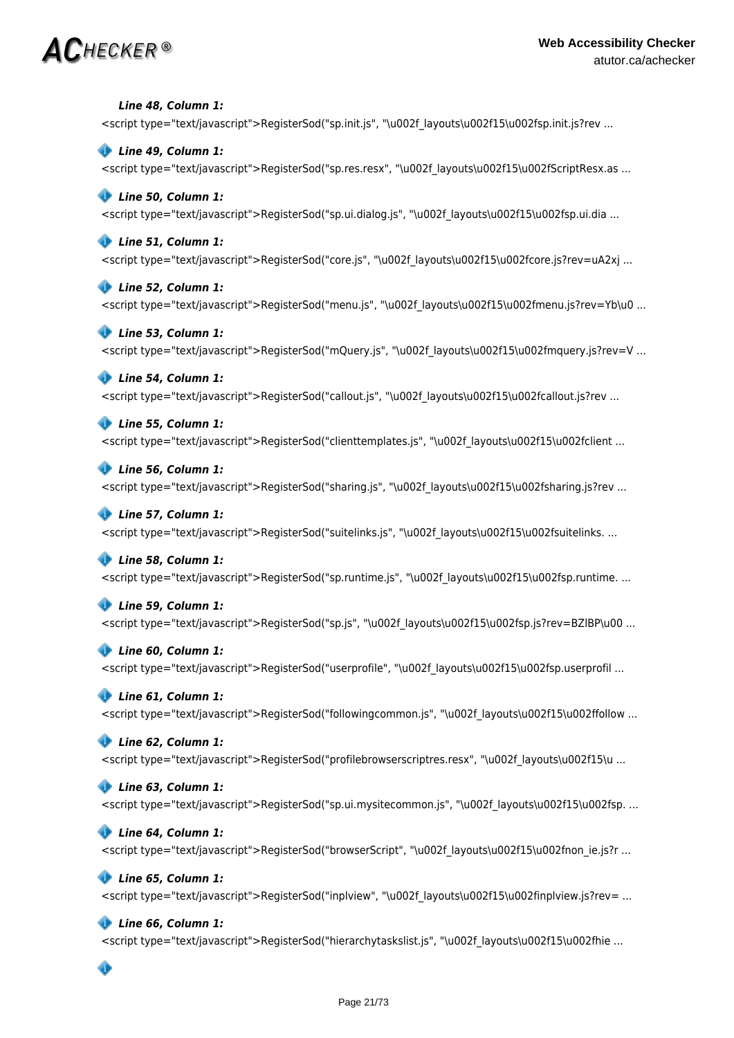***Line 48, Column 1:***

```
<script type="text/javascript">RegisterSod("sp.init.js", "\u002f_layouts\u002f15\u002fsp.init.js?rev ...
```

***Line 49, Column 1:***

```
<script type="text/javascript">RegisterSod("sp.res.resx", "\u002f_layouts\u002f15\u002fScriptResx.as ...
```

***Line 50, Column 1:***

```
<script type="text/javascript">RegisterSod("sp.ui.dialog.js", "\u002f_layouts\u002f15\u002fsp.ui.dia ...
```

***Line 51, Column 1:***

```
<script type="text/javascript">RegisterSod("core.js", "\u002f_layouts\u002f15\u002fcore.js?rev=uA2xj ...
```

***Line 52, Column 1:***

```
<script type="text/javascript">RegisterSod("menu.js", "\u002f_layouts\u002f15\u002fmenu.js?rev=Yb\u0 ...
```

***Line 53, Column 1:***

```
<script type="text/javascript">RegisterSod("mQuery.js", "\u002f_layouts\u002f15\u002fmquery.js?rev=V ...
```

***Line 54, Column 1:***

```
<script type="text/javascript">RegisterSod("callout.js", "\u002f_layouts\u002f15\u002fcallout.js?rev ...
```

***Line 55, Column 1:***

```
<script type="text/javascript">RegisterSod("clienttemplates.js", "\u002f_layouts\u002f15\u002fclient ...
```

***Line 56, Column 1:***

```
<script type="text/javascript">RegisterSod("sharing.js", "\u002f_layouts\u002f15\u002fsharing.js?rev ...
```

***Line 57, Column 1:***

```
<script type="text/javascript">RegisterSod("suitelinks.js", "\u002f_layouts\u002f15\u002fsuitelinks. ...
```

***Line 58, Column 1:***

```
<script type="text/javascript">RegisterSod("sp.runtime.js", "\u002f_layouts\u002f15\u002fsp.runtime. ...
```

***Line 59, Column 1:***

```
<script type="text/javascript">RegisterSod("sp.js", "\u002f_layouts\u002f15\u002fsp.js?rev=BZlBP\u00 ...
```

***Line 60, Column 1:***

```
<script type="text/javascript">RegisterSod("userprofile", "\u002f_layouts\u002f15\u002fsp.userprofil ...
```

***Line 61, Column 1:***

```
<script type="text/javascript">RegisterSod("followingcommon.js", "\u002f_layouts\u002f15\u002ffollow ...
```

***Line 62, Column 1:***

```
<script type="text/javascript">RegisterSod("profilebrowserscriptres.resx", "\u002f_layouts\u002f15\u ...
```

***Line 63, Column 1:***

```
<script type="text/javascript">RegisterSod("sp.ui.mysitecommon.js", "\u002f_layouts\u002f15\u002fsp. ...
```

***Line 64, Column 1:***

```
<script type="text/javascript">RegisterSod("browserScript", "\u002f_layouts\u002f15\u002fnon_ie.js?r ...
```

***Line 65, Column 1:***

```
<script type="text/javascript">RegisterSod("inplview", "\u002f_layouts\u002f15\u002finplview.js?rev= ...
```

***Line 66, Column 1:***

```
<script type="text/javascript">RegisterSod("hierarchytaskslist.js", "\u002f_layouts\u002f15\u002fhie ...
```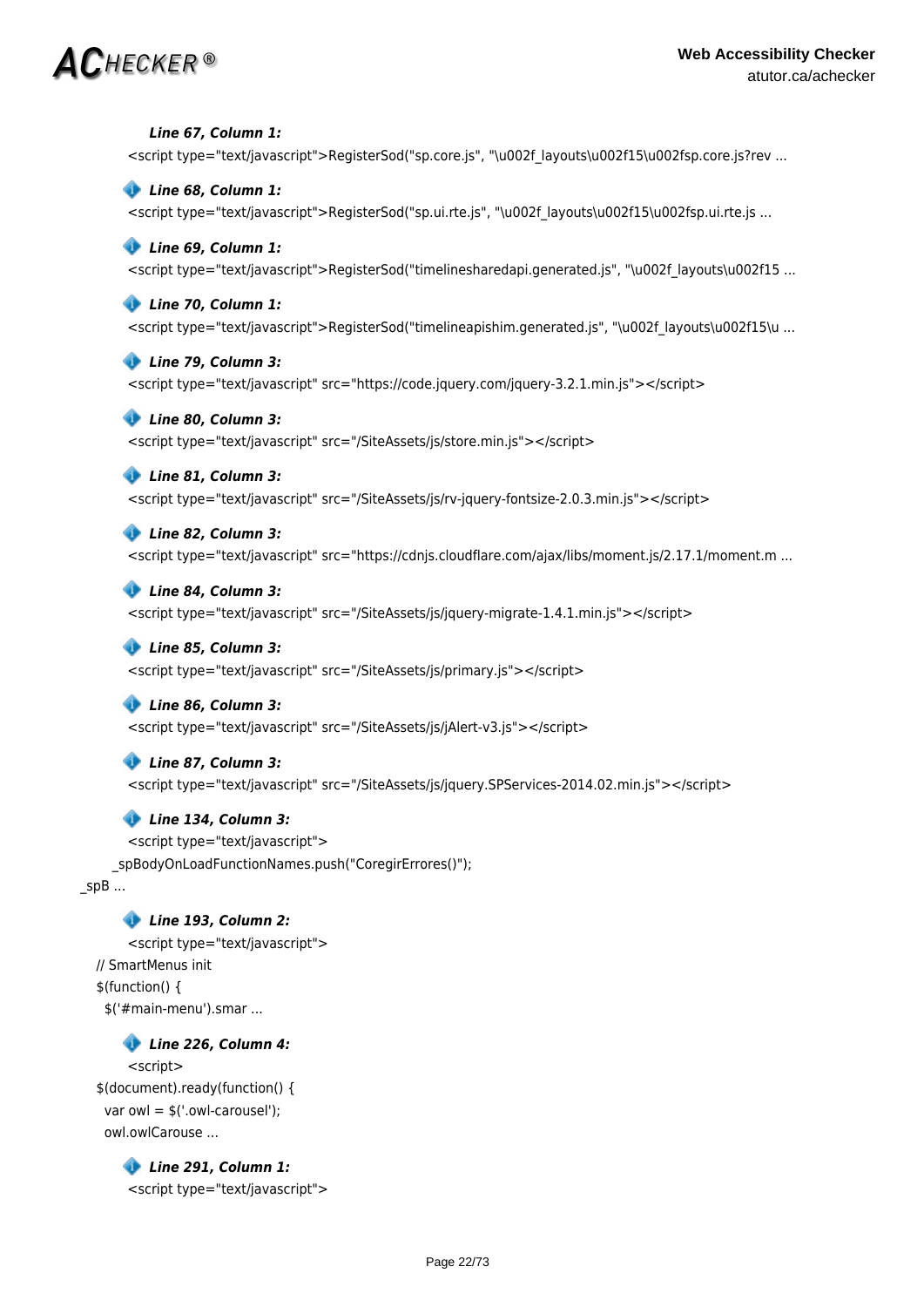***Line 67, Column 1:***

```
<script type="text/javascript">RegisterSod("sp.core.js", "\u002f_layouts\u002f15\u002fsp.core.js?rev ...
```

***Line 68, Column 1:***

```
<script type="text/javascript">RegisterSod("sp.ui.rte.js", "\u002f_layouts\u002f15\u002fsp.ui.rte.js ...
```

***Line 69, Column 1:***

```
<script type="text/javascript">RegisterSod("timelinesharedapi.generated.js", "\u002f_layouts\u002f15 ...
```

***Line 70, Column 1:***

```
<script type="text/javascript">RegisterSod("timelineapishim.generated.js", "\u002f_layouts\u002f15\u ...
```

***Line 79, Column 3:***

```
<script type="text/javascript" src="https://code.jquery.com/jquery-3.2.1.min.js"></script>
```

***Line 80, Column 3:***

```
<script type="text/javascript" src="/SiteAssets/js/store.min.js"></script>
```

***Line 81, Column 3:***

```
<script type="text/javascript" src="/SiteAssets/js/rv-jquery-fontsize-2.0.3.min.js"></script>
```

***Line 82, Column 3:***

```
<script type="text/javascript" src="https://cdnjs.cloudflare.com/ajax/libs/moment.js/2.17.1/moment.m ...
```

***Line 84, Column 3:***

```
<script type="text/javascript" src="/SiteAssets/js/jquery-migrate-1.4.1.min.js"></script>
```

***Line 85, Column 3:***

```
<script type="text/javascript" src="/SiteAssets/js/primary.js"></script>
```

***Line 86, Column 3:***

```
<script type="text/javascript" src="/SiteAssets/js/jAlert-v3.js"></script>
```

***Line 87, Column 3:***

```
<script type="text/javascript" src="/SiteAssets/js/jquery.SPServices-2014.02.min.js"></script>
```

***Line 134, Column 3:***

```
<script type="text/javascript">
    _spBodyOnLoadFunctionNames.push("CoregirErrores()");
_spB ...
```

***Line 193, Column 2:***

```
<script type="text/javascript">
// SmartMenus init
$(function() {
  $('#main-menu').smar ...
```

***Line 226, Column 4:***

```
<script>
$(document).ready(function() {
  var owl = $('.owl-carousel');
  owl.owlCarouse ...
```

***Line 291, Column 1:***

```
<script type="text/javascript">
```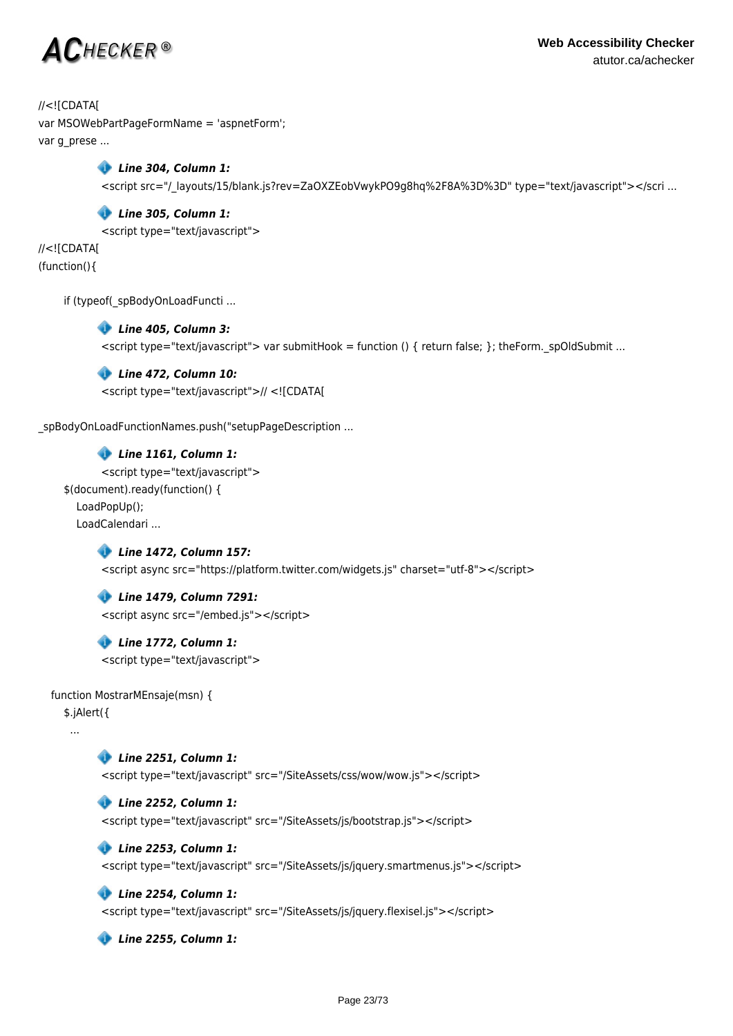```
//<![CDATA[
var MSOWebPartPageFormName = 'aspnetForm';
var g_prese ...
```

***Line 304, Column 1:***

```
<script src="/_layouts/15/blank.js?rev=ZaOXZEobVwykPO9g8hq%2F8A%3D%3D" type="text/javascript"></scri ...
```

***Line 305, Column 1:***

```
<script type="text/javascript">
//<![CDATA[
(function(){

    if (typeof(_spBodyOnLoadFuncti ...
```

***Line 405, Column 3:***

```
<script type="text/javascript"> var submitHook = function () { return false; }; theForm._spOldSubmit ...
```

***Line 472, Column 10:***

```
<script type="text/javascript">// <![CDATA[

_spBodyOnLoadFunctionNames.push("setupPageDescription ...
```

***Line 1161, Column 1:***

```
<script type="text/javascript">
    $(document).ready(function() {
        LoadPopUp();
        LoadCalendari ...
```

***Line 1472, Column 157:***

```
<script async src="https://platform.twitter.com/widgets.js" charset="utf-8"></script>
```

***Line 1479, Column 7291:***

```
<script async src="/embed.js"></script>
```

***Line 1772, Column 1:***

```
<script type="text/javascript">

  function MostrarMEnsaje(msn) {
      $.jAlert({
        ...
```

***Line 2251, Column 1:***

```
<script type="text/javascript" src="/SiteAssets/css/wow/wow.js"></script>
```

***Line 2252, Column 1:***

```
<script type="text/javascript" src="/SiteAssets/js/bootstrap.js"></script>
```

***Line 2253, Column 1:***

```
<script type="text/javascript" src="/SiteAssets/js/jquery.smartmenus.js"></script>
```

***Line 2254, Column 1:***

```
<script type="text/javascript" src="/SiteAssets/js/jquery.flexisel.js"></script>
```

***Line 2255, Column 1:***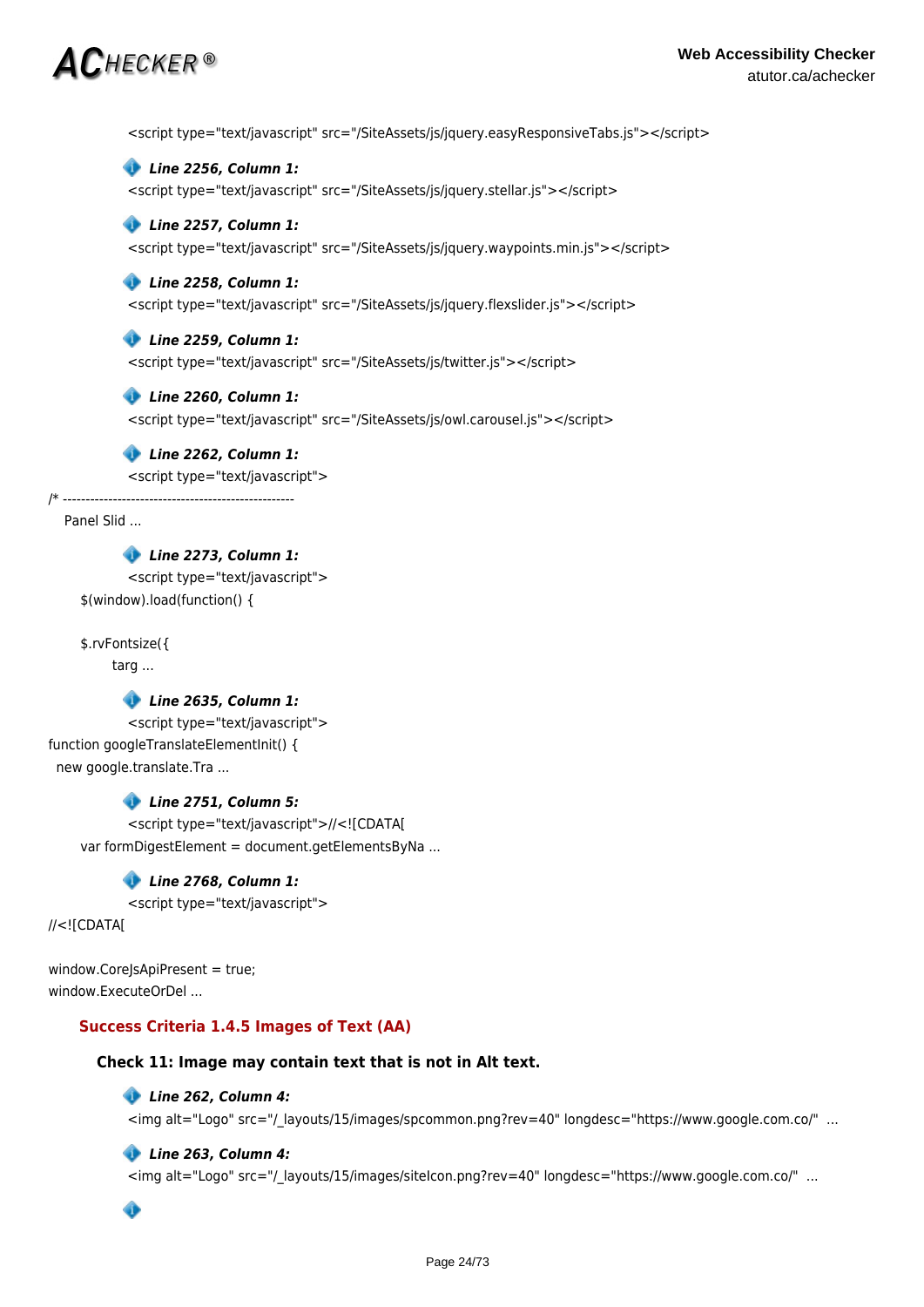```
<script type="text/javascript" src="/SiteAssets/js/jquery.easyResponsiveTabs.js"></script>
```

***Line 2256, Column 1:***

```
<script type="text/javascript" src="/SiteAssets/js/jquery.stellar.js"></script>
```

***Line 2257, Column 1:***

```
<script type="text/javascript" src="/SiteAssets/js/jquery.waypoints.min.js"></script>
```

***Line 2258, Column 1:***

```
<script type="text/javascript" src="/SiteAssets/js/jquery.flexslider.js"></script>
```

***Line 2259, Column 1:***

```
<script type="text/javascript" src="/SiteAssets/js/twitter.js"></script>
```

***Line 2260, Column 1:***

```
<script type="text/javascript" src="/SiteAssets/js/owl.carousel.js"></script>
```

***Line 2262, Column 1:***

```
<script type="text/javascript">
/* ----------------------------------------------------
   Panel Slid ...
```

***Line 2273, Column 1:***

```
<script type="text/javascript">
      $(window).load(function() {

      $.rvFontsize({
            targ ...
```

***Line 2635, Column 1:***

```
<script type="text/javascript">
function googleTranslateElementInit() {
  new google.translate.Tra ...
```

***Line 2751, Column 5:***

```
<script type="text/javascript">//<![CDATA[
      var formDigestElement = document.getElementsByNa ...
```

***Line 2768, Column 1:***

```
<script type="text/javascript">
//<![CDATA[

window.CoreJsApiPresent = true;
window.ExecuteOrDel ...
```

### Success Criteria 1.4.5 Images of Text (AA)

#### Check 11: Image may contain text that is not in Alt text.

***Line 262, Column 4:***

```
<img alt="Logo" src="/_layouts/15/images/spcommon.png?rev=40" longdesc="https://www.google.com.co/"  ...
```

***Line 263, Column 4:***

```
<img alt="Logo" src="/_layouts/15/images/siteIcon.png?rev=40" longdesc="https://www.google.com.co/"  ...
```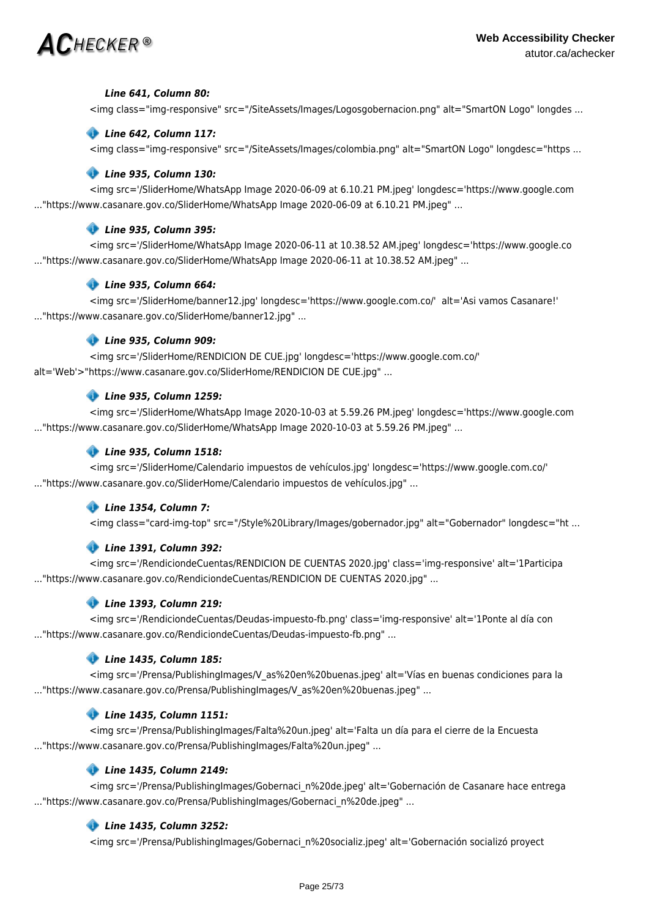***Line 641, Column 80:***

```
<img class="img-responsive" src="/SiteAssets/Images/Logosgobernacion.png" alt="SmartON Logo" longdes ...
```

***Line 642, Column 117:***

```
<img class="img-responsive" src="/SiteAssets/Images/colombia.png" alt="SmartON Logo" longdesc="https ...
```

***Line 935, Column 130:***

```
<img src='/SliderHome/WhatsApp Image 2020-06-09 at 6.10.21 PM.jpeg' longdesc='https://www.google.com ..."https://www.casanare.gov.co/SliderHome/WhatsApp Image 2020-06-09 at 6.10.21 PM.jpeg" ...
```

***Line 935, Column 395:***

```
<img src='/SliderHome/WhatsApp Image 2020-06-11 at 10.38.52 AM.jpeg' longdesc='https://www.google.co ..."https://www.casanare.gov.co/SliderHome/WhatsApp Image 2020-06-11 at 10.38.52 AM.jpeg" ...
```

***Line 935, Column 664:***

```
<img src='/SliderHome/banner12.jpg' longdesc='https://www.google.com.co/'  alt='Asi vamos Casanare!' ..."https://www.casanare.gov.co/SliderHome/banner12.jpg" ...
```

***Line 935, Column 909:***

```
<img src='/SliderHome/RENDICION DE CUE.jpg' longdesc='https://www.google.com.co/' alt='Web'>"https://www.casanare.gov.co/SliderHome/RENDICION DE CUE.jpg" ...
```

***Line 935, Column 1259:***

```
<img src='/SliderHome/WhatsApp Image 2020-10-03 at 5.59.26 PM.jpeg' longdesc='https://www.google.com ..."https://www.casanare.gov.co/SliderHome/WhatsApp Image 2020-10-03 at 5.59.26 PM.jpeg" ...
```

***Line 935, Column 1518:***

```
<img src='/SliderHome/Calendario impuestos de vehículos.jpg' longdesc='https://www.google.com.co/' ..."https://www.casanare.gov.co/SliderHome/Calendario impuestos de vehículos.jpg" ...
```

***Line 1354, Column 7:***

```
<img class="card-img-top" src="/Style%20Library/Images/gobernador.jpg" alt="Gobernador" longdesc="ht ...
```

***Line 1391, Column 392:***

```
<img src='/RendiciondeCuentas/RENDICION DE CUENTAS 2020.jpg' class='img-responsive' alt='1Participa ..."https://www.casanare.gov.co/RendiciondeCuentas/RENDICION DE CUENTAS 2020.jpg" ...
```

***Line 1393, Column 219:***

```
<img src='/RendiciondeCuentas/Deudas-impuesto-fb.png' class='img-responsive' alt='1Ponte al día con ..."https://www.casanare.gov.co/RendiciondeCuentas/Deudas-impuesto-fb.png" ...
```

***Line 1435, Column 185:***

```
<img src='/Prensa/PublishingImages/V_as%20en%20buenas.jpeg' alt='Vías en buenas condiciones para la ..."https://www.casanare.gov.co/Prensa/PublishingImages/V_as%20en%20buenas.jpeg" ...
```

***Line 1435, Column 1151:***

```
<img src='/Prensa/PublishingImages/Falta%20un.jpeg' alt='Falta un día para el cierre de la Encuesta ..."https://www.casanare.gov.co/Prensa/PublishingImages/Falta%20un.jpeg" ...
```

***Line 1435, Column 2149:***

```
<img src='/Prensa/PublishingImages/Gobernaci_n%20de.jpeg' alt='Gobernación de Casanare hace entrega ..."https://www.casanare.gov.co/Prensa/PublishingImages/Gobernaci_n%20de.jpeg" ...
```

***Line 1435, Column 3252:***

```
<img src='/Prensa/PublishingImages/Gobernaci_n%20socializ.jpeg' alt='Gobernación socializó proyect
```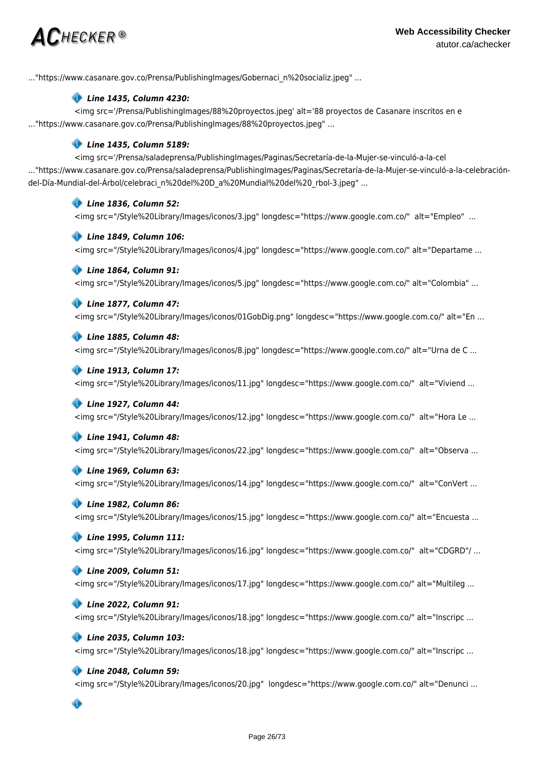..."https://www.casanare.gov.co/Prensa/PublishingImages/Gobernaci_n%20socializ.jpeg" ...

***Line 1435, Column 4230:***

<img src='/Prensa/PublishingImages/88%20proyectos.jpeg' alt='88 proyectos de Casanare inscritos en e ..."https://www.casanare.gov.co/Prensa/PublishingImages/88%20proyectos.jpeg" ...

***Line 1435, Column 5189:***

<img src='/Prensa/saladeprensa/PublishingImages/Paginas/Secretaría-de-la-Mujer-se-vinculó-a-la-cel ..."https://www.casanare.gov.co/Prensa/saladeprensa/PublishingImages/Paginas/Secretaría-de-la-Mujer-se-vinculó-a-la-celebración-del-Día-Mundial-del-Árbol/celebraci_n%20del%20D_a%20Mundial%20del%20_rbol-3.jpeg" ...

***Line 1836, Column 52:***

<img src="/Style%20Library/Images/iconos/3.jpg" longdesc="https://www.google.com.co/"  alt="Empleo"  ...

***Line 1849, Column 106:***

<img src="/Style%20Library/Images/iconos/4.jpg" longdesc="https://www.google.com.co/" alt="Departame ...

***Line 1864, Column 91:***

<img src="/Style%20Library/Images/iconos/5.jpg" longdesc="https://www.google.com.co/" alt="Colombia" ...

***Line 1877, Column 47:***

<img src="/Style%20Library/Images/iconos/01GobDig.png" longdesc="https://www.google.com.co/" alt="En ...

***Line 1885, Column 48:***

<img src="/Style%20Library/Images/iconos/8.jpg" longdesc="https://www.google.com.co/" alt="Urna de C ...

***Line 1913, Column 17:***

<img src="/Style%20Library/Images/iconos/11.jpg" longdesc="https://www.google.com.co/"  alt="Viviend ...

***Line 1927, Column 44:***

<img src="/Style%20Library/Images/iconos/12.jpg" longdesc="https://www.google.com.co/"  alt="Hora Le ...

***Line 1941, Column 48:***

<img src="/Style%20Library/Images/iconos/22.jpg" longdesc="https://www.google.com.co/"  alt="Observa ...

***Line 1969, Column 63:***

<img src="/Style%20Library/Images/iconos/14.jpg" longdesc="https://www.google.com.co/"  alt="ConVert ...

***Line 1982, Column 86:***

<img src="/Style%20Library/Images/iconos/15.jpg" longdesc="https://www.google.com.co/" alt="Encuesta ...

***Line 1995, Column 111:***

<img src="/Style%20Library/Images/iconos/16.jpg" longdesc="https://www.google.com.co/"  alt="CDGRD"/ ...

***Line 2009, Column 51:***

<img src="/Style%20Library/Images/iconos/17.jpg" longdesc="https://www.google.com.co/" alt="Multileg ...

***Line 2022, Column 91:***

<img src="/Style%20Library/Images/iconos/18.jpg" longdesc="https://www.google.com.co/" alt="Inscripc ...

***Line 2035, Column 103:***

<img src="/Style%20Library/Images/iconos/18.jpg" longdesc="https://www.google.com.co/" alt="Inscripc ...

***Line 2048, Column 59:***

<img src="/Style%20Library/Images/iconos/20.jpg"  longdesc="https://www.google.com.co/" alt="Denunci ...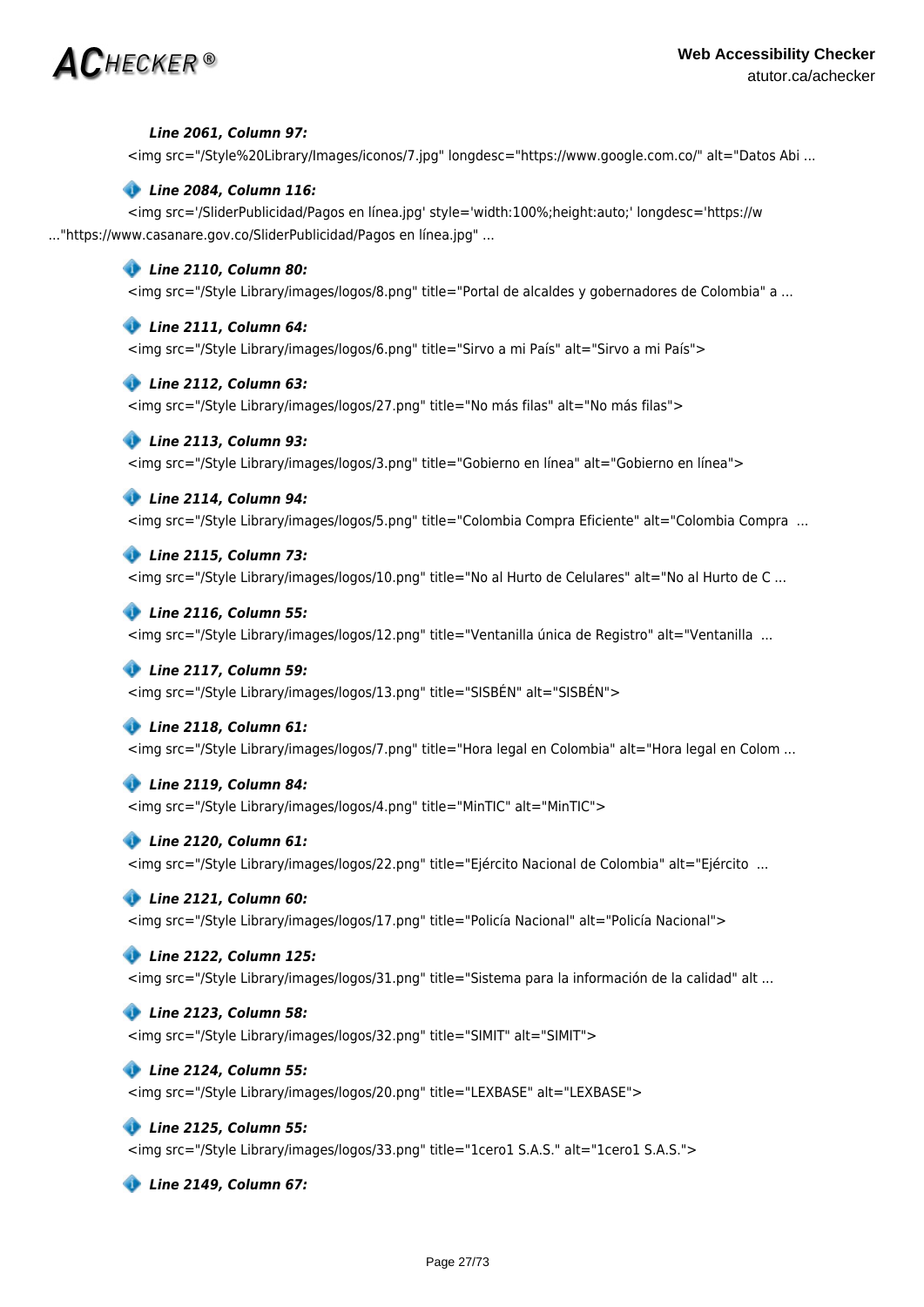***Line 2061, Column 97:***

```
<img src="/Style%20Library/Images/iconos/7.jpg" longdesc="https://www.google.com.co/" alt="Datos Abi ...
```

***Line 2084, Column 116:***

```
<img src='/SliderPublicidad/Pagos en línea.jpg' style='width:100%;height:auto;' longdesc='https://w
..."https://www.casanare.gov.co/SliderPublicidad/Pagos en línea.jpg" ...
```

***Line 2110, Column 80:***

```
<img src="/Style Library/images/logos/8.png" title="Portal de alcaldes y gobernadores de Colombia" a ...
```

***Line 2111, Column 64:***

```
<img src="/Style Library/images/logos/6.png" title="Sirvo a mi País" alt="Sirvo a mi País">
```

***Line 2112, Column 63:***

```
<img src="/Style Library/images/logos/27.png" title="No más filas" alt="No más filas">
```

***Line 2113, Column 93:***

```
<img src="/Style Library/images/logos/3.png" title="Gobierno en línea" alt="Gobierno en línea">
```

***Line 2114, Column 94:***

```
<img src="/Style Library/images/logos/5.png" title="Colombia Compra Eficiente" alt="Colombia Compra  ...
```

***Line 2115, Column 73:***

```
<img src="/Style Library/images/logos/10.png" title="No al Hurto de Celulares" alt="No al Hurto de C ...
```

***Line 2116, Column 55:***

```
<img src="/Style Library/images/logos/12.png" title="Ventanilla única de Registro" alt="Ventanilla  ...
```

***Line 2117, Column 59:***

```
<img src="/Style Library/images/logos/13.png" title="SISBÉN" alt="SISBÉN">
```

***Line 2118, Column 61:***

```
<img src="/Style Library/images/logos/7.png" title="Hora legal en Colombia" alt="Hora legal en Colom ...
```

***Line 2119, Column 84:***

```
<img src="/Style Library/images/logos/4.png" title="MinTIC" alt="MinTIC">
```

***Line 2120, Column 61:***

```
<img src="/Style Library/images/logos/22.png" title="Ejército Nacional de Colombia" alt="Ejército  ...
```

***Line 2121, Column 60:***

```
<img src="/Style Library/images/logos/17.png" title="Policía Nacional" alt="Policía Nacional">
```

***Line 2122, Column 125:***

```
<img src="/Style Library/images/logos/31.png" title="Sistema para la información de la calidad" alt ...
```

***Line 2123, Column 58:***

```
<img src="/Style Library/images/logos/32.png" title="SIMIT" alt="SIMIT">
```

***Line 2124, Column 55:***

```
<img src="/Style Library/images/logos/20.png" title="LEXBASE" alt="LEXBASE">
```

***Line 2125, Column 55:***

```
<img src="/Style Library/images/logos/33.png" title="1cero1 S.A.S." alt="1cero1 S.A.S.">
```

***Line 2149, Column 67:***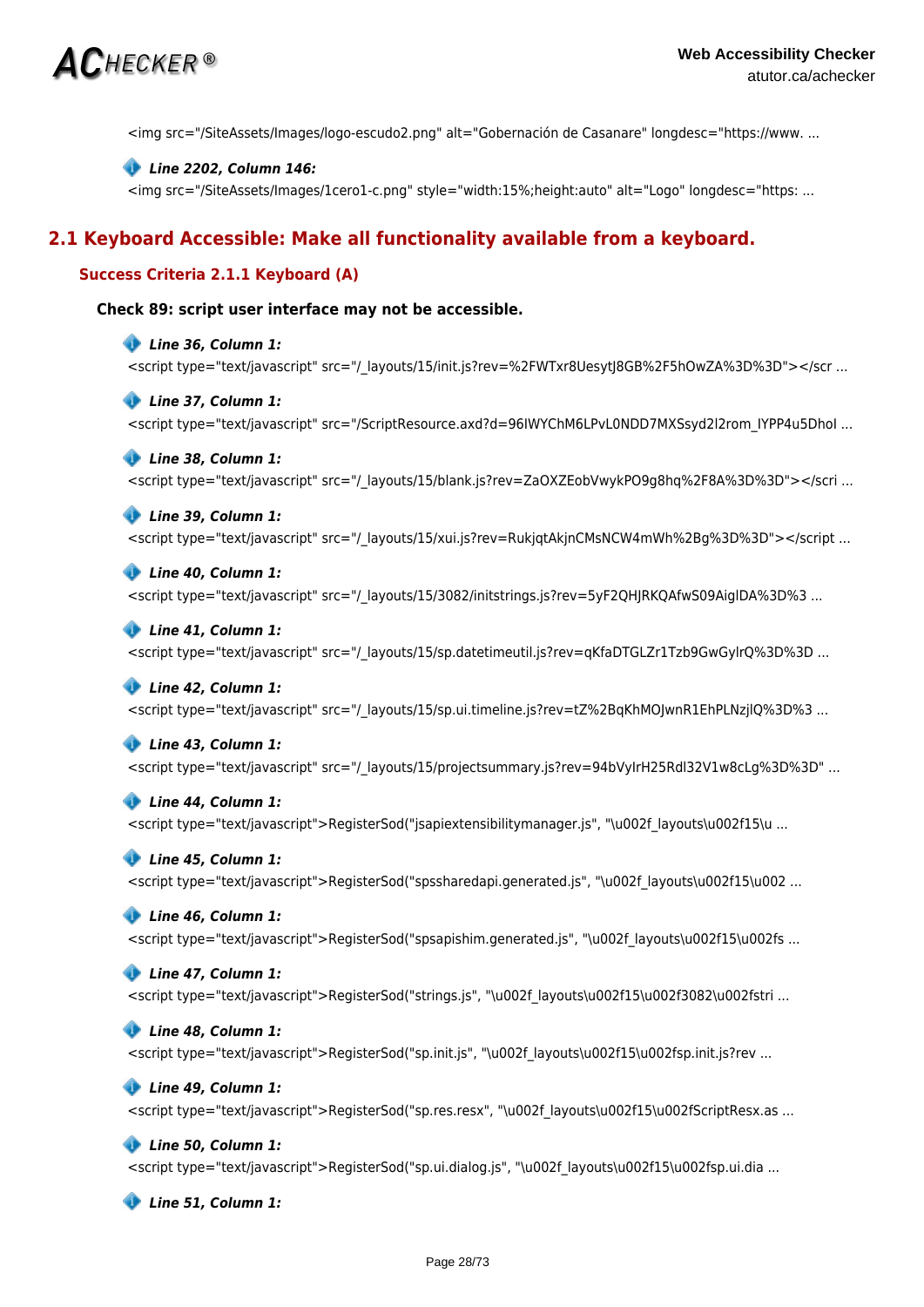<img src="/SiteAssets/Images/logo-escudo2.png" alt="Gobernación de Casanare" longdesc="https://www. ...

***Line 2202, Column 146:***

<img src="/SiteAssets/Images/1cero1-c.png" style="width:15%;height:auto" alt="Logo" longdesc="https: ...

## 2.1 Keyboard Accessible: Make all functionality available from a keyboard.

### Success Criteria 2.1.1 Keyboard (A)

#### Check 89: script user interface may not be accessible.

***Line 36, Column 1:***

<script type="text/javascript" src="/_layouts/15/init.js?rev=%2FWTxr8UesytJ8GB%2F5hOwZA%3D%3D"></scr ...

***Line 37, Column 1:***

<script type="text/javascript" src="/ScriptResource.axd?d=96IWYChM6LPvL0NDD7MXSsyd2l2rom_lYPP4u5DhoI ...

***Line 38, Column 1:***

<script type="text/javascript" src="/_layouts/15/blank.js?rev=ZaOXZEobVwykPO9g8hq%2F8A%3D%3D"></scri ...

***Line 39, Column 1:***

<script type="text/javascript" src="/_layouts/15/xui.js?rev=RukjqtAkjnCMsNCW4mWh%2Bg%3D%3D"></script ...

***Line 40, Column 1:***

<script type="text/javascript" src="/_layouts/15/3082/initstrings.js?rev=5yF2QHJRKQAfwS09AiglDA%3D%3 ...

***Line 41, Column 1:***

<script type="text/javascript" src="/_layouts/15/sp.datetimeutil.js?rev=qKfaDTGLZr1Tzb9GwGylrQ%3D%3D ...

***Line 42, Column 1:***

<script type="text/javascript" src="/_layouts/15/sp.ui.timeline.js?rev=tZ%2BqKhMOJwnR1EhPLNzjlQ%3D%3 ...

***Line 43, Column 1:***

<script type="text/javascript" src="/_layouts/15/projectsummary.js?rev=94bVylrH25Rdl32V1w8cLg%3D%3D" ...

***Line 44, Column 1:***

<script type="text/javascript">RegisterSod("jsapiextensibilitymanager.js", "\u002f_layouts\u002f15\u ...

***Line 45, Column 1:***

<script type="text/javascript">RegisterSod("spssharedapi.generated.js", "\u002f_layouts\u002f15\u002 ...

***Line 46, Column 1:***

<script type="text/javascript">RegisterSod("spsapishim.generated.js", "\u002f_layouts\u002f15\u002fs ...

***Line 47, Column 1:***

<script type="text/javascript">RegisterSod("strings.js", "\u002f_layouts\u002f15\u002f3082\u002fstri ...

***Line 48, Column 1:***

<script type="text/javascript">RegisterSod("sp.init.js", "\u002f_layouts\u002f15\u002fsp.init.js?rev ...

***Line 49, Column 1:***

<script type="text/javascript">RegisterSod("sp.res.resx", "\u002f_layouts\u002f15\u002fScriptResx.as ...

***Line 50, Column 1:***

<script type="text/javascript">RegisterSod("sp.ui.dialog.js", "\u002f_layouts\u002f15\u002fsp.ui.dia ...

***Line 51, Column 1:***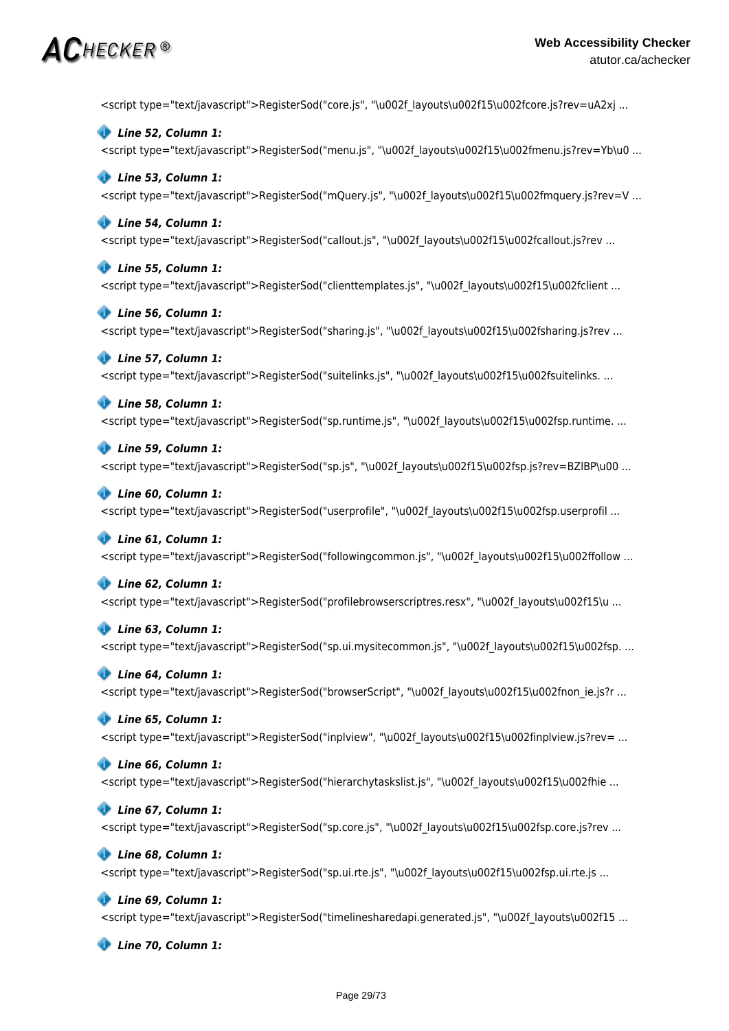```
<script type="text/javascript">RegisterSod("core.js", "\u002f_layouts\u002f15\u002fcore.js?rev=uA2xj ...
```

***Line 52, Column 1:***

```
<script type="text/javascript">RegisterSod("menu.js", "\u002f_layouts\u002f15\u002fmenu.js?rev=Yb\u0 ...
```

***Line 53, Column 1:***

```
<script type="text/javascript">RegisterSod("mQuery.js", "\u002f_layouts\u002f15\u002fmquery.js?rev=V ...
```

***Line 54, Column 1:***

```
<script type="text/javascript">RegisterSod("callout.js", "\u002f_layouts\u002f15\u002fcallout.js?rev ...
```

***Line 55, Column 1:***

```
<script type="text/javascript">RegisterSod("clienttemplates.js", "\u002f_layouts\u002f15\u002fclient ...
```

***Line 56, Column 1:***

```
<script type="text/javascript">RegisterSod("sharing.js", "\u002f_layouts\u002f15\u002fsharing.js?rev ...
```

***Line 57, Column 1:***

```
<script type="text/javascript">RegisterSod("suitelinks.js", "\u002f_layouts\u002f15\u002fsuitelinks. ...
```

***Line 58, Column 1:***

```
<script type="text/javascript">RegisterSod("sp.runtime.js", "\u002f_layouts\u002f15\u002fsp.runtime. ...
```

***Line 59, Column 1:***

```
<script type="text/javascript">RegisterSod("sp.js", "\u002f_layouts\u002f15\u002fsp.js?rev=BZlBP\u00 ...
```

***Line 60, Column 1:***

```
<script type="text/javascript">RegisterSod("userprofile", "\u002f_layouts\u002f15\u002fsp.userprofil ...
```

***Line 61, Column 1:***

```
<script type="text/javascript">RegisterSod("followingcommon.js", "\u002f_layouts\u002f15\u002ffollow ...
```

***Line 62, Column 1:***

```
<script type="text/javascript">RegisterSod("profilebrowserscriptres.resx", "\u002f_layouts\u002f15\u ...
```

***Line 63, Column 1:***

```
<script type="text/javascript">RegisterSod("sp.ui.mysitecommon.js", "\u002f_layouts\u002f15\u002fsp. ...
```

***Line 64, Column 1:***

```
<script type="text/javascript">RegisterSod("browserScript", "\u002f_layouts\u002f15\u002fnon_ie.js?r ...
```

***Line 65, Column 1:***

```
<script type="text/javascript">RegisterSod("inplview", "\u002f_layouts\u002f15\u002finplview.js?rev= ...
```

***Line 66, Column 1:***

```
<script type="text/javascript">RegisterSod("hierarchytaskslist.js", "\u002f_layouts\u002f15\u002fhie ...
```

***Line 67, Column 1:***

```
<script type="text/javascript">RegisterSod("sp.core.js", "\u002f_layouts\u002f15\u002fsp.core.js?rev ...
```

***Line 68, Column 1:***

```
<script type="text/javascript">RegisterSod("sp.ui.rte.js", "\u002f_layouts\u002f15\u002fsp.ui.rte.js ...
```

***Line 69, Column 1:***

```
<script type="text/javascript">RegisterSod("timelinesharedapi.generated.js", "\u002f_layouts\u002f15 ...
```

***Line 70, Column 1:***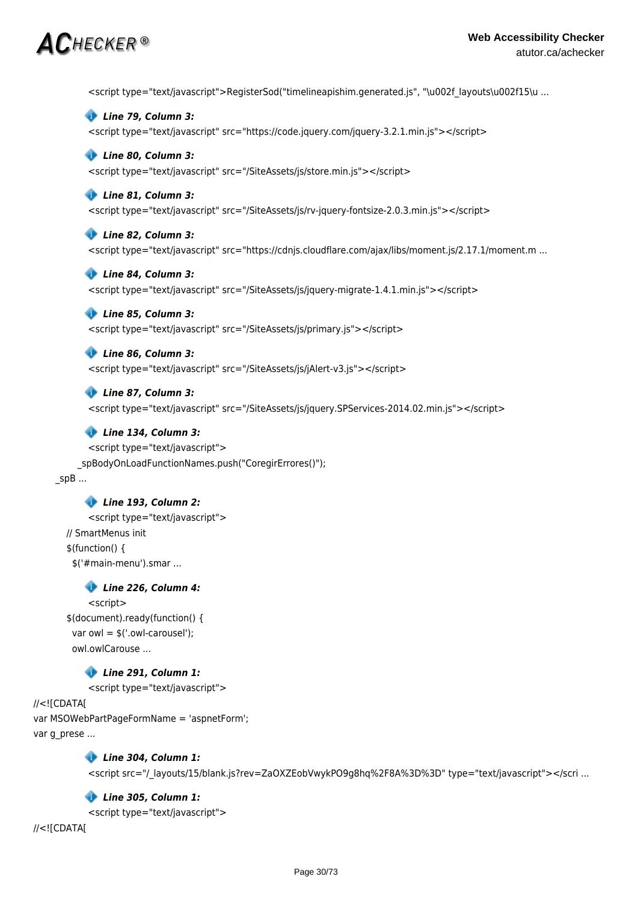```
<script type="text/javascript">RegisterSod("timelineapishim.generated.js", "\u002f_layouts\u002f15\u ...
```

***Line 79, Column 3:***

```
<script type="text/javascript" src="https://code.jquery.com/jquery-3.2.1.min.js"></script>
```

***Line 80, Column 3:***

```
<script type="text/javascript" src="/SiteAssets/js/store.min.js"></script>
```

***Line 81, Column 3:***

```
<script type="text/javascript" src="/SiteAssets/js/rv-jquery-fontsize-2.0.3.min.js"></script>
```

***Line 82, Column 3:***

```
<script type="text/javascript" src="https://cdnjs.cloudflare.com/ajax/libs/moment.js/2.17.1/moment.m ...
```

***Line 84, Column 3:***

```
<script type="text/javascript" src="/SiteAssets/js/jquery-migrate-1.4.1.min.js"></script>
```

***Line 85, Column 3:***

```
<script type="text/javascript" src="/SiteAssets/js/primary.js"></script>
```

***Line 86, Column 3:***

```
<script type="text/javascript" src="/SiteAssets/js/jAlert-v3.js"></script>
```

***Line 87, Column 3:***

```
<script type="text/javascript" src="/SiteAssets/js/jquery.SPServices-2014.02.min.js"></script>
```

***Line 134, Column 3:***

```
<script type="text/javascript">
    _spBodyOnLoadFunctionNames.push("CoregirErrores()");
_spB ...
```

***Line 193, Column 2:***

```
<script type="text/javascript">
// SmartMenus init
$(function() {
  $('#main-menu').smar ...
```

***Line 226, Column 4:***

```
<script>
$(document).ready(function() {
  var owl = $('.owl-carousel');
  owl.owlCarouse ...
```

***Line 291, Column 1:***

```
<script type="text/javascript">
//<![CDATA[
var MSOWebPartPageFormName = 'aspnetForm';
var g_prese ...
```

***Line 304, Column 1:***

```
<script src="/_layouts/15/blank.js?rev=ZaOXZEobVwykPO9g8hq%2F8A%3D%3D" type="text/javascript"></scri ...
```

***Line 305, Column 1:***

```
<script type="text/javascript">
//<![CDATA[
```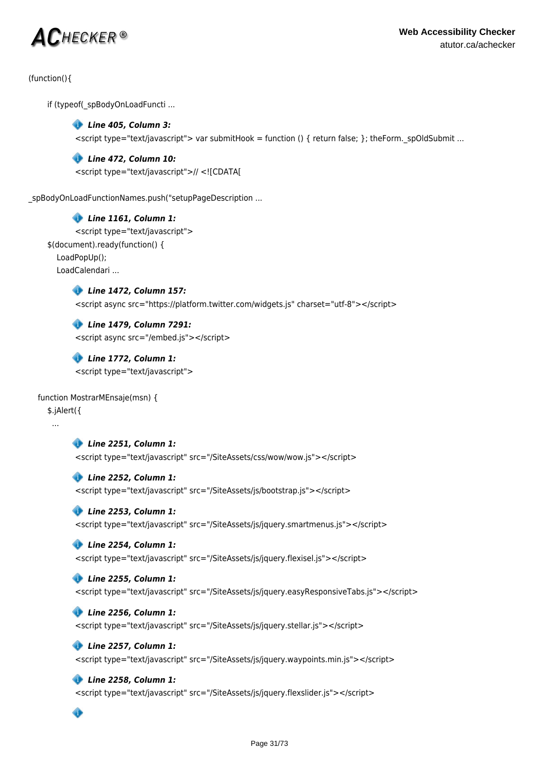(function(){

if (typeof(_spBodyOnLoadFuncti ...

***Line 405, Column 3:***

<script type="text/javascript"> var submitHook = function () { return false; }; theForm._spOldSubmit ...

***Line 472, Column 10:***

<script type="text/javascript">// <![CDATA[

_spBodyOnLoadFunctionNames.push("setupPageDescription ...

***Line 1161, Column 1:***

<script type="text/javascript">

$(document).ready(function() {

LoadPopUp();

LoadCalendari ...

***Line 1472, Column 157:***

<script async src="https://platform.twitter.com/widgets.js" charset="utf-8"></script>

***Line 1479, Column 7291:***

<script async src="/embed.js"></script>

***Line 1772, Column 1:***

<script type="text/javascript">

function MostrarMEnsaje(msn) {

$.jAlert({

...

***Line 2251, Column 1:***

<script type="text/javascript" src="/SiteAssets/css/wow/wow.js"></script>

***Line 2252, Column 1:***

<script type="text/javascript" src="/SiteAssets/js/bootstrap.js"></script>

***Line 2253, Column 1:***

<script type="text/javascript" src="/SiteAssets/js/jquery.smartmenus.js"></script>

***Line 2254, Column 1:***

<script type="text/javascript" src="/SiteAssets/js/jquery.flexisel.js"></script>

***Line 2255, Column 1:***

<script type="text/javascript" src="/SiteAssets/js/jquery.easyResponsiveTabs.js"></script>

***Line 2256, Column 1:***

<script type="text/javascript" src="/SiteAssets/js/jquery.stellar.js"></script>

***Line 2257, Column 1:***

<script type="text/javascript" src="/SiteAssets/js/jquery.waypoints.min.js"></script>

***Line 2258, Column 1:***

<script type="text/javascript" src="/SiteAssets/js/jquery.flexslider.js"></script>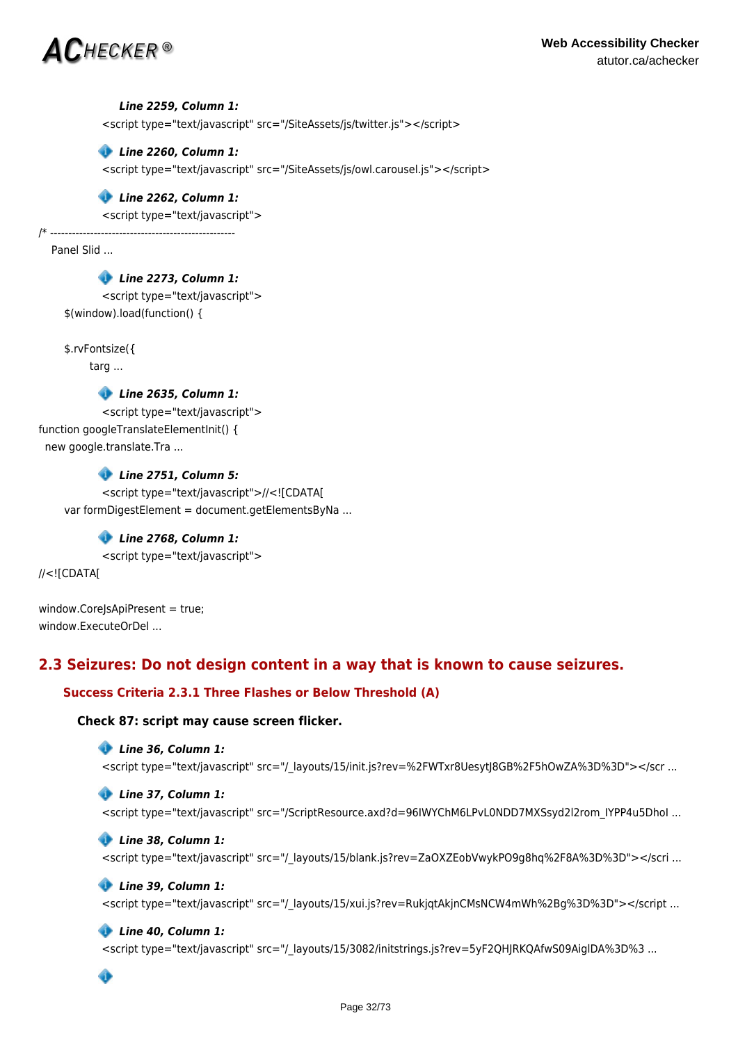***Line 2259, Column 1:***

```
<script type="text/javascript" src="/SiteAssets/js/twitter.js"></script>
```

***Line 2260, Column 1:***

```
<script type="text/javascript" src="/SiteAssets/js/owl.carousel.js"></script>
```

***Line 2262, Column 1:***

```
<script type="text/javascript">
/* ----------------------------------------------------
   Panel Slid ...
```

***Line 2273, Column 1:***

```
<script type="text/javascript">
   $(window).load(function() {

   $.rvFontsize({
       targ ...
```

***Line 2635, Column 1:***

```
<script type="text/javascript">
function googleTranslateElementInit() {
  new google.translate.Tra ...
```

***Line 2751, Column 5:***

```
<script type="text/javascript">//<![CDATA[
   var formDigestElement = document.getElementsByNa ...
```

***Line 2768, Column 1:***

```
<script type="text/javascript">
//<![CDATA[

window.CoreJsApiPresent = true;
window.ExecuteOrDel ...
```

## 2.3 Seizures: Do not design content in a way that is known to cause seizures.

### Success Criteria 2.3.1 Three Flashes or Below Threshold (A)

#### Check 87: script may cause screen flicker.

***Line 36, Column 1:***

```
<script type="text/javascript" src="/_layouts/15/init.js?rev=%2FWTxr8UesytJ8GB%2F5hOwZA%3D%3D"></scr ...
```

***Line 37, Column 1:***

```
<script type="text/javascript" src="/ScriptResource.axd?d=96IWYChM6LPvL0NDD7MXSsyd2l2rom_lYPP4u5DhoI ...
```

***Line 38, Column 1:***

```
<script type="text/javascript" src="/_layouts/15/blank.js?rev=ZaOXZEobVwykPO9g8hq%2F8A%3D%3D"></scri ...
```

***Line 39, Column 1:***

```
<script type="text/javascript" src="/_layouts/15/xui.js?rev=RukjqtAkjnCMsNCW4mWh%2Bg%3D%3D"></script ...
```

***Line 40, Column 1:***

```
<script type="text/javascript" src="/_layouts/15/3082/initstrings.js?rev=5yF2QHJRKQAfwS09AiglDA%3D%3 ...
```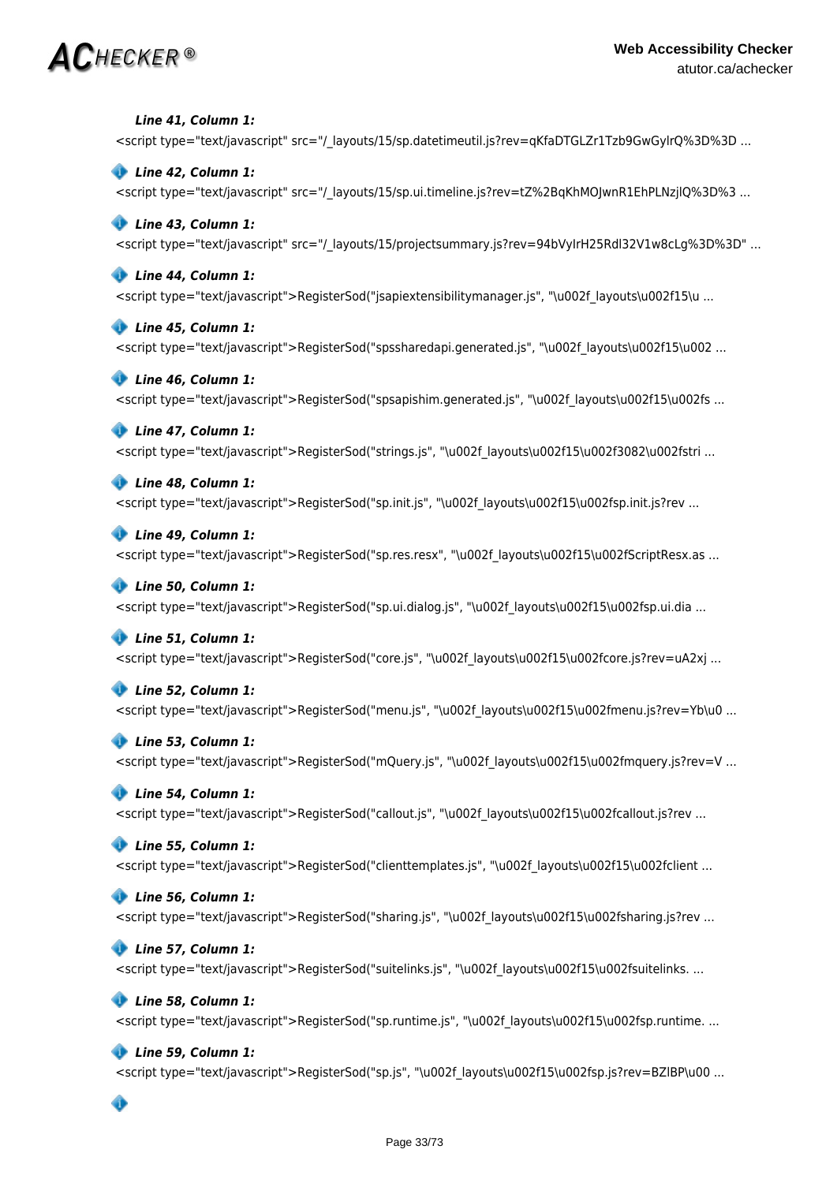***Line 41, Column 1:***

```
<script type="text/javascript" src="/_layouts/15/sp.datetimeutil.js?rev=qKfaDTGLZr1Tzb9GwGylrQ%3D%3D ...
```

***Line 42, Column 1:***

```
<script type="text/javascript" src="/_layouts/15/sp.ui.timeline.js?rev=tZ%2BqKhMOJwnR1EhPLNzjlQ%3D%3 ...
```

***Line 43, Column 1:***

```
<script type="text/javascript" src="/_layouts/15/projectsummary.js?rev=94bVyIrH25Rdl32V1w8cLg%3D%3D" ...
```

***Line 44, Column 1:***

```
<script type="text/javascript">RegisterSod("jsapiextensibilitymanager.js", "\u002f_layouts\u002f15\u ...
```

***Line 45, Column 1:***

```
<script type="text/javascript">RegisterSod("spssharedapi.generated.js", "\u002f_layouts\u002f15\u002 ...
```

***Line 46, Column 1:***

```
<script type="text/javascript">RegisterSod("spsapishim.generated.js", "\u002f_layouts\u002f15\u002fs ...
```

***Line 47, Column 1:***

```
<script type="text/javascript">RegisterSod("strings.js", "\u002f_layouts\u002f15\u002f3082\u002fstri ...
```

***Line 48, Column 1:***

```
<script type="text/javascript">RegisterSod("sp.init.js", "\u002f_layouts\u002f15\u002fsp.init.js?rev ...
```

***Line 49, Column 1:***

```
<script type="text/javascript">RegisterSod("sp.res.resx", "\u002f_layouts\u002f15\u002fScriptResx.as ...
```

***Line 50, Column 1:***

```
<script type="text/javascript">RegisterSod("sp.ui.dialog.js", "\u002f_layouts\u002f15\u002fsp.ui.dia ...
```

***Line 51, Column 1:***

```
<script type="text/javascript">RegisterSod("core.js", "\u002f_layouts\u002f15\u002fcore.js?rev=uA2xj ...
```

***Line 52, Column 1:***

```
<script type="text/javascript">RegisterSod("menu.js", "\u002f_layouts\u002f15\u002fmenu.js?rev=Yb\u0 ...
```

***Line 53, Column 1:***

```
<script type="text/javascript">RegisterSod("mQuery.js", "\u002f_layouts\u002f15\u002fmquery.js?rev=V ...
```

***Line 54, Column 1:***

```
<script type="text/javascript">RegisterSod("callout.js", "\u002f_layouts\u002f15\u002fcallout.js?rev ...
```

***Line 55, Column 1:***

```
<script type="text/javascript">RegisterSod("clienttemplates.js", "\u002f_layouts\u002f15\u002fclient ...
```

***Line 56, Column 1:***

```
<script type="text/javascript">RegisterSod("sharing.js", "\u002f_layouts\u002f15\u002fsharing.js?rev ...
```

***Line 57, Column 1:***

```
<script type="text/javascript">RegisterSod("suitelinks.js", "\u002f_layouts\u002f15\u002fsuitelinks. ...
```

***Line 58, Column 1:***

```
<script type="text/javascript">RegisterSod("sp.runtime.js", "\u002f_layouts\u002f15\u002fsp.runtime. ...
```

***Line 59, Column 1:***

```
<script type="text/javascript">RegisterSod("sp.js", "\u002f_layouts\u002f15\u002fsp.js?rev=BZlBP\u00 ...
```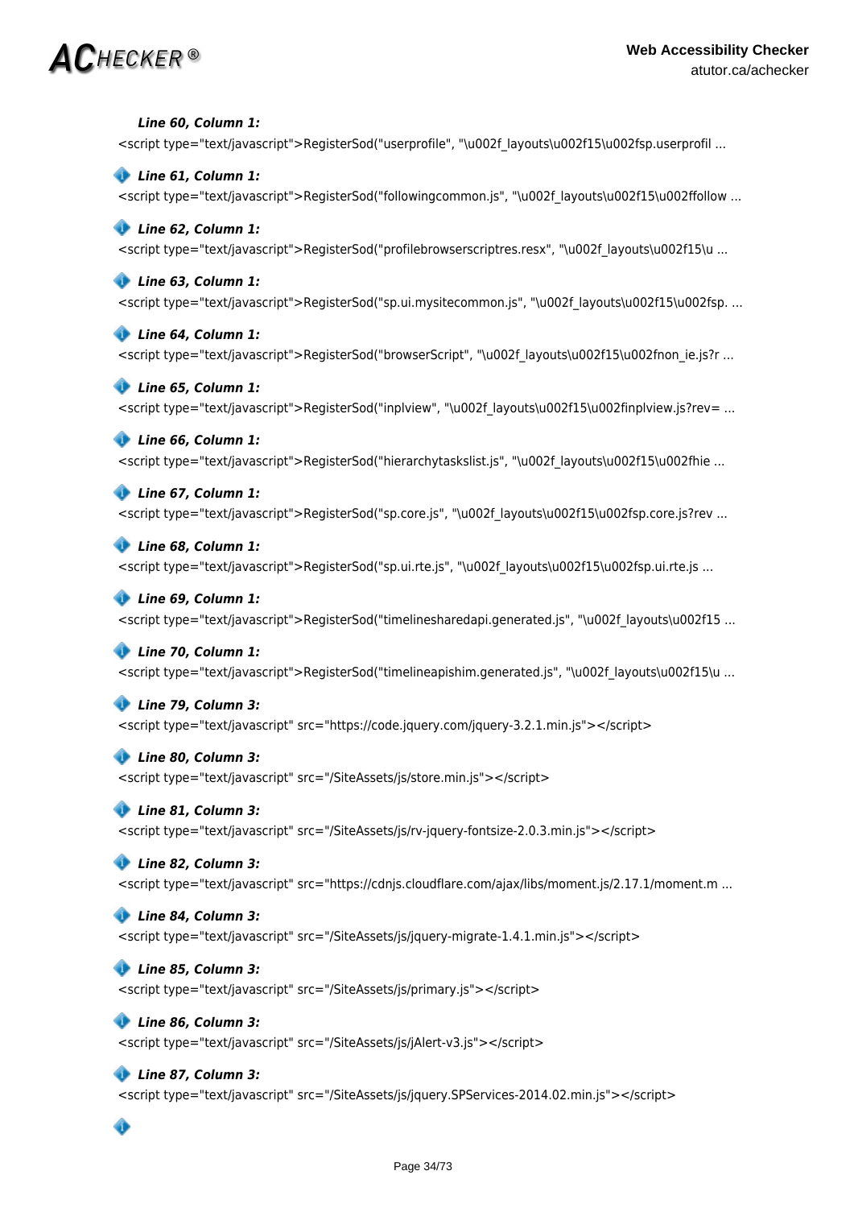***Line 60, Column 1:***

```
<script type="text/javascript">RegisterSod("userprofile", "\u002f_layouts\u002f15\u002fsp.userprofil ...
```

***Line 61, Column 1:***

```
<script type="text/javascript">RegisterSod("followingcommon.js", "\u002f_layouts\u002f15\u002ffollow ...
```

***Line 62, Column 1:***

```
<script type="text/javascript">RegisterSod("profilebrowserscriptres.resx", "\u002f_layouts\u002f15\u ...
```

***Line 63, Column 1:***

```
<script type="text/javascript">RegisterSod("sp.ui.mysitecommon.js", "\u002f_layouts\u002f15\u002fsp. ...
```

***Line 64, Column 1:***

```
<script type="text/javascript">RegisterSod("browserScript", "\u002f_layouts\u002f15\u002fnon_ie.js?r ...
```

***Line 65, Column 1:***

```
<script type="text/javascript">RegisterSod("inplview", "\u002f_layouts\u002f15\u002finplview.js?rev= ...
```

***Line 66, Column 1:***

```
<script type="text/javascript">RegisterSod("hierarchytaskslist.js", "\u002f_layouts\u002f15\u002fhie ...
```

***Line 67, Column 1:***

```
<script type="text/javascript">RegisterSod("sp.core.js", "\u002f_layouts\u002f15\u002fsp.core.js?rev ...
```

***Line 68, Column 1:***

```
<script type="text/javascript">RegisterSod("sp.ui.rte.js", "\u002f_layouts\u002f15\u002fsp.ui.rte.js ...
```

***Line 69, Column 1:***

```
<script type="text/javascript">RegisterSod("timelinesharedapi.generated.js", "\u002f_layouts\u002f15 ...
```

***Line 70, Column 1:***

```
<script type="text/javascript">RegisterSod("timelineapishim.generated.js", "\u002f_layouts\u002f15\u ...
```

***Line 79, Column 3:***

```
<script type="text/javascript" src="https://code.jquery.com/jquery-3.2.1.min.js"></script>
```

***Line 80, Column 3:***

```
<script type="text/javascript" src="/SiteAssets/js/store.min.js"></script>
```

***Line 81, Column 3:***

```
<script type="text/javascript" src="/SiteAssets/js/rv-jquery-fontsize-2.0.3.min.js"></script>
```

***Line 82, Column 3:***

```
<script type="text/javascript" src="https://cdnjs.cloudflare.com/ajax/libs/moment.js/2.17.1/moment.m ...
```

***Line 84, Column 3:***

```
<script type="text/javascript" src="/SiteAssets/js/jquery-migrate-1.4.1.min.js"></script>
```

***Line 85, Column 3:***

```
<script type="text/javascript" src="/SiteAssets/js/primary.js"></script>
```

***Line 86, Column 3:***

```
<script type="text/javascript" src="/SiteAssets/js/jAlert-v3.js"></script>
```

***Line 87, Column 3:***

```
<script type="text/javascript" src="/SiteAssets/js/jquery.SPServices-2014.02.min.js"></script>
```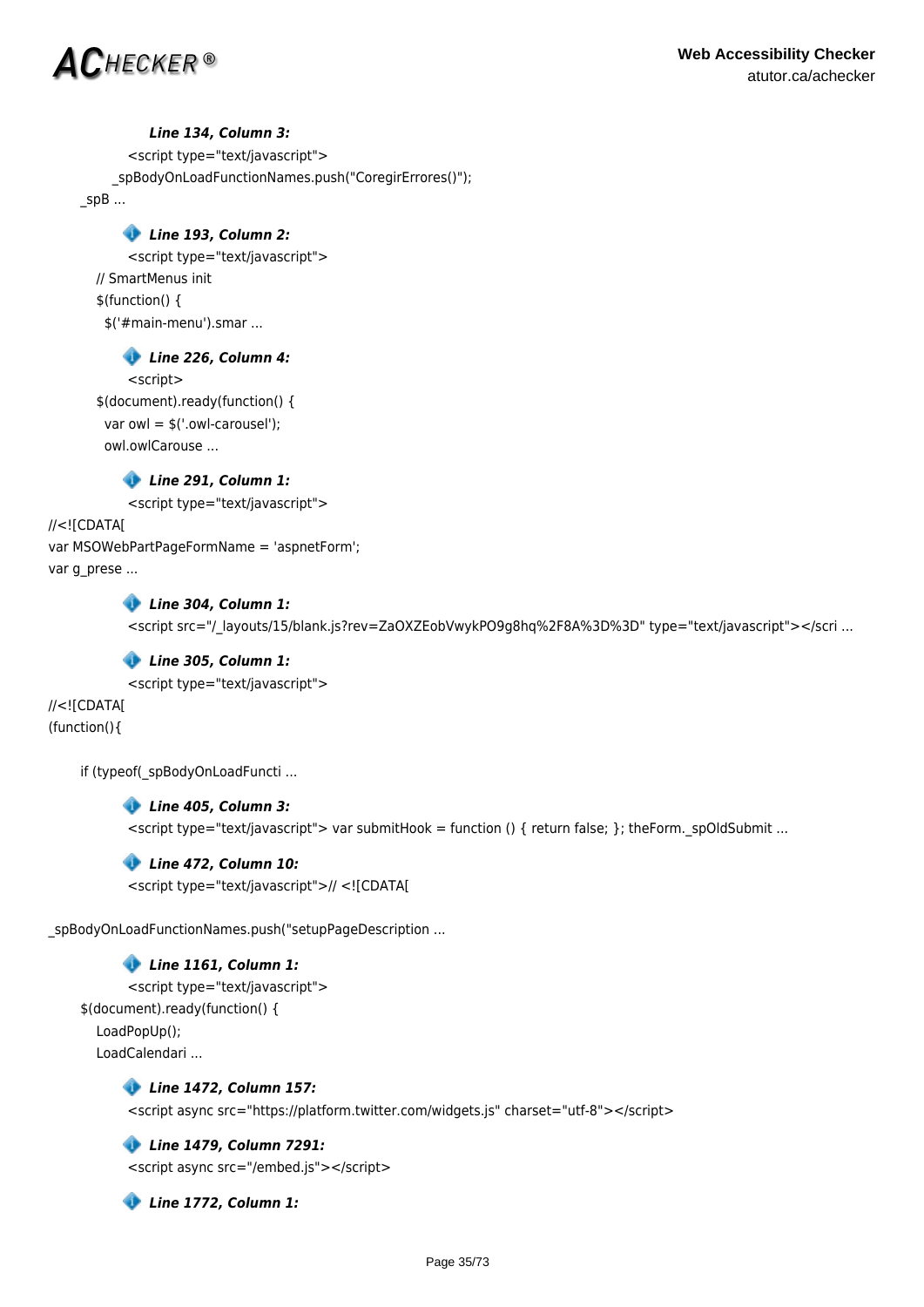***Line 134, Column 3:***

```
<script type="text/javascript">
    _spBodyOnLoadFunctionNames.push("CoregirErrores()");
_spB ...
```

***Line 193, Column 2:***

```
<script type="text/javascript">
  // SmartMenus init
  $(function() {
    $('#main-menu').smar ...
```

***Line 226, Column 4:***

```
<script>
  $(document).ready(function() {
    var owl = $('.owl-carousel');
    owl.owlCarouse ...
```

***Line 291, Column 1:***

```
<script type="text/javascript">
//<![CDATA[
var MSOWebPartPageFormName = 'aspnetForm';
var g_prese ...
```

***Line 304, Column 1:***

```
<script src="/_layouts/15/blank.js?rev=ZaOXZEobVwykPO9g8hq%2F8A%3D%3D" type="text/javascript"></scri ...
```

***Line 305, Column 1:***

```
<script type="text/javascript">
//<![CDATA[
(function(){

  if (typeof(_spBodyOnLoadFuncti ...
```

***Line 405, Column 3:***

```
<script type="text/javascript"> var submitHook = function () { return false; }; theForm._spOldSubmit ...
```

***Line 472, Column 10:***

```
<script type="text/javascript">// <![CDATA[

_spBodyOnLoadFunctionNames.push("setupPageDescription ...
```

***Line 1161, Column 1:***

```
<script type="text/javascript">
  $(document).ready(function() {
    LoadPopUp();
    LoadCalendari ...
```

***Line 1472, Column 157:***

```
<script async src="https://platform.twitter.com/widgets.js" charset="utf-8"></script>
```

***Line 1479, Column 7291:***

```
<script async src="/embed.js"></script>
```

***Line 1772, Column 1:***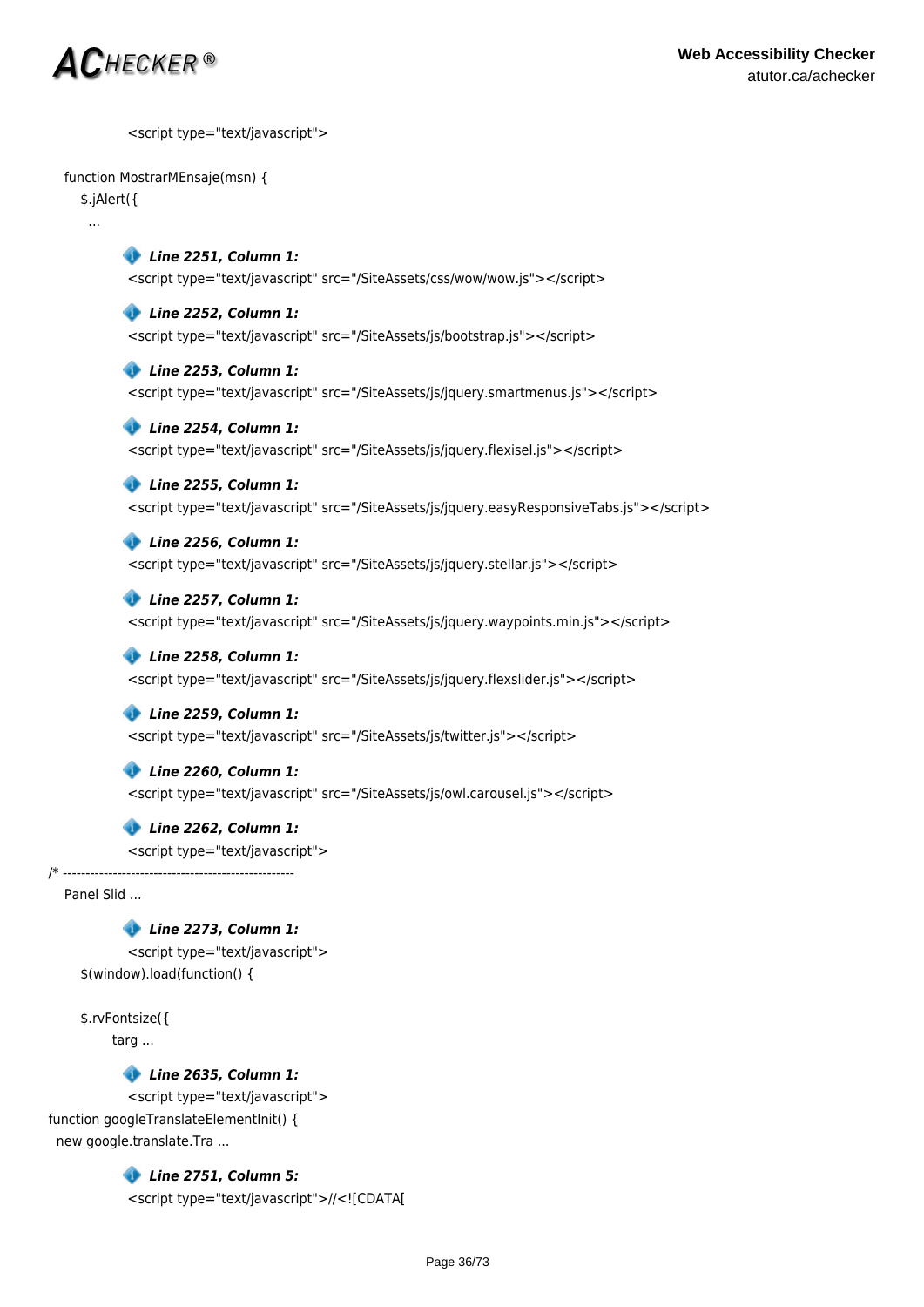```
<script type="text/javascript">

    function MostrarMEnsaje(msn) {
        $.jAlert({
          ...
```

***Line 2251, Column 1:***

```
<script type="text/javascript" src="/SiteAssets/css/wow/wow.js"></script>
```

***Line 2252, Column 1:***

```
<script type="text/javascript" src="/SiteAssets/js/bootstrap.js"></script>
```

***Line 2253, Column 1:***

```
<script type="text/javascript" src="/SiteAssets/js/jquery.smartmenus.js"></script>
```

***Line 2254, Column 1:***

```
<script type="text/javascript" src="/SiteAssets/js/jquery.flexisel.js"></script>
```

***Line 2255, Column 1:***

```
<script type="text/javascript" src="/SiteAssets/js/jquery.easyResponsiveTabs.js"></script>
```

***Line 2256, Column 1:***

```
<script type="text/javascript" src="/SiteAssets/js/jquery.stellar.js"></script>
```

***Line 2257, Column 1:***

```
<script type="text/javascript" src="/SiteAssets/js/jquery.waypoints.min.js"></script>
```

***Line 2258, Column 1:***

```
<script type="text/javascript" src="/SiteAssets/js/jquery.flexslider.js"></script>
```

***Line 2259, Column 1:***

```
<script type="text/javascript" src="/SiteAssets/js/twitter.js"></script>
```

***Line 2260, Column 1:***

```
<script type="text/javascript" src="/SiteAssets/js/owl.carousel.js"></script>
```

***Line 2262, Column 1:***

```
<script type="text/javascript">
/* ---------------------------------------------------
    Panel Slid ...
```

***Line 2273, Column 1:***

```
<script type="text/javascript">
        $(window).load(function() {

        $.rvFontsize({
            targ ...
```

***Line 2635, Column 1:***

```
<script type="text/javascript">
function googleTranslateElementInit() {
  new google.translate.Tra ...
```

***Line 2751, Column 5:***

```
<script type="text/javascript">//<![CDATA[
```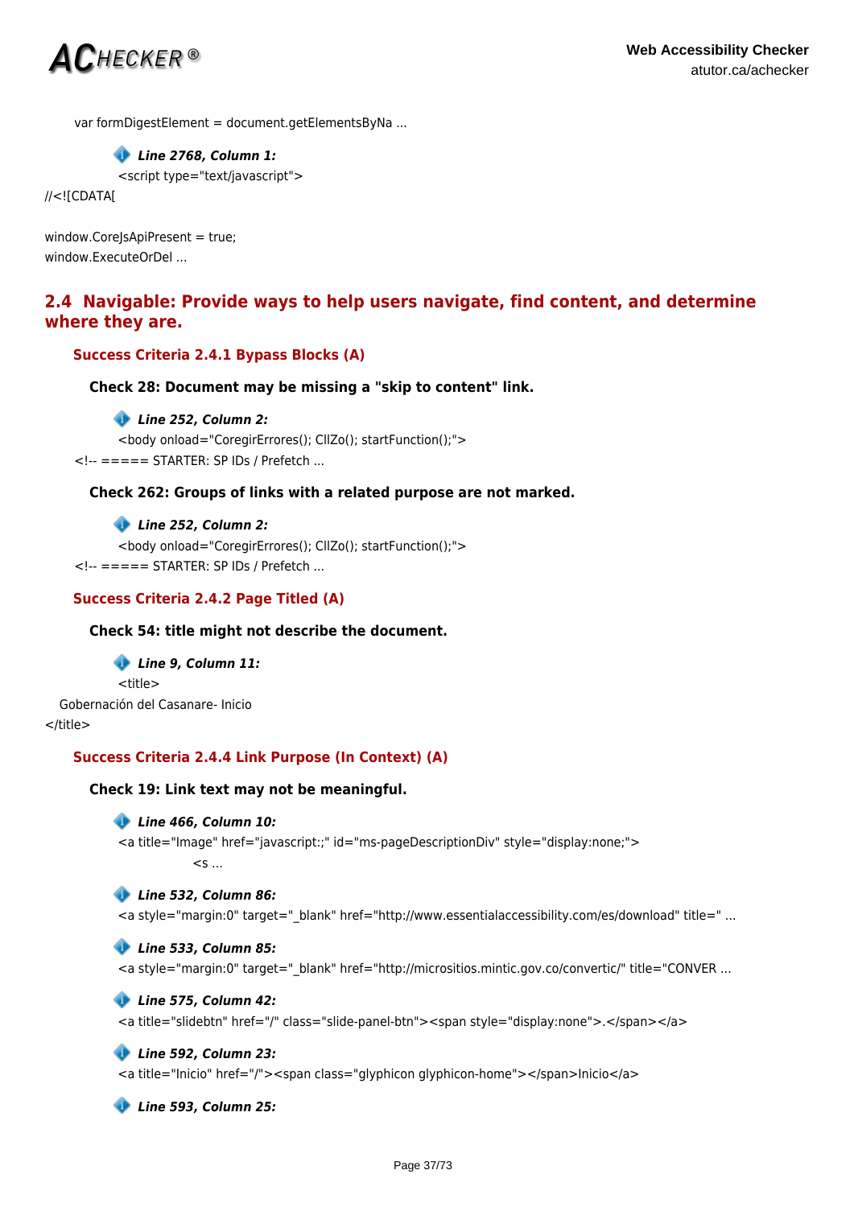var formDigestElement = document.getElementsByNa ...

***Line 2768, Column 1:***

```
<script type="text/javascript">
//<![CDATA[

window.CoreJsApiPresent = true;
window.ExecuteOrDel ...
```

## 2.4 Navigable: Provide ways to help users navigate, find content, and determine where they are.

### Success Criteria 2.4.1 Bypass Blocks (A)

#### Check 28: Document may be missing a "skip to content" link.

***Line 252, Column 2:***

```
<body onload="CoregirErrores(); CllZo(); startFunction();">
<!-- ===== STARTER: SP IDs / Prefetch ...
```

#### Check 262: Groups of links with a related purpose are not marked.

***Line 252, Column 2:***

```
<body onload="CoregirErrores(); CllZo(); startFunction();">
<!-- ===== STARTER: SP IDs / Prefetch ...
```

### Success Criteria 2.4.2 Page Titled (A)

#### Check 54: title might not describe the document.

***Line 9, Column 11:***

```
<title>
  Gobernación del Casanare- Inicio
</title>
```

### Success Criteria 2.4.4 Link Purpose (In Context) (A)

#### Check 19: Link text may not be meaningful.

***Line 466, Column 10:***

```
<a title="Image" href="javascript:;" id="ms-pageDescriptionDiv" style="display:none;">
            <s ...
```

***Line 532, Column 86:***

```
<a style="margin:0" target="_blank" href="http://www.essentialaccessibility.com/es/download" title=" ...
```

***Line 533, Column 85:***

```
<a style="margin:0" target="_blank" href="http://micrositios.mintic.gov.co/convertic/" title="CONVER ...
```

***Line 575, Column 42:***

```
<a title="slidebtn" href="/" class="slide-panel-btn"><span style="display:none">.</span></a>
```

***Line 592, Column 23:***

```
<a title="Inicio" href="/"><span class="glyphicon glyphicon-home"></span>Inicio</a>
```

***Line 593, Column 25:***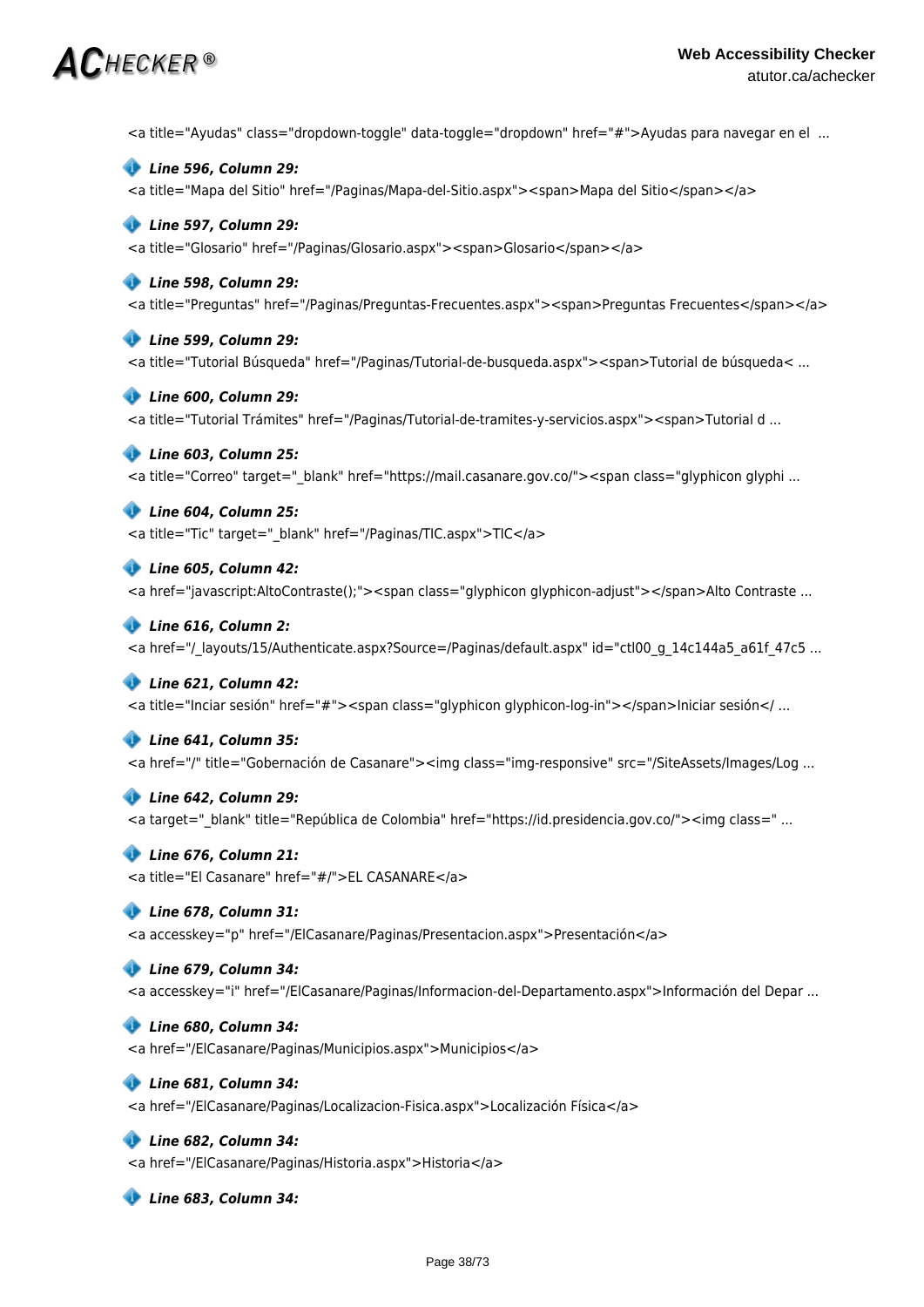<a title="Ayudas" class="dropdown-toggle" data-toggle="dropdown" href="#">Ayudas para navegar en el ...

***Line 596, Column 29:***

<a title="Mapa del Sitio" href="/Paginas/Mapa-del-Sitio.aspx"><span>Mapa del Sitio</span></a>

***Line 597, Column 29:***

<a title="Glosario" href="/Paginas/Glosario.aspx"><span>Glosario</span></a>

***Line 598, Column 29:***

<a title="Preguntas" href="/Paginas/Preguntas-Frecuentes.aspx"><span>Preguntas Frecuentes</span></a>

***Line 599, Column 29:***

<a title="Tutorial Búsqueda" href="/Paginas/Tutorial-de-busqueda.aspx"><span>Tutorial de búsqueda< ...

***Line 600, Column 29:***

<a title="Tutorial Trámites" href="/Paginas/Tutorial-de-tramites-y-servicios.aspx"><span>Tutorial d ...

***Line 603, Column 25:***

<a title="Correo" target="_blank" href="https://mail.casanare.gov.co/"><span class="glyphicon glyphi ...

***Line 604, Column 25:***

<a title="Tic" target="_blank" href="/Paginas/TIC.aspx">TIC</a>

***Line 605, Column 42:***

<a href="javascript:AltoContraste();"><span class="glyphicon glyphicon-adjust"></span>Alto Contraste ...

***Line 616, Column 2:***

<a href="/_layouts/15/Authenticate.aspx?Source=/Paginas/default.aspx" id="ctl00_g_14c144a5_a61f_47c5 ...

***Line 621, Column 42:***

<a title="Inciar sesión" href="#"><span class="glyphicon glyphicon-log-in"></span>Iniciar sesión</ ...

***Line 641, Column 35:***

<a href="/" title="Gobernación de Casanare"><img class="img-responsive" src="/SiteAssets/Images/Log ...

***Line 642, Column 29:***

<a target="_blank" title="República de Colombia" href="https://id.presidencia.gov.co/"><img class=" ...

***Line 676, Column 21:***

<a title="El Casanare" href="#/">EL CASANARE</a>

***Line 678, Column 31:***

<a accesskey="p" href="/ElCasanare/Paginas/Presentacion.aspx">Presentación</a>

***Line 679, Column 34:***

<a accesskey="i" href="/ElCasanare/Paginas/Informacion-del-Departamento.aspx">Información del Depar ...

***Line 680, Column 34:***

<a href="/ElCasanare/Paginas/Municipios.aspx">Municipios</a>

***Line 681, Column 34:***

<a href="/ElCasanare/Paginas/Localizacion-Fisica.aspx">Localización Física</a>

***Line 682, Column 34:***

<a href="/ElCasanare/Paginas/Historia.aspx">Historia</a>

***Line 683, Column 34:***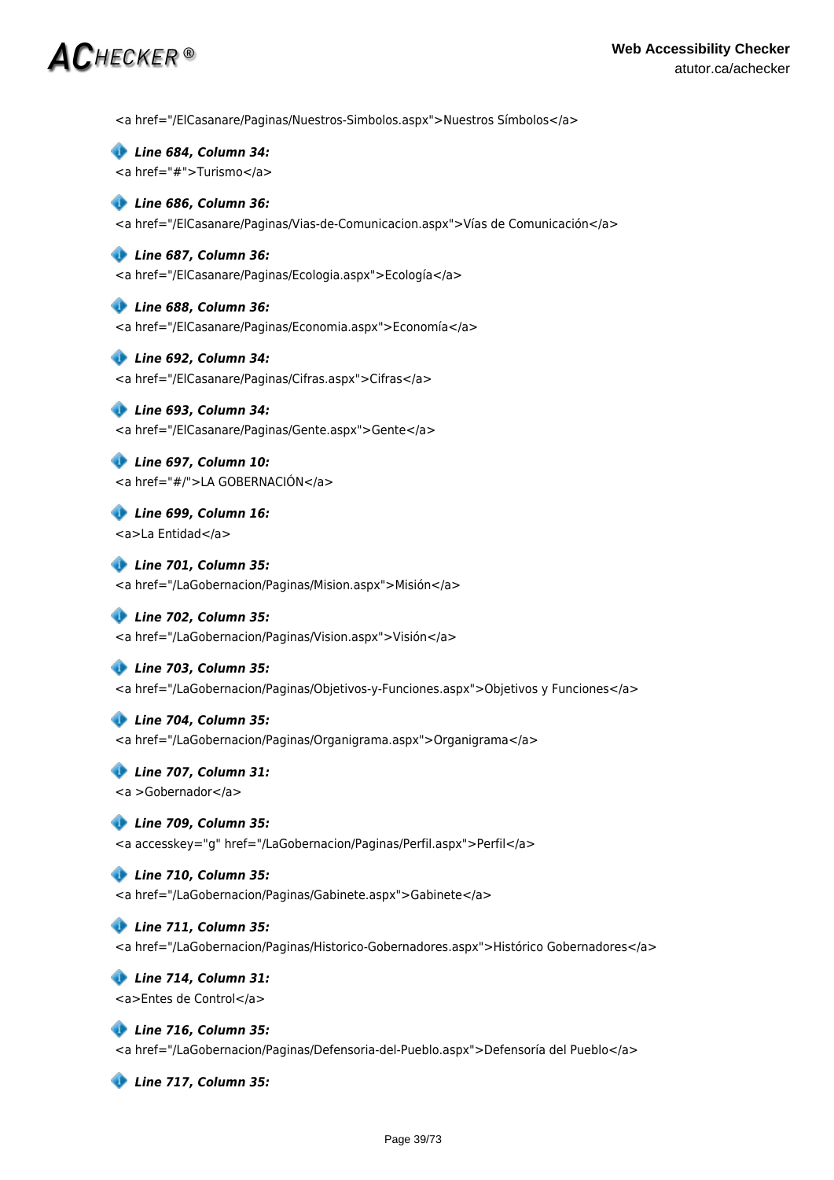<a href="/ElCasanare/Paginas/Nuestros-Simbolos.aspx">Nuestros Símbolos</a>

***Line 684, Column 34:***

<a href="#">Turismo</a>

***Line 686, Column 36:***

<a href="/ElCasanare/Paginas/Vias-de-Comunicacion.aspx">Vías de Comunicación</a>

***Line 687, Column 36:***

<a href="/ElCasanare/Paginas/Ecologia.aspx">Ecología</a>

***Line 688, Column 36:***

<a href="/ElCasanare/Paginas/Economia.aspx">Economía</a>

***Line 692, Column 34:***

<a href="/ElCasanare/Paginas/Cifras.aspx">Cifras</a>

***Line 693, Column 34:***

<a href="/ElCasanare/Paginas/Gente.aspx">Gente</a>

***Line 697, Column 10:***

<a href="#/">LA GOBERNACIÓN</a>

***Line 699, Column 16:***

<a>La Entidad</a>

***Line 701, Column 35:***

<a href="/LaGobernacion/Paginas/Mision.aspx">Misión</a>

***Line 702, Column 35:***

<a href="/LaGobernacion/Paginas/Vision.aspx">Visión</a>

***Line 703, Column 35:***

<a href="/LaGobernacion/Paginas/Objetivos-y-Funciones.aspx">Objetivos y Funciones</a>

***Line 704, Column 35:***

<a href="/LaGobernacion/Paginas/Organigrama.aspx">Organigrama</a>

***Line 707, Column 31:***

<a >Gobernador</a>

***Line 709, Column 35:***

<a accesskey="g" href="/LaGobernacion/Paginas/Perfil.aspx">Perfil</a>

***Line 710, Column 35:***

<a href="/LaGobernacion/Paginas/Gabinete.aspx">Gabinete</a>

***Line 711, Column 35:***

<a href="/LaGobernacion/Paginas/Historico-Gobernadores.aspx">Histórico Gobernadores</a>

***Line 714, Column 31:***

<a>Entes de Control</a>

***Line 716, Column 35:***

<a href="/LaGobernacion/Paginas/Defensoria-del-Pueblo.aspx">Defensoría del Pueblo</a>

***Line 717, Column 35:***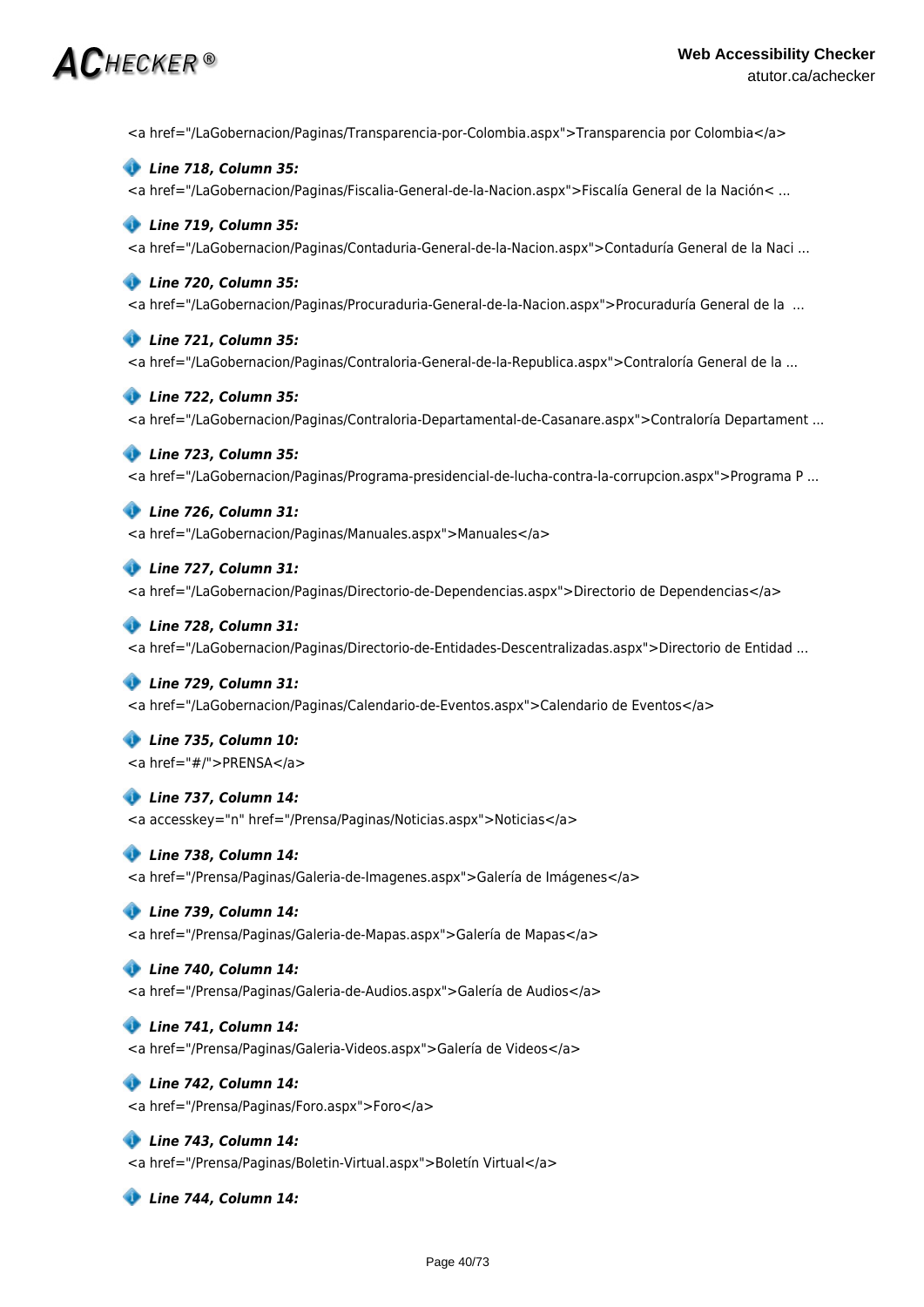```
<a href="/LaGobernacion/Paginas/Transparencia-por-Colombia.aspx">Transparencia por Colombia</a>
```

***Line 718, Column 35:***

```
<a href="/LaGobernacion/Paginas/Fiscalia-General-de-la-Nacion.aspx">Fiscalía General de la Nación< ...
```

***Line 719, Column 35:***

```
<a href="/LaGobernacion/Paginas/Contaduria-General-de-la-Nacion.aspx">Contaduría General de la Naci ...
```

***Line 720, Column 35:***

```
<a href="/LaGobernacion/Paginas/Procuraduria-General-de-la-Nacion.aspx">Procuraduría General de la  ...
```

***Line 721, Column 35:***

```
<a href="/LaGobernacion/Paginas/Contraloria-General-de-la-Republica.aspx">Contraloría General de la ...
```

***Line 722, Column 35:***

```
<a href="/LaGobernacion/Paginas/Contraloria-Departamental-de-Casanare.aspx">Contraloría Departament ...
```

***Line 723, Column 35:***

```
<a href="/LaGobernacion/Paginas/Programa-presidencial-de-lucha-contra-la-corrupcion.aspx">Programa P ...
```

***Line 726, Column 31:***

```
<a href="/LaGobernacion/Paginas/Manuales.aspx">Manuales</a>
```

***Line 727, Column 31:***

```
<a href="/LaGobernacion/Paginas/Directorio-de-Dependencias.aspx">Directorio de Dependencias</a>
```

***Line 728, Column 31:***

```
<a href="/LaGobernacion/Paginas/Directorio-de-Entidades-Descentralizadas.aspx">Directorio de Entidad ...
```

***Line 729, Column 31:***

```
<a href="/LaGobernacion/Paginas/Calendario-de-Eventos.aspx">Calendario de Eventos</a>
```

***Line 735, Column 10:***

```
<a href="#/">PRENSA</a>
```

***Line 737, Column 14:***

```
<a accesskey="n" href="/Prensa/Paginas/Noticias.aspx">Noticias</a>
```

***Line 738, Column 14:***

```
<a href="/Prensa/Paginas/Galeria-de-Imagenes.aspx">Galería de Imágenes</a>
```

***Line 739, Column 14:***

```
<a href="/Prensa/Paginas/Galeria-de-Mapas.aspx">Galería de Mapas</a>
```

***Line 740, Column 14:***

```
<a href="/Prensa/Paginas/Galeria-de-Audios.aspx">Galería de Audios</a>
```

***Line 741, Column 14:***

```
<a href="/Prensa/Paginas/Galeria-Videos.aspx">Galería de Videos</a>
```

***Line 742, Column 14:***

```
<a href="/Prensa/Paginas/Foro.aspx">Foro</a>
```

***Line 743, Column 14:***

```
<a href="/Prensa/Paginas/Boletin-Virtual.aspx">Boletín Virtual</a>
```

***Line 744, Column 14:***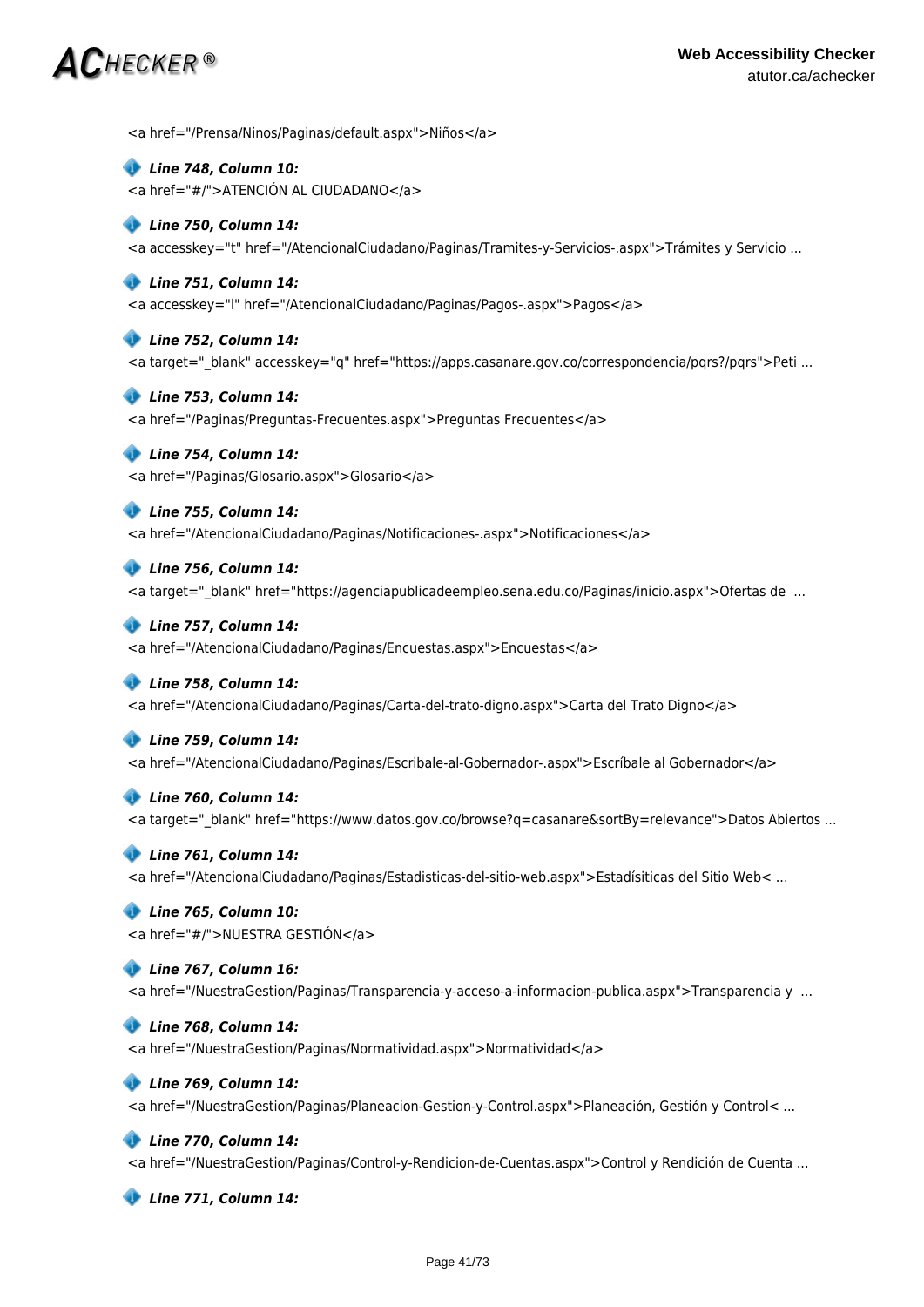<a href="/Prensa/Ninos/Paginas/default.aspx">Niños</a>

***Line 748, Column 10:***

<a href="#/">ATENCIÓN AL CIUDADANO</a>

***Line 750, Column 14:***

<a accesskey="t" href="/AtencionalCiudadano/Paginas/Tramites-y-Servicios-.aspx">Trámites y Servicio ...

***Line 751, Column 14:***

<a accesskey="l" href="/AtencionalCiudadano/Paginas/Pagos-.aspx">Pagos</a>

***Line 752, Column 14:***

<a target="_blank" accesskey="q" href="https://apps.casanare.gov.co/correspondencia/pqrs?/pqrs">Peti ...

***Line 753, Column 14:***

<a href="/Paginas/Preguntas-Frecuentes.aspx">Preguntas Frecuentes</a>

***Line 754, Column 14:***

<a href="/Paginas/Glosario.aspx">Glosario</a>

***Line 755, Column 14:***

<a href="/AtencionalCiudadano/Paginas/Notificaciones-.aspx">Notificaciones</a>

***Line 756, Column 14:***

<a target="_blank" href="https://agenciapublicadeempleo.sena.edu.co/Paginas/inicio.aspx">Ofertas de  ...

***Line 757, Column 14:***

<a href="/AtencionalCiudadano/Paginas/Encuestas.aspx">Encuestas</a>

***Line 758, Column 14:***

<a href="/AtencionalCiudadano/Paginas/Carta-del-trato-digno.aspx">Carta del Trato Digno</a>

***Line 759, Column 14:***

<a href="/AtencionalCiudadano/Paginas/Escribale-al-Gobernador-.aspx">Escríbale al Gobernador</a>

***Line 760, Column 14:***

<a target="_blank" href="https://www.datos.gov.co/browse?q=casanare&sortBy=relevance">Datos Abiertos ...

***Line 761, Column 14:***

<a href="/AtencionalCiudadano/Paginas/Estadisticas-del-sitio-web.aspx">Estadísiticas del Sitio Web< ...

***Line 765, Column 10:***

<a href="#/">NUESTRA GESTIÓN</a>

***Line 767, Column 16:***

<a href="/NuestraGestion/Paginas/Transparencia-y-acceso-a-informacion-publica.aspx">Transparencia y  ...

***Line 768, Column 14:***

<a href="/NuestraGestion/Paginas/Normatividad.aspx">Normatividad</a>

***Line 769, Column 14:***

<a href="/NuestraGestion/Paginas/Planeacion-Gestion-y-Control.aspx">Planeación, Gestión y Control< ...

***Line 770, Column 14:***

<a href="/NuestraGestion/Paginas/Control-y-Rendicion-de-Cuentas.aspx">Control y Rendición de Cuenta ...

***Line 771, Column 14:***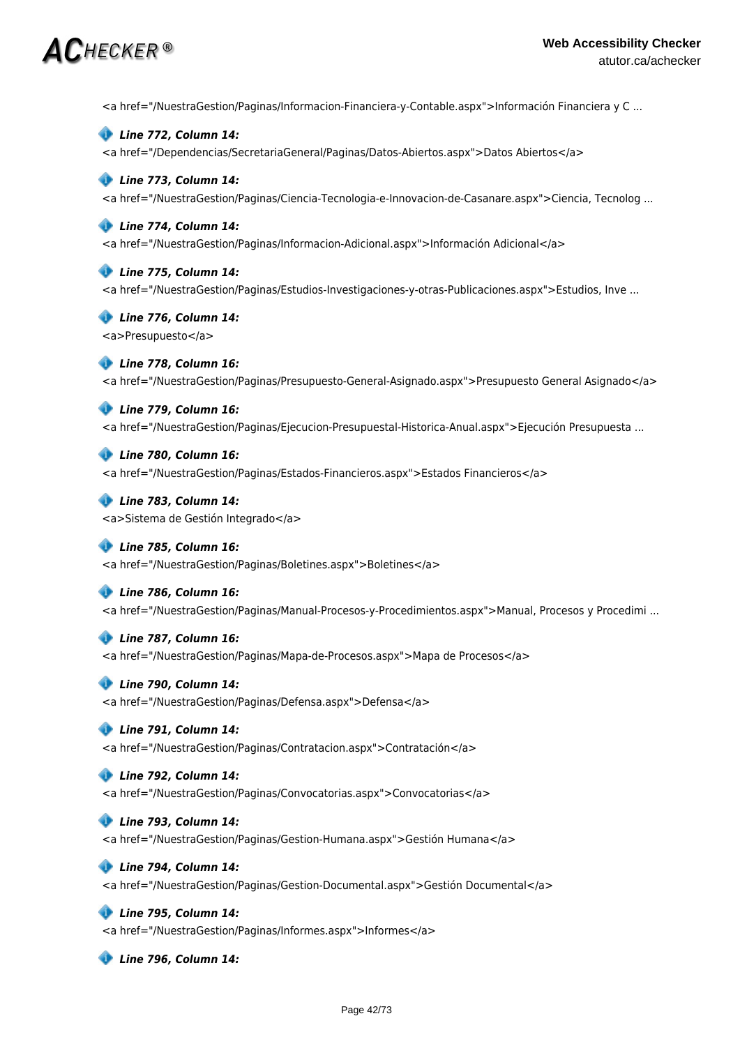```
<a href="/NuestraGestion/Paginas/Informacion-Financiera-y-Contable.aspx">Información Financiera y C ...
```

***Line 772, Column 14:***

```
<a href="/Dependencias/SecretariaGeneral/Paginas/Datos-Abiertos.aspx">Datos Abiertos</a>
```

***Line 773, Column 14:***

```
<a href="/NuestraGestion/Paginas/Ciencia-Tecnologia-e-Innovacion-de-Casanare.aspx">Ciencia, Tecnolog ...
```

***Line 774, Column 14:***

```
<a href="/NuestraGestion/Paginas/Informacion-Adicional.aspx">Información Adicional</a>
```

***Line 775, Column 14:***

```
<a href="/NuestraGestion/Paginas/Estudios-Investigaciones-y-otras-Publicaciones.aspx">Estudios, Inve ...
```

***Line 776, Column 14:***

```
<a>Presupuesto</a>
```

***Line 778, Column 16:***

```
<a href="/NuestraGestion/Paginas/Presupuesto-General-Asignado.aspx">Presupuesto General Asignado</a>
```

***Line 779, Column 16:***

```
<a href="/NuestraGestion/Paginas/Ejecucion-Presupuestal-Historica-Anual.aspx">Ejecución Presupuesta ...
```

***Line 780, Column 16:***

```
<a href="/NuestraGestion/Paginas/Estados-Financieros.aspx">Estados Financieros</a>
```

***Line 783, Column 14:***

```
<a>Sistema de Gestión Integrado</a>
```

***Line 785, Column 16:***

```
<a href="/NuestraGestion/Paginas/Boletines.aspx">Boletines</a>
```

***Line 786, Column 16:***

```
<a href="/NuestraGestion/Paginas/Manual-Procesos-y-Procedimientos.aspx">Manual, Procesos y Procedimi ...
```

***Line 787, Column 16:***

```
<a href="/NuestraGestion/Paginas/Mapa-de-Procesos.aspx">Mapa de Procesos</a>
```

***Line 790, Column 14:***

```
<a href="/NuestraGestion/Paginas/Defensa.aspx">Defensa</a>
```

***Line 791, Column 14:***

```
<a href="/NuestraGestion/Paginas/Contratacion.aspx">Contratación</a>
```

***Line 792, Column 14:***

```
<a href="/NuestraGestion/Paginas/Convocatorias.aspx">Convocatorias</a>
```

***Line 793, Column 14:***

```
<a href="/NuestraGestion/Paginas/Gestion-Humana.aspx">Gestión Humana</a>
```

***Line 794, Column 14:***

```
<a href="/NuestraGestion/Paginas/Gestion-Documental.aspx">Gestión Documental</a>
```

***Line 795, Column 14:***

```
<a href="/NuestraGestion/Paginas/Informes.aspx">Informes</a>
```

***Line 796, Column 14:***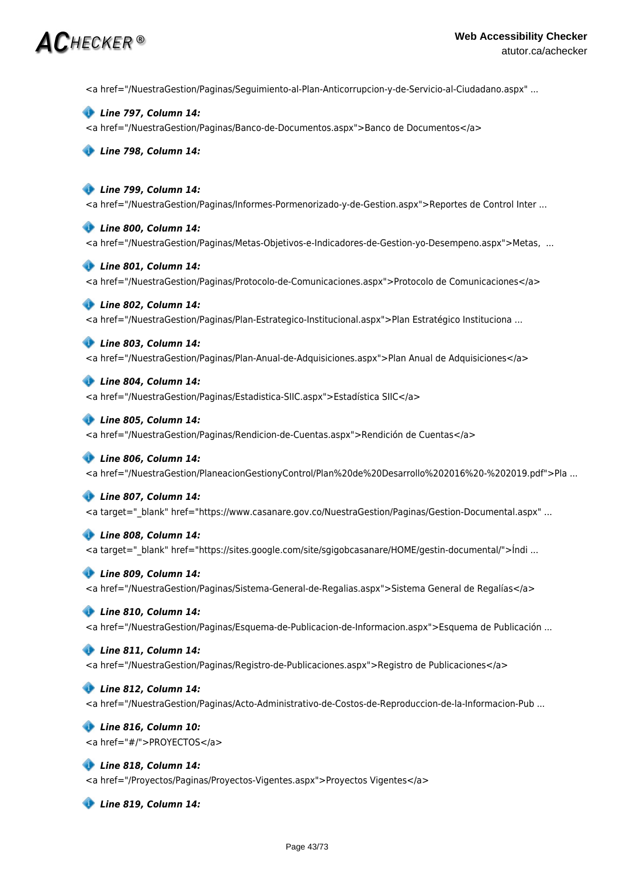<a href="/NuestraGestion/Paginas/Seguimiento-al-Plan-Anticorrupcion-y-de-Servicio-al-Ciudadano.aspx" ...

***Line 797, Column 14:***

<a href="/NuestraGestion/Paginas/Banco-de-Documentos.aspx">Banco de Documentos</a>

***Line 798, Column 14:***

***Line 799, Column 14:***

<a href="/NuestraGestion/Paginas/Informes-Pormenorizado-y-de-Gestion.aspx">Reportes de Control Inter ...

***Line 800, Column 14:***

<a href="/NuestraGestion/Paginas/Metas-Objetivos-e-Indicadores-de-Gestion-yo-Desempeno.aspx">Metas, ...

***Line 801, Column 14:***

<a href="/NuestraGestion/Paginas/Protocolo-de-Comunicaciones.aspx">Protocolo de Comunicaciones</a>

***Line 802, Column 14:***

<a href="/NuestraGestion/Paginas/Plan-Estrategico-Institucional.aspx">Plan Estratégico Instituciona ...

***Line 803, Column 14:***

<a href="/NuestraGestion/Paginas/Plan-Anual-de-Adquisiciones.aspx">Plan Anual de Adquisiciones</a>

***Line 804, Column 14:***

<a href="/NuestraGestion/Paginas/Estadistica-SIIC.aspx">Estadística SIIC</a>

***Line 805, Column 14:***

<a href="/NuestraGestion/Paginas/Rendicion-de-Cuentas.aspx">Rendición de Cuentas</a>

***Line 806, Column 14:***

<a href="/NuestraGestion/PlaneacionGestionyControl/Plan%20de%20Desarrollo%202016%20-%202019.pdf">Pla ...

***Line 807, Column 14:***

<a target="_blank" href="https://www.casanare.gov.co/NuestraGestion/Paginas/Gestion-Documental.aspx" ...

***Line 808, Column 14:***

<a target="_blank" href="https://sites.google.com/site/sgigobcasanare/HOME/gestin-documental/">Índi ...

***Line 809, Column 14:***

<a href="/NuestraGestion/Paginas/Sistema-General-de-Regalias.aspx">Sistema General de Regalías</a>

***Line 810, Column 14:***

<a href="/NuestraGestion/Paginas/Esquema-de-Publicacion-de-Informacion.aspx">Esquema de Publicación ...

***Line 811, Column 14:***

<a href="/NuestraGestion/Paginas/Registro-de-Publicaciones.aspx">Registro de Publicaciones</a>

***Line 812, Column 14:***

<a href="/NuestraGestion/Paginas/Acto-Administrativo-de-Costos-de-Reproduccion-de-la-Informacion-Pub ...

***Line 816, Column 10:***

<a href="#/">PROYECTOS</a>

***Line 818, Column 14:***

<a href="/Proyectos/Paginas/Proyectos-Vigentes.aspx">Proyectos Vigentes</a>

***Line 819, Column 14:***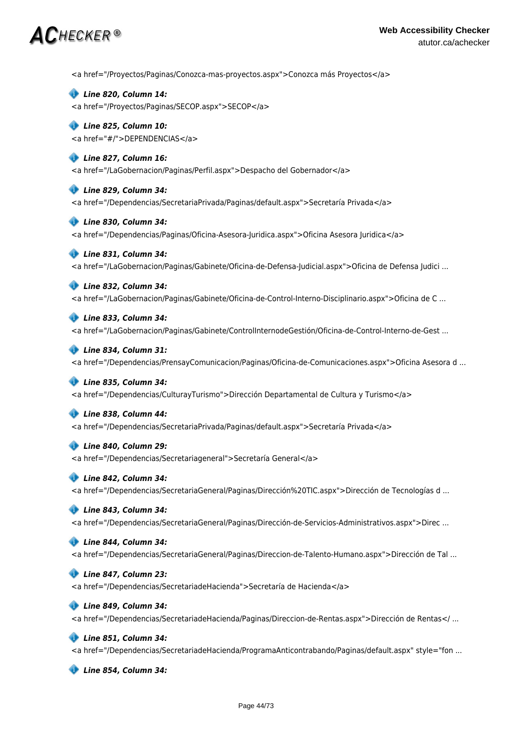<a href="/Proyectos/Paginas/Conozca-mas-proyectos.aspx">Conozca más Proyectos</a>

***Line 820, Column 14:***

<a href="/Proyectos/Paginas/SECOP.aspx">SECOP</a>

***Line 825, Column 10:***

<a href="#/">DEPENDENCIAS</a>

***Line 827, Column 16:***

<a href="/LaGobernacion/Paginas/Perfil.aspx">Despacho del Gobernador</a>

***Line 829, Column 34:***

<a href="/Dependencias/SecretariaPrivada/Paginas/default.aspx">Secretaría Privada</a>

***Line 830, Column 34:***

<a href="/Dependencias/Paginas/Oficina-Asesora-Juridica.aspx">Oficina Asesora Juridica</a>

***Line 831, Column 34:***

<a href="/LaGobernacion/Paginas/Gabinete/Oficina-de-Defensa-Judicial.aspx">Oficina de Defensa Judici ...

***Line 832, Column 34:***

<a href="/LaGobernacion/Paginas/Gabinete/Oficina-de-Control-Interno-Disciplinario.aspx">Oficina de C ...

***Line 833, Column 34:***

<a href="/LaGobernacion/Paginas/Gabinete/ControlInternodeGestión/Oficina-de-Control-Interno-de-Gest ...

***Line 834, Column 31:***

<a href="/Dependencias/PrensayComunicacion/Paginas/Oficina-de-Comunicaciones.aspx">Oficina Asesora d ...

***Line 835, Column 34:***

<a href="/Dependencias/CulturayTurismo">Dirección Departamental de Cultura y Turismo</a>

***Line 838, Column 44:***

<a href="/Dependencias/SecretariaPrivada/Paginas/default.aspx">Secretaría Privada</a>

***Line 840, Column 29:***

<a href="/Dependencias/Secretariageneral">Secretaría General</a>

***Line 842, Column 34:***

<a href="/Dependencias/SecretariaGeneral/Paginas/Dirección%20TIC.aspx">Dirección de Tecnologías d ...

***Line 843, Column 34:***

<a href="/Dependencias/SecretariaGeneral/Paginas/Dirección-de-Servicios-Administrativos.aspx">Direc ...

***Line 844, Column 34:***

<a href="/Dependencias/SecretariaGeneral/Paginas/Direccion-de-Talento-Humano.aspx">Dirección de Tal ...

***Line 847, Column 23:***

<a href="/Dependencias/SecretariadeHacienda">Secretaría de Hacienda</a>

***Line 849, Column 34:***

<a href="/Dependencias/SecretariadeHacienda/Paginas/Direccion-de-Rentas.aspx">Dirección de Rentas</ ...

***Line 851, Column 34:***

<a href="/Dependencias/SecretariadeHacienda/ProgramaAnticontrabando/Paginas/default.aspx" style="fon ...

***Line 854, Column 34:***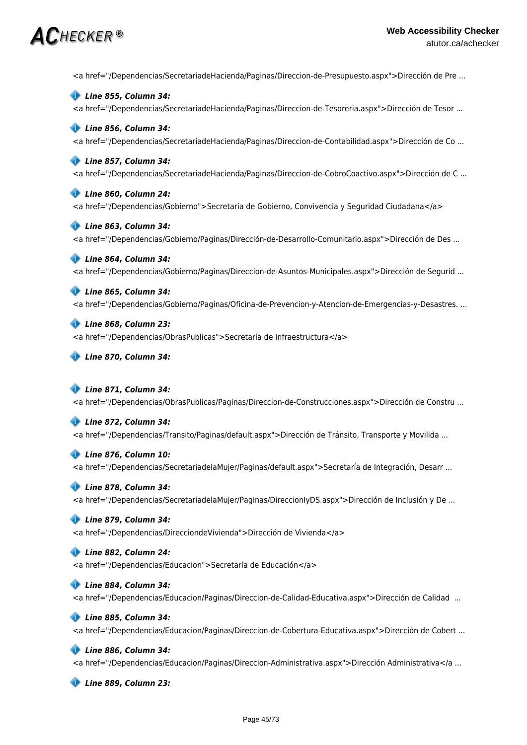<a href="/Dependencias/SecretariadeHacienda/Paginas/Direccion-de-Presupuesto.aspx">Dirección de Pre ...

***Line 855, Column 34:***

<a href="/Dependencias/SecretariadeHacienda/Paginas/Direccion-de-Tesoreria.aspx">Dirección de Tesor ...

***Line 856, Column 34:***

<a href="/Dependencias/SecretariadeHacienda/Paginas/Direccion-de-Contabilidad.aspx">Dirección de Co ...

***Line 857, Column 34:***

<a href="/Dependencias/SecretariadeHacienda/Paginas/Direccion-de-CobroCoactivo.aspx">Dirección de C ...

***Line 860, Column 24:***

<a href="/Dependencias/Gobierno">Secretaría de Gobierno, Convivencia y Seguridad Ciudadana</a>

***Line 863, Column 34:***

<a href="/Dependencias/Gobierno/Paginas/Dirección-de-Desarrollo-Comunitario.aspx">Dirección de Des ...

***Line 864, Column 34:***

<a href="/Dependencias/Gobierno/Paginas/Direccion-de-Asuntos-Municipales.aspx">Dirección de Segurid ...

***Line 865, Column 34:***

<a href="/Dependencias/Gobierno/Paginas/Oficina-de-Prevencion-y-Atencion-de-Emergencias-y-Desastres. ...

***Line 868, Column 23:***

<a href="/Dependencias/ObrasPublicas">Secretaría de Infraestructura</a>

***Line 870, Column 34:***

***Line 871, Column 34:***

<a href="/Dependencias/ObrasPublicas/Paginas/Direccion-de-Construcciones.aspx">Dirección de Constru ...

***Line 872, Column 34:***

<a href="/Dependencias/Transito/Paginas/default.aspx">Dirección de Tránsito, Transporte y Movilida ...

***Line 876, Column 10:***

<a href="/Dependencias/SecretariadelaMujer/Paginas/default.aspx">Secretaría de Integración, Desarr ...

***Line 878, Column 34:***

<a href="/Dependencias/SecretariadelaMujer/Paginas/DireccionIyDS.aspx">Dirección de Inclusión y De ...

***Line 879, Column 34:***

<a href="/Dependencias/DirecciondeVivienda">Dirección de Vivienda</a>

***Line 882, Column 24:***

<a href="/Dependencias/Educacion">Secretaría de Educación</a>

***Line 884, Column 34:***

<a href="/Dependencias/Educacion/Paginas/Direccion-de-Calidad-Educativa.aspx">Dirección de Calidad ...

***Line 885, Column 34:***

<a href="/Dependencias/Educacion/Paginas/Direccion-de-Cobertura-Educativa.aspx">Dirección de Cobert ...

***Line 886, Column 34:***

<a href="/Dependencias/Educacion/Paginas/Direccion-Administrativa.aspx">Dirección Administrativa</a ...

***Line 889, Column 23:***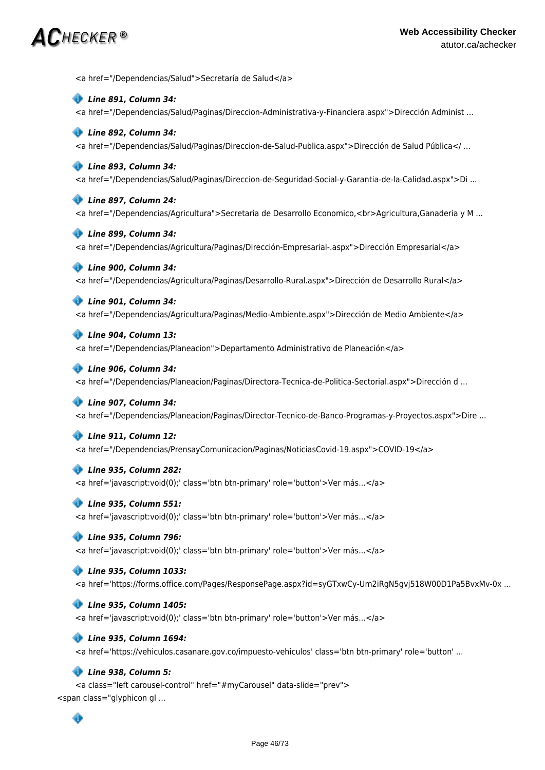<a href="/Dependencias/Salud">Secretaría de Salud</a>

***Line 891, Column 34:***

<a href="/Dependencias/Salud/Paginas/Direccion-Administrativa-y-Financiera.aspx">Dirección Administ ...

***Line 892, Column 34:***

<a href="/Dependencias/Salud/Paginas/Direccion-de-Salud-Publica.aspx">Dirección de Salud Pública</ ...

***Line 893, Column 34:***

<a href="/Dependencias/Salud/Paginas/Direccion-de-Seguridad-Social-y-Garantia-de-la-Calidad.aspx">Di ...

***Line 897, Column 24:***

<a href="/Dependencias/Agricultura">Secretaria de Desarrollo Economico,<br>Agricultura,Ganaderia y M ...

***Line 899, Column 34:***

<a href="/Dependencias/Agricultura/Paginas/Dirección-Empresarial-.aspx">Dirección Empresarial</a>

***Line 900, Column 34:***

<a href="/Dependencias/Agricultura/Paginas/Desarrollo-Rural.aspx">Dirección de Desarrollo Rural</a>

***Line 901, Column 34:***

<a href="/Dependencias/Agricultura/Paginas/Medio-Ambiente.aspx">Dirección de Medio Ambiente</a>

***Line 904, Column 13:***

<a href="/Dependencias/Planeacion">Departamento Administrativo de Planeación</a>

***Line 906, Column 34:***

<a href="/Dependencias/Planeacion/Paginas/Directora-Tecnica-de-Politica-Sectorial.aspx">Dirección d ...

***Line 907, Column 34:***

<a href="/Dependencias/Planeacion/Paginas/Director-Tecnico-de-Banco-Programas-y-Proyectos.aspx">Dire ...

***Line 911, Column 12:***

<a href="/Dependencias/PrensayComunicacion/Paginas/NoticiasCovid-19.aspx">COVID-19</a>

***Line 935, Column 282:***

<a href='javascript:void(0);' class='btn btn-primary' role='button'>Ver más...</a>

***Line 935, Column 551:***

<a href='javascript:void(0);' class='btn btn-primary' role='button'>Ver más...</a>

***Line 935, Column 796:***

<a href='javascript:void(0);' class='btn btn-primary' role='button'>Ver más...</a>

***Line 935, Column 1033:***

<a href='https://forms.office.com/Pages/ResponsePage.aspx?id=syGTxwCy-Um2iRgN5gvj518W00D1Pa5BvxMv-0x ...

***Line 935, Column 1405:***

<a href='javascript:void(0);' class='btn btn-primary' role='button'>Ver más...</a>

***Line 935, Column 1694:***

<a href='https://vehiculos.casanare.gov.co/impuesto-vehiculos' class='btn btn-primary' role='button' ...

***Line 938, Column 5:***

<a class="left carousel-control" href="#myCarousel" data-slide="prev">
<span class="glyphicon gl ...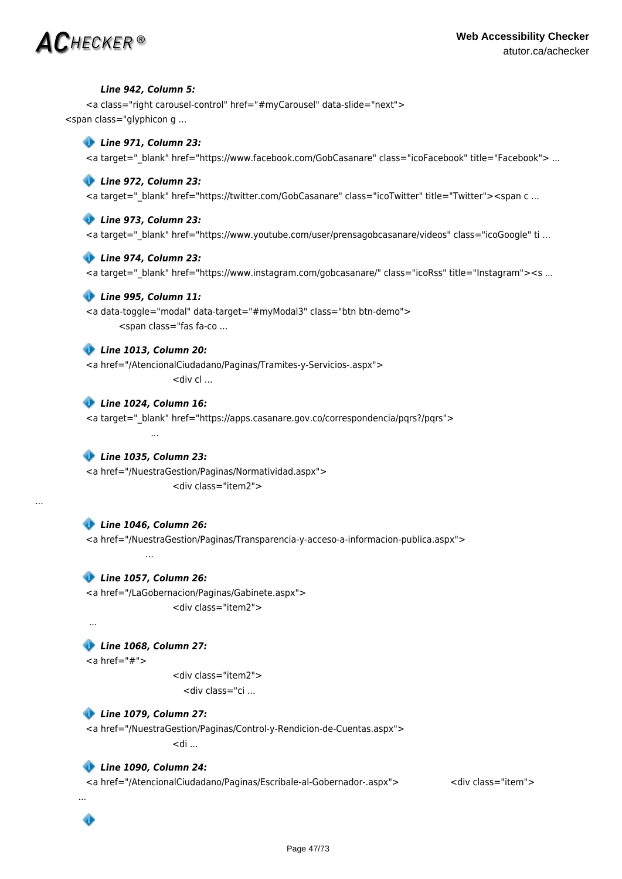***Line 942, Column 5:***

```
<a class="right carousel-control" href="#myCarousel" data-slide="next">
<span class="glyphicon g ...
```

***Line 971, Column 23:***

```
<a target="_blank" href="https://www.facebook.com/GobCasanare" class="icoFacebook" title="Facebook"> ...
```

***Line 972, Column 23:***

```
<a target="_blank" href="https://twitter.com/GobCasanare" class="icoTwitter" title="Twitter"><span c ...
```

***Line 973, Column 23:***

```
<a target="_blank" href="https://www.youtube.com/user/prensagobcasanare/videos" class="icoGoogle" ti ...
```

***Line 974, Column 23:***

```
<a target="_blank" href="https://www.instagram.com/gobcasanare/" class="icoRss" title="Instagram"><s ...
```

***Line 995, Column 11:***

```
<a data-toggle="modal" data-target="#myModal3" class="btn btn-demo">
        <span class="fas fa-co ...
```

***Line 1013, Column 20:***

```
<a href="/AtencionalCiudadano/Paginas/Tramites-y-Servicios-.aspx">
                    <div cl ...
```

***Line 1024, Column 16:***

```
<a target="_blank" href="https://apps.casanare.gov.co/correspondencia/pqrs?/pqrs">
             ...
```

***Line 1035, Column 23:***

```
<a href="/NuestraGestion/Paginas/Normatividad.aspx">
                    <div class="item2">
...
```

***Line 1046, Column 26:***

```
<a href="/NuestraGestion/Paginas/Transparencia-y-acceso-a-informacion-publica.aspx">
            ...
```

***Line 1057, Column 26:***

```
<a href="/LaGobernacion/Paginas/Gabinete.aspx">
                    <div class="item2">
  ...
```

***Line 1068, Column 27:***

```
<a href="#">
                    <div class="item2">
                      <div class="ci ...
```

***Line 1079, Column 27:***

```
<a href="/NuestraGestion/Paginas/Control-y-Rendicion-de-Cuentas.aspx">
                    <di ...
```

***Line 1090, Column 24:***

```
<a href="/AtencionalCiudadano/Paginas/Escribale-al-Gobernador-.aspx">             <div class="item">
 ...
```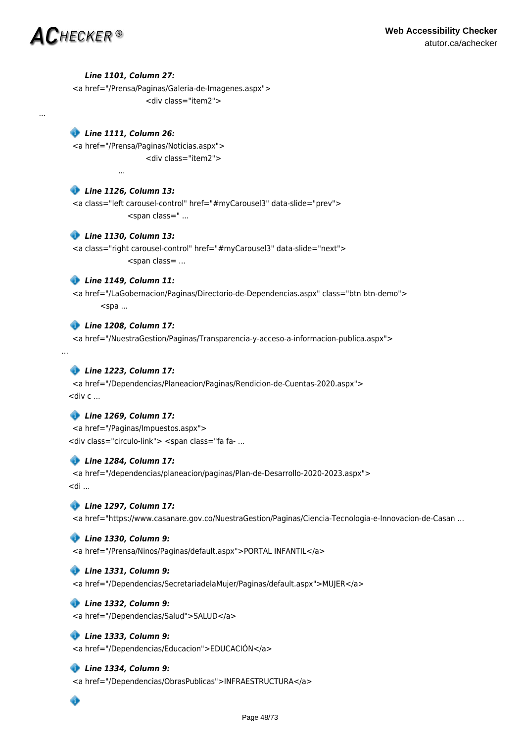***Line 1101, Column 27:***

```
<a href="/Prensa/Paginas/Galeria-de-Imagenes.aspx">
                    <div class="item2">
```

...

***Line 1111, Column 26:***

```
<a href="/Prensa/Paginas/Noticias.aspx">
                    <div class="item2">
              ...
```

***Line 1126, Column 13:***

```
<a class="left carousel-control" href="#myCarousel3" data-slide="prev">
               <span class=" ...
```

***Line 1130, Column 13:***

```
<a class="right carousel-control" href="#myCarousel3" data-slide="next">
               <span class= ...
```

***Line 1149, Column 11:***

```
<a href="/LaGobernacion/Paginas/Directorio-de-Dependencias.aspx" class="btn btn-demo">
        <spa ...
```

***Line 1208, Column 17:***

```
<a href="/NuestraGestion/Paginas/Transparencia-y-acceso-a-informacion-publica.aspx">
...
```

***Line 1223, Column 17:***

```
<a href="/Dependencias/Planeacion/Paginas/Rendicion-de-Cuentas-2020.aspx">
<div c ...
```

***Line 1269, Column 17:***

```
<a href="/Paginas/Impuestos.aspx">
<div class="circulo-link"> <span class="fa fa- ...
```

***Line 1284, Column 17:***

```
<a href="/dependencias/planeacion/paginas/Plan-de-Desarrollo-2020-2023.aspx">
<di ...
```

***Line 1297, Column 17:***

```
<a href="https://www.casanare.gov.co/NuestraGestion/Paginas/Ciencia-Tecnologia-e-Innovacion-de-Casan ...
```

***Line 1330, Column 9:***

```
<a href="/Prensa/Ninos/Paginas/default.aspx">PORTAL INFANTIL</a>
```

***Line 1331, Column 9:***

```
<a href="/Dependencias/SecretariadelaMujer/Paginas/default.aspx">MUJER</a>
```

***Line 1332, Column 9:***

```
<a href="/Dependencias/Salud">SALUD</a>
```

***Line 1333, Column 9:***

```
<a href="/Dependencias/Educacion">EDUCACIÓN</a>
```

***Line 1334, Column 9:***

```
<a href="/Dependencias/ObrasPublicas">INFRAESTRUCTURA</a>
```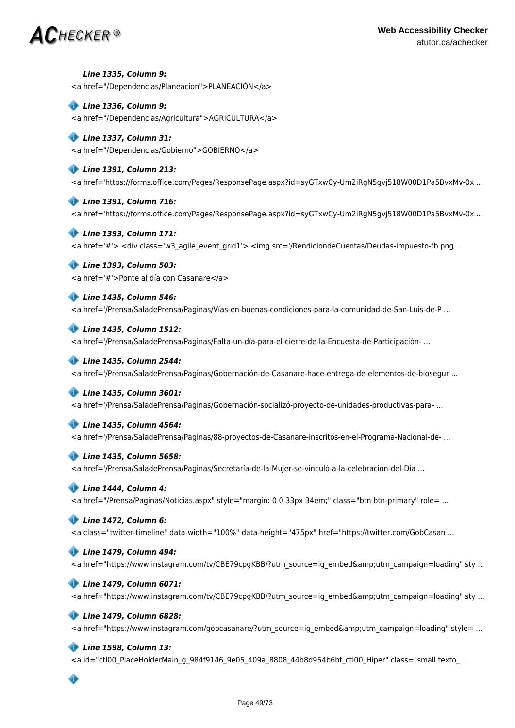***Line 1335, Column 9:***

<a href="/Dependencias/Planeacion">PLANEACIÓN</a>

***Line 1336, Column 9:***

<a href="/Dependencias/Agricultura">AGRICULTURA</a>

***Line 1337, Column 31:***

<a href="/Dependencias/Gobierno">GOBIERNO</a>

***Line 1391, Column 213:***

<a href='https://forms.office.com/Pages/ResponsePage.aspx?id=syGTxwCy-Um2iRgN5gvj518W00D1Pa5BvxMv-0x ...

***Line 1391, Column 716:***

<a href='https://forms.office.com/Pages/ResponsePage.aspx?id=syGTxwCy-Um2iRgN5gvj518W00D1Pa5BvxMv-0x ...

***Line 1393, Column 171:***

<a href='#'> <div class='w3_agile_event_grid1'> <img src='/RendiciondeCuentas/Deudas-impuesto-fb.png ...

***Line 1393, Column 503:***

<a href='#'>Ponte al día con Casanare</a>

***Line 1435, Column 546:***

<a href='/Prensa/SaladePrensa/Paginas/Vías-en-buenas-condiciones-para-la-comunidad-de-San-Luis-de-P ...

***Line 1435, Column 1512:***

<a href='/Prensa/SaladePrensa/Paginas/Falta-un-día-para-el-cierre-de-la-Encuesta-de-Participación- ...

***Line 1435, Column 2544:***

<a href='/Prensa/SaladePrensa/Paginas/Gobernación-de-Casanare-hace-entrega-de-elementos-de-biosegur ...

***Line 1435, Column 3601:***

<a href='/Prensa/SaladePrensa/Paginas/Gobernación-socializó-proyecto-de-unidades-productivas-para- ...

***Line 1435, Column 4564:***

<a href='/Prensa/SaladePrensa/Paginas/88-proyectos-de-Casanare-inscritos-en-el-Programa-Nacional-de- ...

***Line 1435, Column 5658:***

<a href='/Prensa/SaladePrensa/Paginas/Secretaría-de-la-Mujer-se-vinculó-a-la-celebración-del-Día ...

***Line 1444, Column 4:***

<a href="/Prensa/Paginas/Noticias.aspx" style="margin: 0 0 33px 34em;" class="btn btn-primary" role= ...

***Line 1472, Column 6:***

<a class="twitter-timeline" data-width="100%" data-height="475px" href="https://twitter.com/GobCasan ...

***Line 1479, Column 494:***

<a href="https://www.instagram.com/tv/CBE79cpgKBB/?utm_source=ig_embed&amp;utm_campaign=loading" sty ...

***Line 1479, Column 6071:***

<a href="https://www.instagram.com/tv/CBE79cpgKBB/?utm_source=ig_embed&amp;utm_campaign=loading" sty ...

***Line 1479, Column 6828:***

<a href="https://www.instagram.com/gobcasanare/?utm_source=ig_embed&amp;utm_campaign=loading" style= ...

***Line 1598, Column 13:***

<a id="ctl00_PlaceHolderMain_g_984f9146_9e05_409a_8808_44b8d954b6bf_ctl00_Hiper" class="small texto_ ...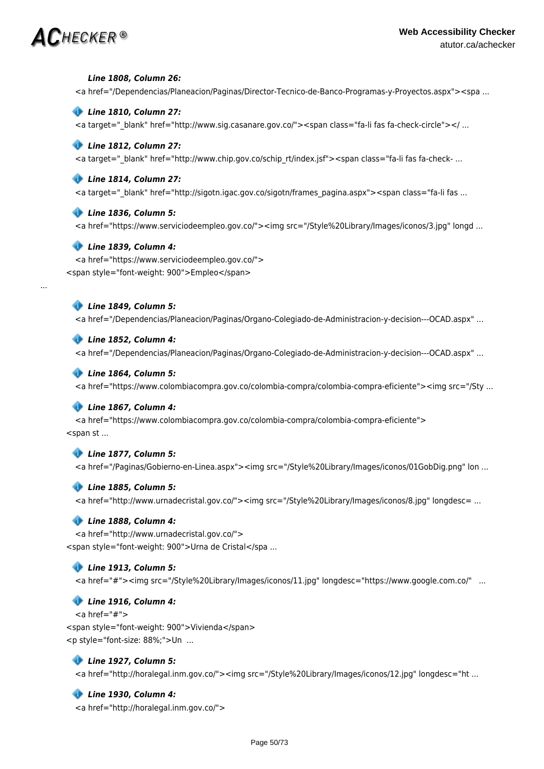***Line 1808, Column 26:***

```
<a href="/Dependencias/Planeacion/Paginas/Director-Tecnico-de-Banco-Programas-y-Proyectos.aspx"><spa ...
```

***Line 1810, Column 27:***

```
<a target="_blank" href="http://www.sig.casanare.gov.co/"><span class="fa-li fas fa-check-circle"></ ...
```

***Line 1812, Column 27:***

```
<a target="_blank" href="http://www.chip.gov.co/schip_rt/index.jsf"><span class="fa-li fas fa-check- ...
```

***Line 1814, Column 27:***

```
<a target="_blank" href="http://sigotn.igac.gov.co/sigotn/frames_pagina.aspx"><span class="fa-li fas ...
```

***Line 1836, Column 5:***

```
<a href="https://www.serviciodeempleo.gov.co/"><img src="/Style%20Library/Images/iconos/3.jpg" longd ...
```

***Line 1839, Column 4:***

```
<a href="https://www.serviciodeempleo.gov.co/">
<span style="font-weight: 900">Empleo</span>

...
```

***Line 1849, Column 5:***

```
<a href="/Dependencias/Planeacion/Paginas/Organo-Colegiado-de-Administracion-y-decision---OCAD.aspx" ...
```

***Line 1852, Column 4:***

```
<a href="/Dependencias/Planeacion/Paginas/Organo-Colegiado-de-Administracion-y-decision---OCAD.aspx" ...
```

***Line 1864, Column 5:***

```
<a href="https://www.colombiacompra.gov.co/colombia-compra/colombia-compra-eficiente"><img src="/Sty ...
```

***Line 1867, Column 4:***

```
<a href="https://www.colombiacompra.gov.co/colombia-compra/colombia-compra-eficiente">
<span st ...
```

***Line 1877, Column 5:***

```
<a href="/Paginas/Gobierno-en-Linea.aspx"><img src="/Style%20Library/Images/iconos/01GobDig.png" lon ...
```

***Line 1885, Column 5:***

```
<a href="http://www.urnadecristal.gov.co/"><img src="/Style%20Library/Images/iconos/8.jpg" longdesc= ...
```

***Line 1888, Column 4:***

```
<a href="http://www.urnadecristal.gov.co/">
<span style="font-weight: 900">Urna de Cristal</spa ...
```

***Line 1913, Column 5:***

```
<a href="#"><img src="/Style%20Library/Images/iconos/11.jpg" longdesc="https://www.google.com.co/"   ...
```

***Line 1916, Column 4:***

```
<a href="#">
<span style="font-weight: 900">Vivienda</span>
<p style="font-size: 88%;">Un  ...
```

***Line 1927, Column 5:***

```
<a href="http://horalegal.inm.gov.co/"><img src="/Style%20Library/Images/iconos/12.jpg" longdesc="ht ...
```

***Line 1930, Column 4:***

```
<a href="http://horalegal.inm.gov.co/">
```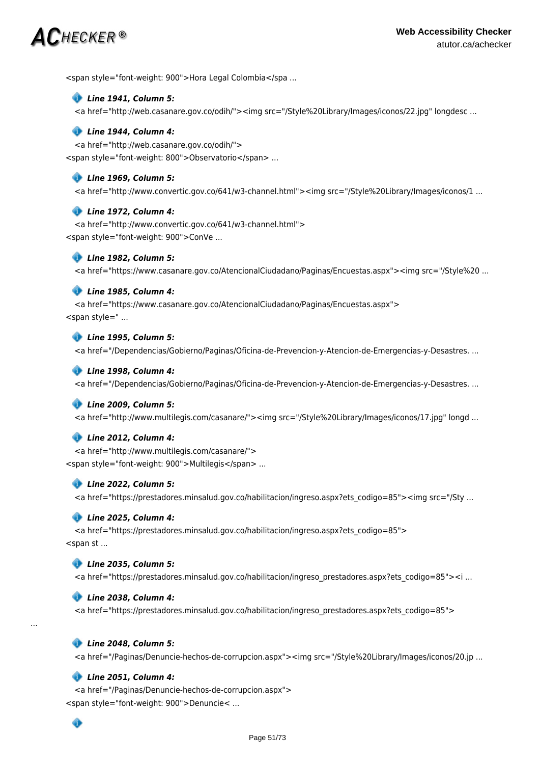<span style="font-weight: 900">Hora Legal Colombia</spa ...

***Line 1941, Column 5:***

<a href="http://web.casanare.gov.co/odih/"><img src="/Style%20Library/Images/iconos/22.jpg" longdesc ...

***Line 1944, Column 4:***

<a href="http://web.casanare.gov.co/odih/">
<span style="font-weight: 800">Observatorio</span> ...

***Line 1969, Column 5:***

<a href="http://www.convertic.gov.co/641/w3-channel.html"><img src="/Style%20Library/Images/iconos/1 ...

***Line 1972, Column 4:***

<a href="http://www.convertic.gov.co/641/w3-channel.html">
<span style="font-weight: 900">ConVe ...

***Line 1982, Column 5:***

<a href="https://www.casanare.gov.co/AtencionalCiudadano/Paginas/Encuestas.aspx"><img src="/Style%20 ...

***Line 1985, Column 4:***

<a href="https://www.casanare.gov.co/AtencionalCiudadano/Paginas/Encuestas.aspx">
<span style=" ...

***Line 1995, Column 5:***

<a href="/Dependencias/Gobierno/Paginas/Oficina-de-Prevencion-y-Atencion-de-Emergencias-y-Desastres. ...

***Line 1998, Column 4:***

<a href="/Dependencias/Gobierno/Paginas/Oficina-de-Prevencion-y-Atencion-de-Emergencias-y-Desastres. ...

***Line 2009, Column 5:***

<a href="http://www.multilegis.com/casanare/"><img src="/Style%20Library/Images/iconos/17.jpg" longd ...

***Line 2012, Column 4:***

<a href="http://www.multilegis.com/casanare/">
<span style="font-weight: 900">Multilegis</span> ...

***Line 2022, Column 5:***

<a href="https://prestadores.minsalud.gov.co/habilitacion/ingreso.aspx?ets_codigo=85"><img src="/Sty ...

***Line 2025, Column 4:***

<a href="https://prestadores.minsalud.gov.co/habilitacion/ingreso.aspx?ets_codigo=85">
<span st ...

***Line 2035, Column 5:***

<a href="https://prestadores.minsalud.gov.co/habilitacion/ingreso_prestadores.aspx?ets_codigo=85"><i ...

***Line 2038, Column 4:***

<a href="https://prestadores.minsalud.gov.co/habilitacion/ingreso_prestadores.aspx?ets_codigo=85">
...

***Line 2048, Column 5:***

<a href="/Paginas/Denuncie-hechos-de-corrupcion.aspx"><img src="/Style%20Library/Images/iconos/20.jp ...

***Line 2051, Column 4:***

<a href="/Paginas/Denuncie-hechos-de-corrupcion.aspx">
<span style="font-weight: 900">Denuncie< ...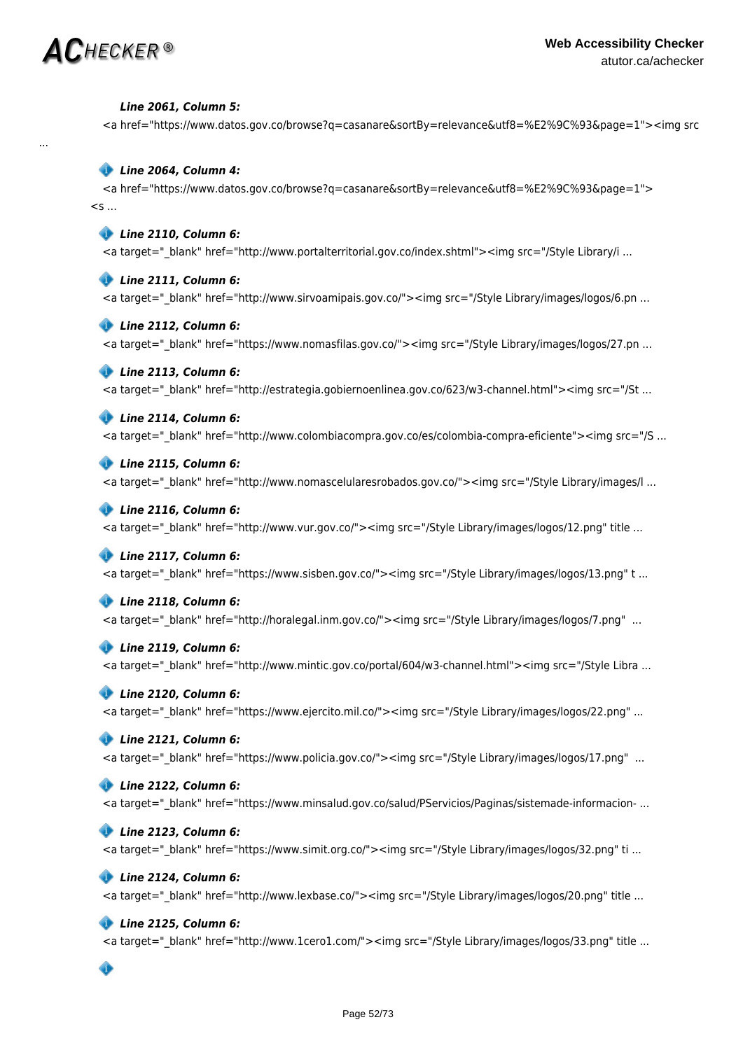***Line 2061, Column 5:***

<a href="https://www.datos.gov.co/browse?q=casanare&sortBy=relevance&utf8=%E2%9C%93&page=1"><img src ...

***Line 2064, Column 4:***

<a href="https://www.datos.gov.co/browse?q=casanare&sortBy=relevance&utf8=%E2%9C%93&page=1"> <s ...

***Line 2110, Column 6:***

<a target="_blank" href="http://www.portalterritorial.gov.co/index.shtml"><img src="/Style Library/i ...

***Line 2111, Column 6:***

<a target="_blank" href="http://www.sirvoamipais.gov.co/"><img src="/Style Library/images/logos/6.pn ...

***Line 2112, Column 6:***

<a target="_blank" href="https://www.nomasfilas.gov.co/"><img src="/Style Library/images/logos/27.pn ...

***Line 2113, Column 6:***

<a target="_blank" href="http://estrategia.gobiernoenlinea.gov.co/623/w3-channel.html"><img src="/St ...

***Line 2114, Column 6:***

<a target="_blank" href="http://www.colombiacompra.gov.co/es/colombia-compra-eficiente"><img src="/S ...

***Line 2115, Column 6:***

<a target="_blank" href="http://www.nomascelularesrobados.gov.co/"><img src="/Style Library/images/l ...

***Line 2116, Column 6:***

<a target="_blank" href="http://www.vur.gov.co/"><img src="/Style Library/images/logos/12.png" title ...

***Line 2117, Column 6:***

<a target="_blank" href="https://www.sisben.gov.co/"><img src="/Style Library/images/logos/13.png" t ...

***Line 2118, Column 6:***

<a target="_blank" href="http://horalegal.inm.gov.co/"><img src="/Style Library/images/logos/7.png" ...

***Line 2119, Column 6:***

<a target="_blank" href="http://www.mintic.gov.co/portal/604/w3-channel.html"><img src="/Style Libra ...

***Line 2120, Column 6:***

<a target="_blank" href="https://www.ejercito.mil.co/"><img src="/Style Library/images/logos/22.png" ...

***Line 2121, Column 6:***

<a target="_blank" href="https://www.policia.gov.co/"><img src="/Style Library/images/logos/17.png" ...

***Line 2122, Column 6:***

<a target="_blank" href="https://www.minsalud.gov.co/salud/PServicios/Paginas/sistemade-informacion- ...

***Line 2123, Column 6:***

<a target="_blank" href="https://www.simit.org.co/"><img src="/Style Library/images/logos/32.png" ti ...

***Line 2124, Column 6:***

<a target="_blank" href="http://www.lexbase.co/"><img src="/Style Library/images/logos/20.png" title ...

***Line 2125, Column 6:***

<a target="_blank" href="http://www.1cero1.com/"><img src="/Style Library/images/logos/33.png" title ...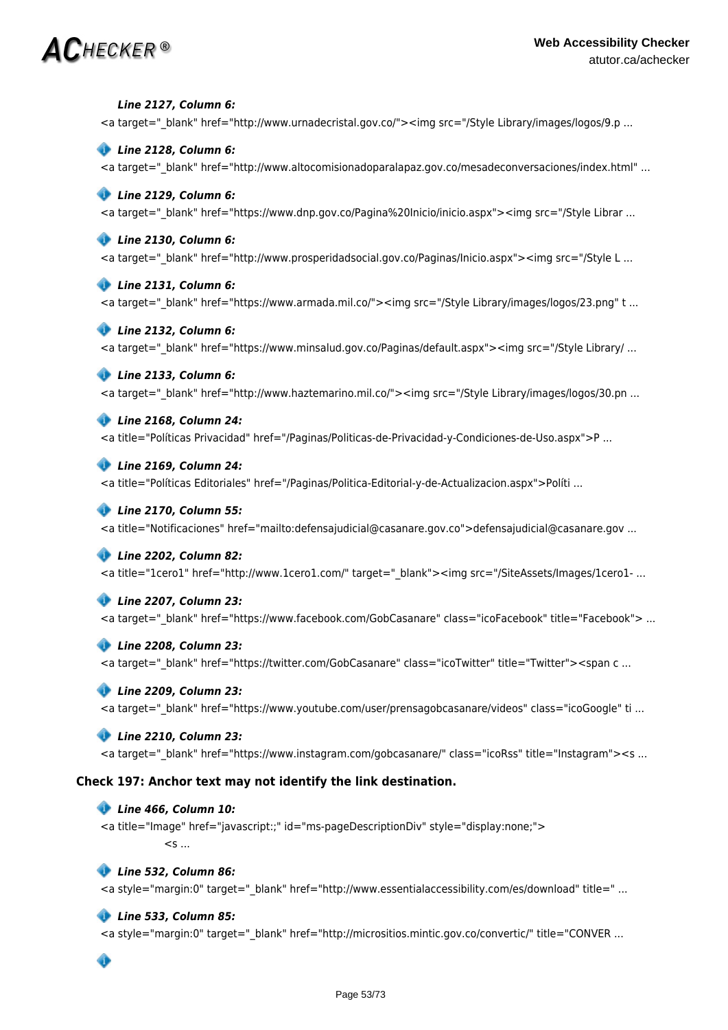***Line 2127, Column 6:***

<a target="_blank" href="http://www.urnadecristal.gov.co/"><img src="/Style Library/images/logos/9.p ...

***Line 2128, Column 6:***

<a target="_blank" href="http://www.altocomisionadoparalapaz.gov.co/mesadeconversaciones/index.html" ...

***Line 2129, Column 6:***

<a target="_blank" href="https://www.dnp.gov.co/Pagina%20Inicio/inicio.aspx"><img src="/Style Librar ...

***Line 2130, Column 6:***

<a target="_blank" href="http://www.prosperidadsocial.gov.co/Paginas/Inicio.aspx"><img src="/Style L ...

***Line 2131, Column 6:***

<a target="_blank" href="https://www.armada.mil.co/"><img src="/Style Library/images/logos/23.png" t ...

***Line 2132, Column 6:***

<a target="_blank" href="https://www.minsalud.gov.co/Paginas/default.aspx"><img src="/Style Library/ ...

***Line 2133, Column 6:***

<a target="_blank" href="http://www.haztemarino.mil.co/"><img src="/Style Library/images/logos/30.pn ...

***Line 2168, Column 24:***

<a title="Políticas Privacidad" href="/Paginas/Politicas-de-Privacidad-y-Condiciones-de-Uso.aspx">P ...

***Line 2169, Column 24:***

<a title="Políticas Editoriales" href="/Paginas/Politica-Editorial-y-de-Actualizacion.aspx">Políti ...

***Line 2170, Column 55:***

<a title="Notificaciones" href="mailto:defensajudicial@casanare.gov.co">defensajudicial@casanare.gov ...

***Line 2202, Column 82:***

<a title="1cero1" href="http://www.1cero1.com/" target="_blank"><img src="/SiteAssets/Images/1cero1- ...

***Line 2207, Column 23:***

<a target="_blank" href="https://www.facebook.com/GobCasanare" class="icoFacebook" title="Facebook"> ...

***Line 2208, Column 23:***

<a target="_blank" href="https://twitter.com/GobCasanare" class="icoTwitter" title="Twitter"><span c ...

***Line 2209, Column 23:***

<a target="_blank" href="https://www.youtube.com/user/prensagobcasanare/videos" class="icoGoogle" ti ...

***Line 2210, Column 23:***

<a target="_blank" href="https://www.instagram.com/gobcasanare/" class="icoRss" title="Instagram"><s ...

**Check 197: Anchor text may not identify the link destination.**

***Line 466, Column 10:***

<a title="Image" href="javascript:;" id="ms-pageDescriptionDiv" style="display:none;">
<s ...

***Line 532, Column 86:***

<a style="margin:0" target="_blank" href="http://www.essentialaccessibility.com/es/download" title=" ...

***Line 533, Column 85:***

<a style="margin:0" target="_blank" href="http://micrositios.mintic.gov.co/convertic/" title="CONVER ...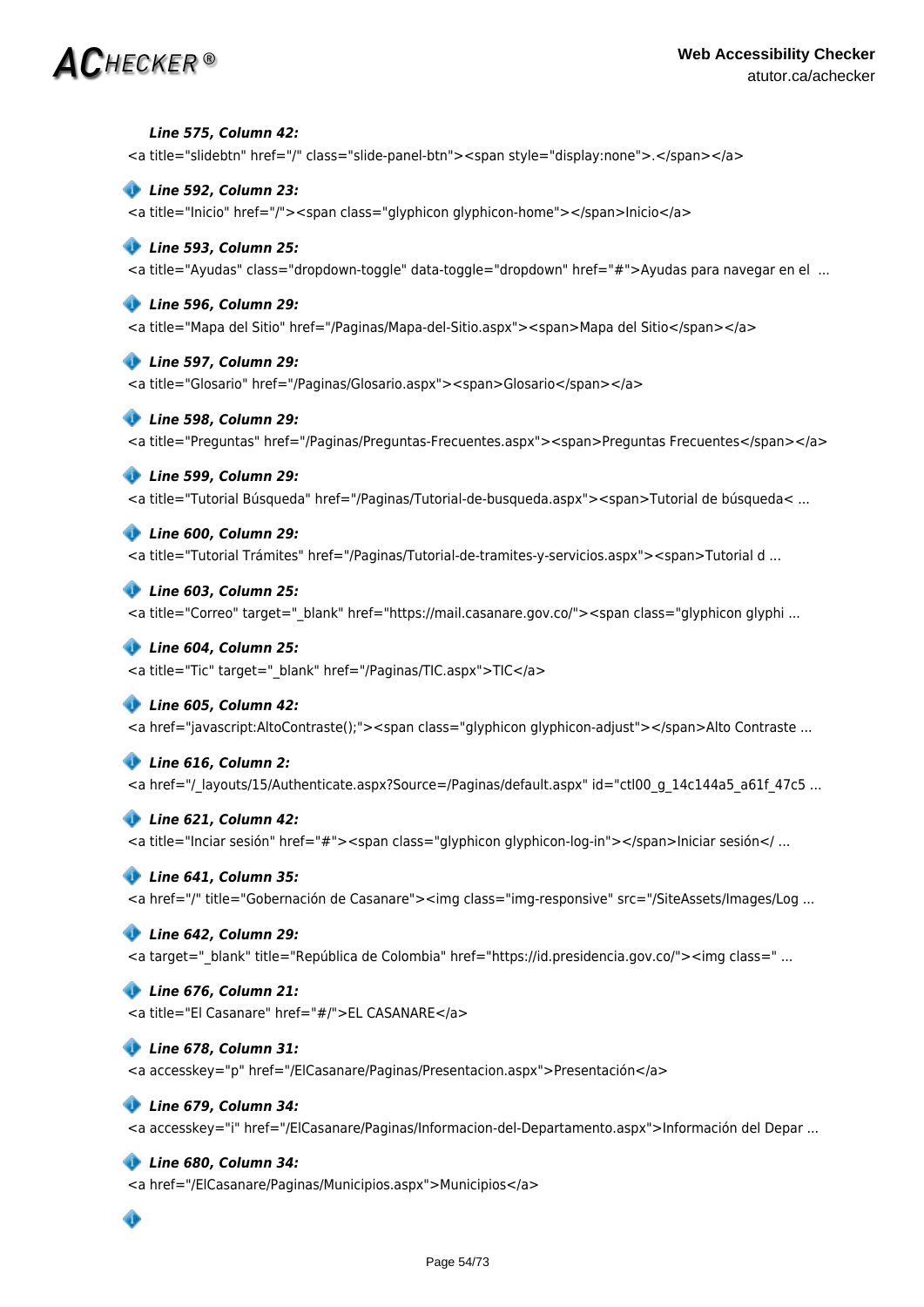***Line 575, Column 42:***

```
<a title="slidebtn" href="/" class="slide-panel-btn"><span style="display:none">.</span></a>
```

***Line 592, Column 23:***

```
<a title="Inicio" href="/"><span class="glyphicon glyphicon-home"></span>Inicio</a>
```

***Line 593, Column 25:***

```
<a title="Ayudas" class="dropdown-toggle" data-toggle="dropdown" href="#">Ayudas para navegar en el ...
```

***Line 596, Column 29:***

```
<a title="Mapa del Sitio" href="/Paginas/Mapa-del-Sitio.aspx"><span>Mapa del Sitio</span></a>
```

***Line 597, Column 29:***

```
<a title="Glosario" href="/Paginas/Glosario.aspx"><span>Glosario</span></a>
```

***Line 598, Column 29:***

```
<a title="Preguntas" href="/Paginas/Preguntas-Frecuentes.aspx"><span>Preguntas Frecuentes</span></a>
```

***Line 599, Column 29:***

```
<a title="Tutorial Búsqueda" href="/Paginas/Tutorial-de-busqueda.aspx"><span>Tutorial de búsqueda< ...
```

***Line 600, Column 29:***

```
<a title="Tutorial Trámites" href="/Paginas/Tutorial-de-tramites-y-servicios.aspx"><span>Tutorial d ...
```

***Line 603, Column 25:***

```
<a title="Correo" target="_blank" href="https://mail.casanare.gov.co/"><span class="glyphicon glyphi ...
```

***Line 604, Column 25:***

```
<a title="Tic" target="_blank" href="/Paginas/TIC.aspx">TIC</a>
```

***Line 605, Column 42:***

```
<a href="javascript:AltoContraste();"><span class="glyphicon glyphicon-adjust"></span>Alto Contraste ...
```

***Line 616, Column 2:***

```
<a href="/_layouts/15/Authenticate.aspx?Source=/Paginas/default.aspx" id="ctl00_g_14c144a5_a61f_47c5 ...
```

***Line 621, Column 42:***

```
<a title="Inciar sesión" href="#"><span class="glyphicon glyphicon-log-in"></span>Iniciar sesión</ ...
```

***Line 641, Column 35:***

```
<a href="/" title="Gobernación de Casanare"><img class="img-responsive" src="/SiteAssets/Images/Log ...
```

***Line 642, Column 29:***

```
<a target="_blank" title="República de Colombia" href="https://id.presidencia.gov.co/"><img class=" ...
```

***Line 676, Column 21:***

```
<a title="El Casanare" href="#/">EL CASANARE</a>
```

***Line 678, Column 31:***

```
<a accesskey="p" href="/ElCasanare/Paginas/Presentacion.aspx">Presentación</a>
```

***Line 679, Column 34:***

```
<a accesskey="i" href="/ElCasanare/Paginas/Informacion-del-Departamento.aspx">Información del Depar ...
```

***Line 680, Column 34:***

```
<a href="/ElCasanare/Paginas/Municipios.aspx">Municipios</a>
```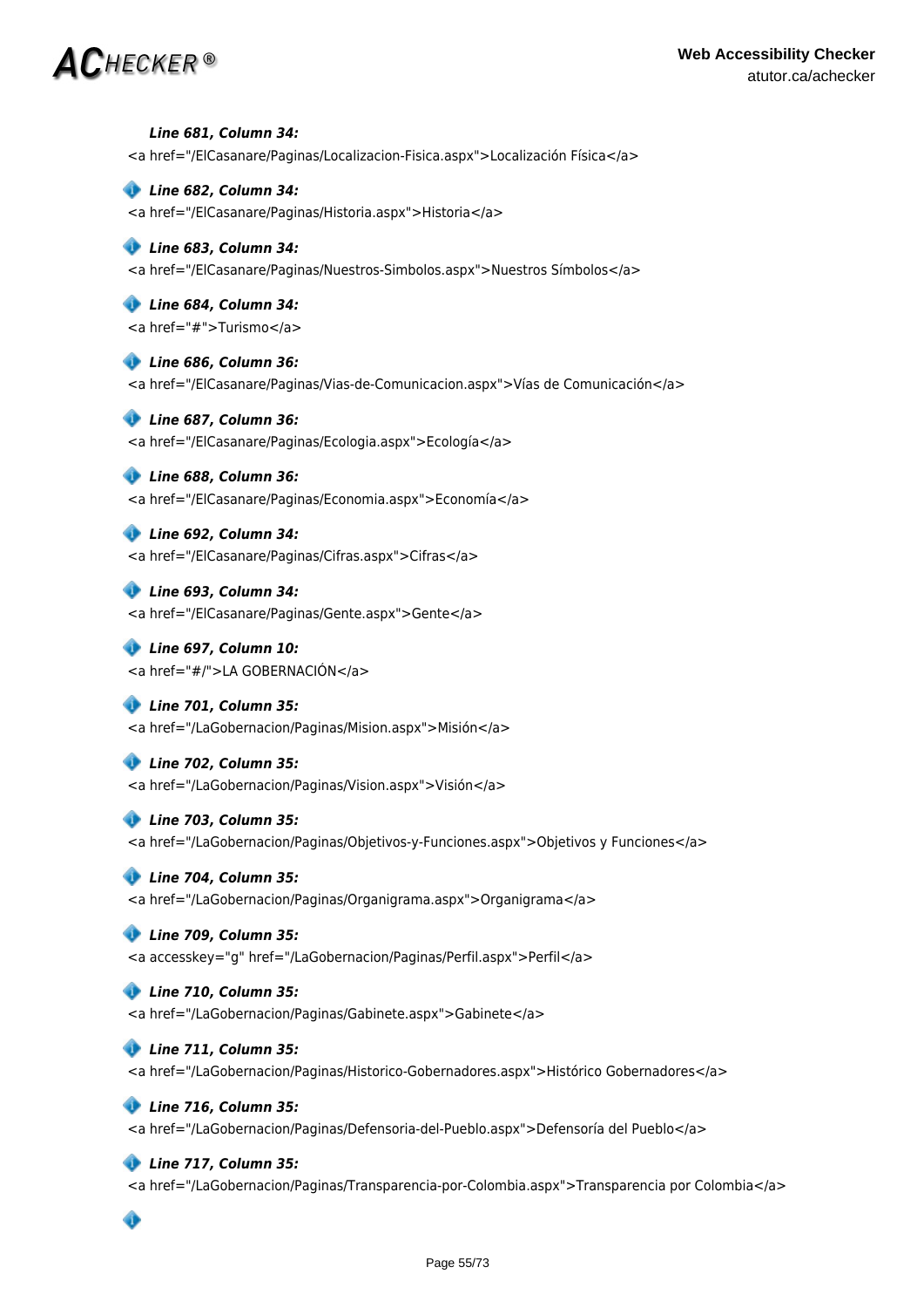***Line 681, Column 34:***

<a href="/ElCasanare/Paginas/Localizacion-Fisica.aspx">Localización Física</a>

***Line 682, Column 34:***

<a href="/ElCasanare/Paginas/Historia.aspx">Historia</a>

***Line 683, Column 34:***

<a href="/ElCasanare/Paginas/Nuestros-Simbolos.aspx">Nuestros Símbolos</a>

***Line 684, Column 34:***

<a href="#">Turismo</a>

***Line 686, Column 36:***

<a href="/ElCasanare/Paginas/Vias-de-Comunicacion.aspx">Vías de Comunicación</a>

***Line 687, Column 36:***

<a href="/ElCasanare/Paginas/Ecologia.aspx">Ecología</a>

***Line 688, Column 36:***

<a href="/ElCasanare/Paginas/Economia.aspx">Economía</a>

***Line 692, Column 34:***

<a href="/ElCasanare/Paginas/Cifras.aspx">Cifras</a>

***Line 693, Column 34:***

<a href="/ElCasanare/Paginas/Gente.aspx">Gente</a>

***Line 697, Column 10:***

<a href="#/">LA GOBERNACIÓN</a>

***Line 701, Column 35:***

<a href="/LaGobernacion/Paginas/Mision.aspx">Misión</a>

***Line 702, Column 35:***

<a href="/LaGobernacion/Paginas/Vision.aspx">Visión</a>

***Line 703, Column 35:***

<a href="/LaGobernacion/Paginas/Objetivos-y-Funciones.aspx">Objetivos y Funciones</a>

***Line 704, Column 35:***

<a href="/LaGobernacion/Paginas/Organigrama.aspx">Organigrama</a>

***Line 709, Column 35:***

<a accesskey="g" href="/LaGobernacion/Paginas/Perfil.aspx">Perfil</a>

***Line 710, Column 35:***

<a href="/LaGobernacion/Paginas/Gabinete.aspx">Gabinete</a>

***Line 711, Column 35:***

<a href="/LaGobernacion/Paginas/Historico-Gobernadores.aspx">Histórico Gobernadores</a>

***Line 716, Column 35:***

<a href="/LaGobernacion/Paginas/Defensoria-del-Pueblo.aspx">Defensoría del Pueblo</a>

***Line 717, Column 35:***

<a href="/LaGobernacion/Paginas/Transparencia-por-Colombia.aspx">Transparencia por Colombia</a>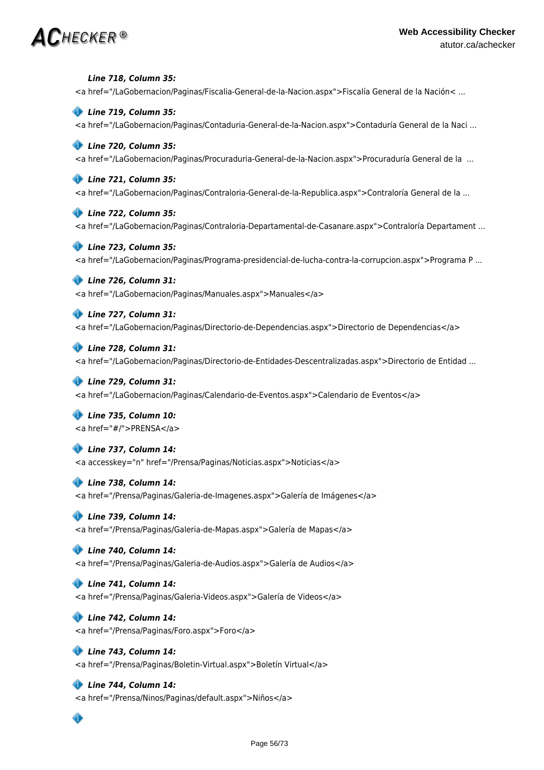***Line 718, Column 35:***

<a href="/LaGobernacion/Paginas/Fiscalia-General-de-la-Nacion.aspx">Fiscalía General de la Nación< ...

***Line 719, Column 35:***

<a href="/LaGobernacion/Paginas/Contaduria-General-de-la-Nacion.aspx">Contaduría General de la Naci ...

***Line 720, Column 35:***

<a href="/LaGobernacion/Paginas/Procuraduria-General-de-la-Nacion.aspx">Procuraduría General de la ...

***Line 721, Column 35:***

<a href="/LaGobernacion/Paginas/Contraloria-General-de-la-Republica.aspx">Contraloría General de la ...

***Line 722, Column 35:***

<a href="/LaGobernacion/Paginas/Contraloria-Departamental-de-Casanare.aspx">Contraloría Departament ...

***Line 723, Column 35:***

<a href="/LaGobernacion/Paginas/Programa-presidencial-de-lucha-contra-la-corrupcion.aspx">Programa P ...

***Line 726, Column 31:***

<a href="/LaGobernacion/Paginas/Manuales.aspx">Manuales</a>

***Line 727, Column 31:***

<a href="/LaGobernacion/Paginas/Directorio-de-Dependencias.aspx">Directorio de Dependencias</a>

***Line 728, Column 31:***

<a href="/LaGobernacion/Paginas/Directorio-de-Entidades-Descentralizadas.aspx">Directorio de Entidad ...

***Line 729, Column 31:***

<a href="/LaGobernacion/Paginas/Calendario-de-Eventos.aspx">Calendario de Eventos</a>

***Line 735, Column 10:***

<a href="#/">PRENSA</a>

***Line 737, Column 14:***

<a accesskey="n" href="/Prensa/Paginas/Noticias.aspx">Noticias</a>

***Line 738, Column 14:***

<a href="/Prensa/Paginas/Galeria-de-Imagenes.aspx">Galería de Imágenes</a>

***Line 739, Column 14:***

<a href="/Prensa/Paginas/Galeria-de-Mapas.aspx">Galería de Mapas</a>

***Line 740, Column 14:***

<a href="/Prensa/Paginas/Galeria-de-Audios.aspx">Galería de Audios</a>

***Line 741, Column 14:***

<a href="/Prensa/Paginas/Galeria-Videos.aspx">Galería de Videos</a>

***Line 742, Column 14:***

<a href="/Prensa/Paginas/Foro.aspx">Foro</a>

***Line 743, Column 14:***

<a href="/Prensa/Paginas/Boletin-Virtual.aspx">Boletín Virtual</a>

***Line 744, Column 14:***

<a href="/Prensa/Ninos/Paginas/default.aspx">Niños</a>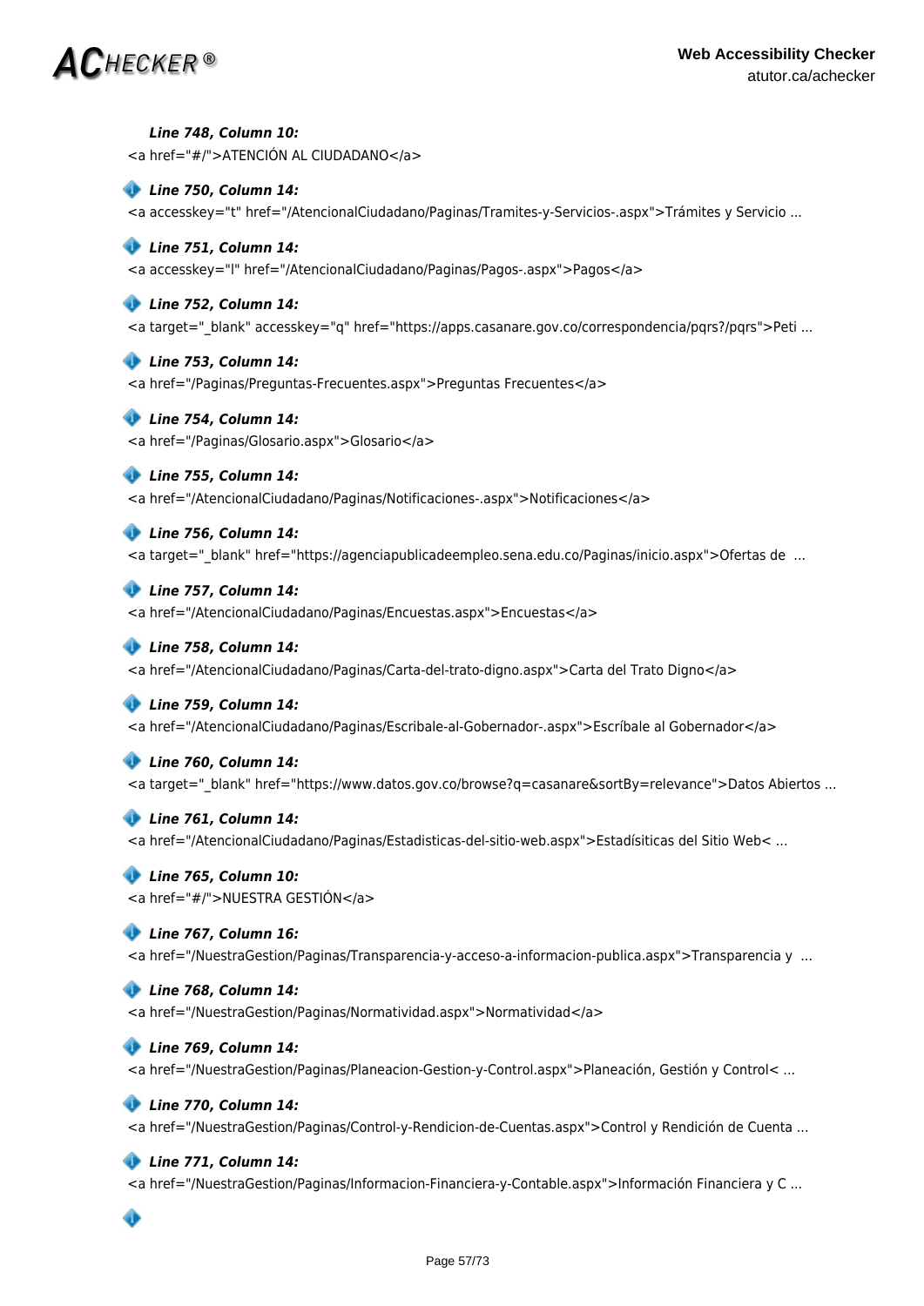***Line 748, Column 10:***

```
<a href="#/">ATENCIÓN AL CIUDADANO</a>
```

***Line 750, Column 14:***

```
<a accesskey="t" href="/AtencionalCiudadano/Paginas/Tramites-y-Servicios-.aspx">Trámites y Servicio ...
```

***Line 751, Column 14:***

```
<a accesskey="l" href="/AtencionalCiudadano/Paginas/Pagos-.aspx">Pagos</a>
```

***Line 752, Column 14:***

```
<a target="_blank" accesskey="q" href="https://apps.casanare.gov.co/correspondencia/pqrs?/pqrs">Peti ...
```

***Line 753, Column 14:***

```
<a href="/Paginas/Preguntas-Frecuentes.aspx">Preguntas Frecuentes</a>
```

***Line 754, Column 14:***

```
<a href="/Paginas/Glosario.aspx">Glosario</a>
```

***Line 755, Column 14:***

```
<a href="/AtencionalCiudadano/Paginas/Notificaciones-.aspx">Notificaciones</a>
```

***Line 756, Column 14:***

```
<a target="_blank" href="https://agenciapublicadeempleo.sena.edu.co/Paginas/inicio.aspx">Ofertas de  ...
```

***Line 757, Column 14:***

```
<a href="/AtencionalCiudadano/Paginas/Encuestas.aspx">Encuestas</a>
```

***Line 758, Column 14:***

```
<a href="/AtencionalCiudadano/Paginas/Carta-del-trato-digno.aspx">Carta del Trato Digno</a>
```

***Line 759, Column 14:***

```
<a href="/AtencionalCiudadano/Paginas/Escribale-al-Gobernador-.aspx">Escríbale al Gobernador</a>
```

***Line 760, Column 14:***

```
<a target="_blank" href="https://www.datos.gov.co/browse?q=casanare&sortBy=relevance">Datos Abiertos ...
```

***Line 761, Column 14:***

```
<a href="/AtencionalCiudadano/Paginas/Estadisticas-del-sitio-web.aspx">Estadísiticas del Sitio Web< ...
```

***Line 765, Column 10:***

```
<a href="#/">NUESTRA GESTIÓN</a>
```

***Line 767, Column 16:***

```
<a href="/NuestraGestion/Paginas/Transparencia-y-acceso-a-informacion-publica.aspx">Transparencia y  ...
```

***Line 768, Column 14:***

```
<a href="/NuestraGestion/Paginas/Normatividad.aspx">Normatividad</a>
```

***Line 769, Column 14:***

```
<a href="/NuestraGestion/Paginas/Planeacion-Gestion-y-Control.aspx">Planeación, Gestión y Control< ...
```

***Line 770, Column 14:***

```
<a href="/NuestraGestion/Paginas/Control-y-Rendicion-de-Cuentas.aspx">Control y Rendición de Cuenta ...
```

***Line 771, Column 14:***

```
<a href="/NuestraGestion/Paginas/Informacion-Financiera-y-Contable.aspx">Información Financiera y C ...
```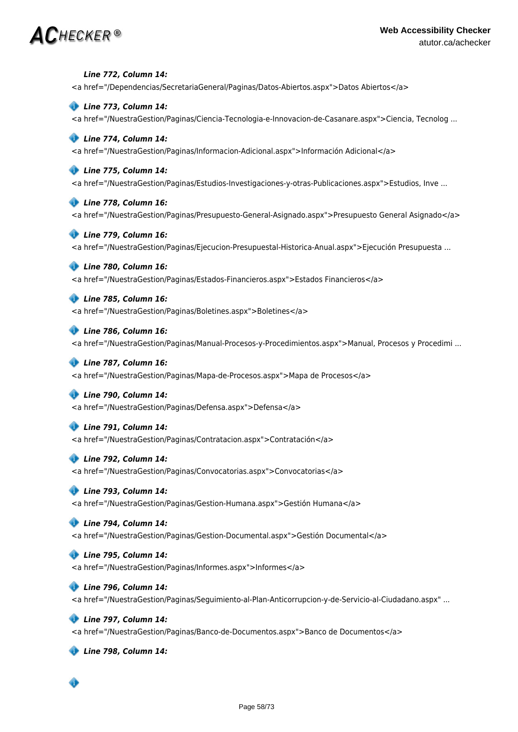***Line 772, Column 14:***

```
<a href="/Dependencias/SecretariaGeneral/Paginas/Datos-Abiertos.aspx">Datos Abiertos</a>
```

***Line 773, Column 14:***

```
<a href="/NuestraGestion/Paginas/Ciencia-Tecnologia-e-Innovacion-de-Casanare.aspx">Ciencia, Tecnolog ...
```

***Line 774, Column 14:***

```
<a href="/NuestraGestion/Paginas/Informacion-Adicional.aspx">Información Adicional</a>
```

***Line 775, Column 14:***

```
<a href="/NuestraGestion/Paginas/Estudios-Investigaciones-y-otras-Publicaciones.aspx">Estudios, Inve ...
```

***Line 778, Column 16:***

```
<a href="/NuestraGestion/Paginas/Presupuesto-General-Asignado.aspx">Presupuesto General Asignado</a>
```

***Line 779, Column 16:***

```
<a href="/NuestraGestion/Paginas/Ejecucion-Presupuestal-Historica-Anual.aspx">Ejecución Presupuesta ...
```

***Line 780, Column 16:***

```
<a href="/NuestraGestion/Paginas/Estados-Financieros.aspx">Estados Financieros</a>
```

***Line 785, Column 16:***

```
<a href="/NuestraGestion/Paginas/Boletines.aspx">Boletines</a>
```

***Line 786, Column 16:***

```
<a href="/NuestraGestion/Paginas/Manual-Procesos-y-Procedimientos.aspx">Manual, Procesos y Procedimi ...
```

***Line 787, Column 16:***

```
<a href="/NuestraGestion/Paginas/Mapa-de-Procesos.aspx">Mapa de Procesos</a>
```

***Line 790, Column 14:***

```
<a href="/NuestraGestion/Paginas/Defensa.aspx">Defensa</a>
```

***Line 791, Column 14:***

```
<a href="/NuestraGestion/Paginas/Contratacion.aspx">Contratación</a>
```

***Line 792, Column 14:***

```
<a href="/NuestraGestion/Paginas/Convocatorias.aspx">Convocatorias</a>
```

***Line 793, Column 14:***

```
<a href="/NuestraGestion/Paginas/Gestion-Humana.aspx">Gestión Humana</a>
```

***Line 794, Column 14:***

```
<a href="/NuestraGestion/Paginas/Gestion-Documental.aspx">Gestión Documental</a>
```

***Line 795, Column 14:***

```
<a href="/NuestraGestion/Paginas/Informes.aspx">Informes</a>
```

***Line 796, Column 14:***

```
<a href="/NuestraGestion/Paginas/Seguimiento-al-Plan-Anticorrupcion-y-de-Servicio-al-Ciudadano.aspx" ...
```

***Line 797, Column 14:***

```
<a href="/NuestraGestion/Paginas/Banco-de-Documentos.aspx">Banco de Documentos</a>
```

***Line 798, Column 14:***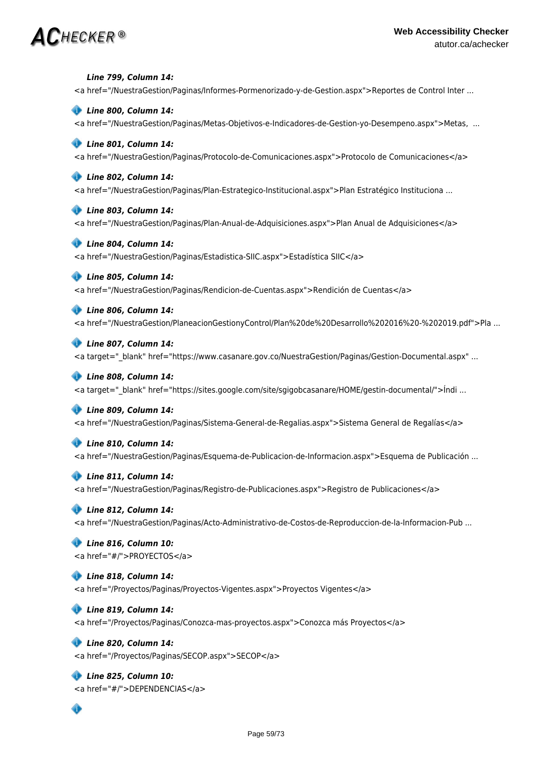***Line 799, Column 14:***

<a href="/NuestraGestion/Paginas/Informes-Pormenorizado-y-de-Gestion.aspx">Reportes de Control Inter ...

***Line 800, Column 14:***

<a href="/NuestraGestion/Paginas/Metas-Objetivos-e-Indicadores-de-Gestion-yo-Desempeno.aspx">Metas,  ...

***Line 801, Column 14:***

<a href="/NuestraGestion/Paginas/Protocolo-de-Comunicaciones.aspx">Protocolo de Comunicaciones</a>

***Line 802, Column 14:***

<a href="/NuestraGestion/Paginas/Plan-Estrategico-Institucional.aspx">Plan Estratégico Instituciona ...

***Line 803, Column 14:***

<a href="/NuestraGestion/Paginas/Plan-Anual-de-Adquisiciones.aspx">Plan Anual de Adquisiciones</a>

***Line 804, Column 14:***

<a href="/NuestraGestion/Paginas/Estadistica-SIIC.aspx">Estadística SIIC</a>

***Line 805, Column 14:***

<a href="/NuestraGestion/Paginas/Rendicion-de-Cuentas.aspx">Rendición de Cuentas</a>

***Line 806, Column 14:***

<a href="/NuestraGestion/PlaneacionGestionyControl/Plan%20de%20Desarrollo%202016%20-%202019.pdf">Pla ...

***Line 807, Column 14:***

<a target="_blank" href="https://www.casanare.gov.co/NuestraGestion/Paginas/Gestion-Documental.aspx" ...

***Line 808, Column 14:***

<a target="_blank" href="https://sites.google.com/site/sgigobcasanare/HOME/gestin-documental/">Índi ...

***Line 809, Column 14:***

<a href="/NuestraGestion/Paginas/Sistema-General-de-Regalias.aspx">Sistema General de Regalías</a>

***Line 810, Column 14:***

<a href="/NuestraGestion/Paginas/Esquema-de-Publicacion-de-Informacion.aspx">Esquema de Publicación ...

***Line 811, Column 14:***

<a href="/NuestraGestion/Paginas/Registro-de-Publicaciones.aspx">Registro de Publicaciones</a>

***Line 812, Column 14:***

<a href="/NuestraGestion/Paginas/Acto-Administrativo-de-Costos-de-Reproduccion-de-la-Informacion-Pub ...

***Line 816, Column 10:***

<a href="#/">PROYECTOS</a>

***Line 818, Column 14:***

<a href="/Proyectos/Paginas/Proyectos-Vigentes.aspx">Proyectos Vigentes</a>

***Line 819, Column 14:***

<a href="/Proyectos/Paginas/Conozca-mas-proyectos.aspx">Conozca más Proyectos</a>

***Line 820, Column 14:***

<a href="/Proyectos/Paginas/SECOP.aspx">SECOP</a>

***Line 825, Column 10:***

<a href="#/">DEPENDENCIAS</a>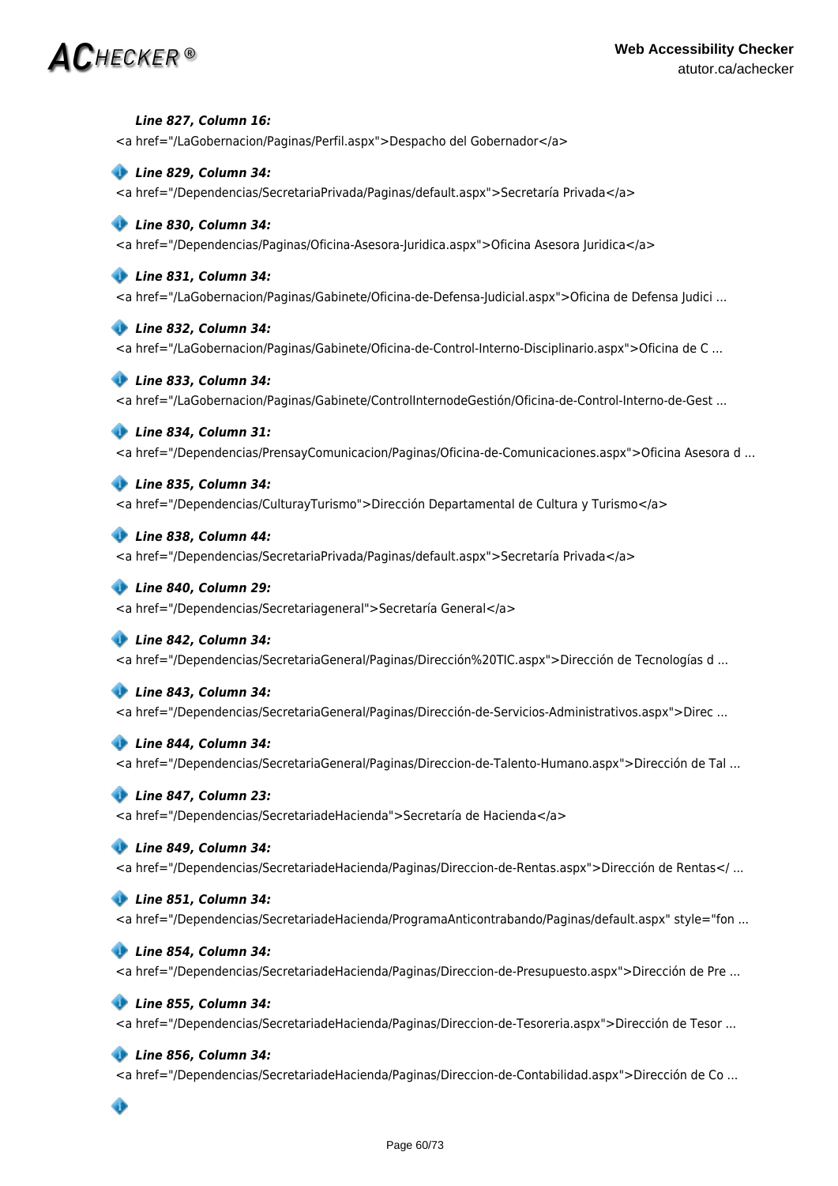***Line 827, Column 16:***

<a href="/LaGobernacion/Paginas/Perfil.aspx">Despacho del Gobernador</a>

***Line 829, Column 34:***

<a href="/Dependencias/SecretariaPrivada/Paginas/default.aspx">Secretaría Privada</a>

***Line 830, Column 34:***

<a href="/Dependencias/Paginas/Oficina-Asesora-Juridica.aspx">Oficina Asesora Juridica</a>

***Line 831, Column 34:***

<a href="/LaGobernacion/Paginas/Gabinete/Oficina-de-Defensa-Judicial.aspx">Oficina de Defensa Judici ...

***Line 832, Column 34:***

<a href="/LaGobernacion/Paginas/Gabinete/Oficina-de-Control-Interno-Disciplinario.aspx">Oficina de C ...

***Line 833, Column 34:***

<a href="/LaGobernacion/Paginas/Gabinete/ControlInternodeGestión/Oficina-de-Control-Interno-de-Gest ...

***Line 834, Column 31:***

<a href="/Dependencias/PrensayComunicacion/Paginas/Oficina-de-Comunicaciones.aspx">Oficina Asesora d ...

***Line 835, Column 34:***

<a href="/Dependencias/CulturayTurismo">Dirección Departamental de Cultura y Turismo</a>

***Line 838, Column 44:***

<a href="/Dependencias/SecretariaPrivada/Paginas/default.aspx">Secretaría Privada</a>

***Line 840, Column 29:***

<a href="/Dependencias/Secretariageneral">Secretaría General</a>

***Line 842, Column 34:***

<a href="/Dependencias/SecretariaGeneral/Paginas/Dirección%20TIC.aspx">Dirección de Tecnologías d ...

***Line 843, Column 34:***

<a href="/Dependencias/SecretariaGeneral/Paginas/Dirección-de-Servicios-Administrativos.aspx">Direc ...

***Line 844, Column 34:***

<a href="/Dependencias/SecretariaGeneral/Paginas/Direccion-de-Talento-Humano.aspx">Dirección de Tal ...

***Line 847, Column 23:***

<a href="/Dependencias/SecretariadeHacienda">Secretaría de Hacienda</a>

***Line 849, Column 34:***

<a href="/Dependencias/SecretariadeHacienda/Paginas/Direccion-de-Rentas.aspx">Dirección de Rentas</ ...

***Line 851, Column 34:***

<a href="/Dependencias/SecretariadeHacienda/ProgramaAnticontrabando/Paginas/default.aspx" style="fon ...

***Line 854, Column 34:***

<a href="/Dependencias/SecretariadeHacienda/Paginas/Direccion-de-Presupuesto.aspx">Dirección de Pre ...

***Line 855, Column 34:***

<a href="/Dependencias/SecretariadeHacienda/Paginas/Direccion-de-Tesoreria.aspx">Dirección de Tesor ...

***Line 856, Column 34:***

<a href="/Dependencias/SecretariadeHacienda/Paginas/Direccion-de-Contabilidad.aspx">Dirección de Co ...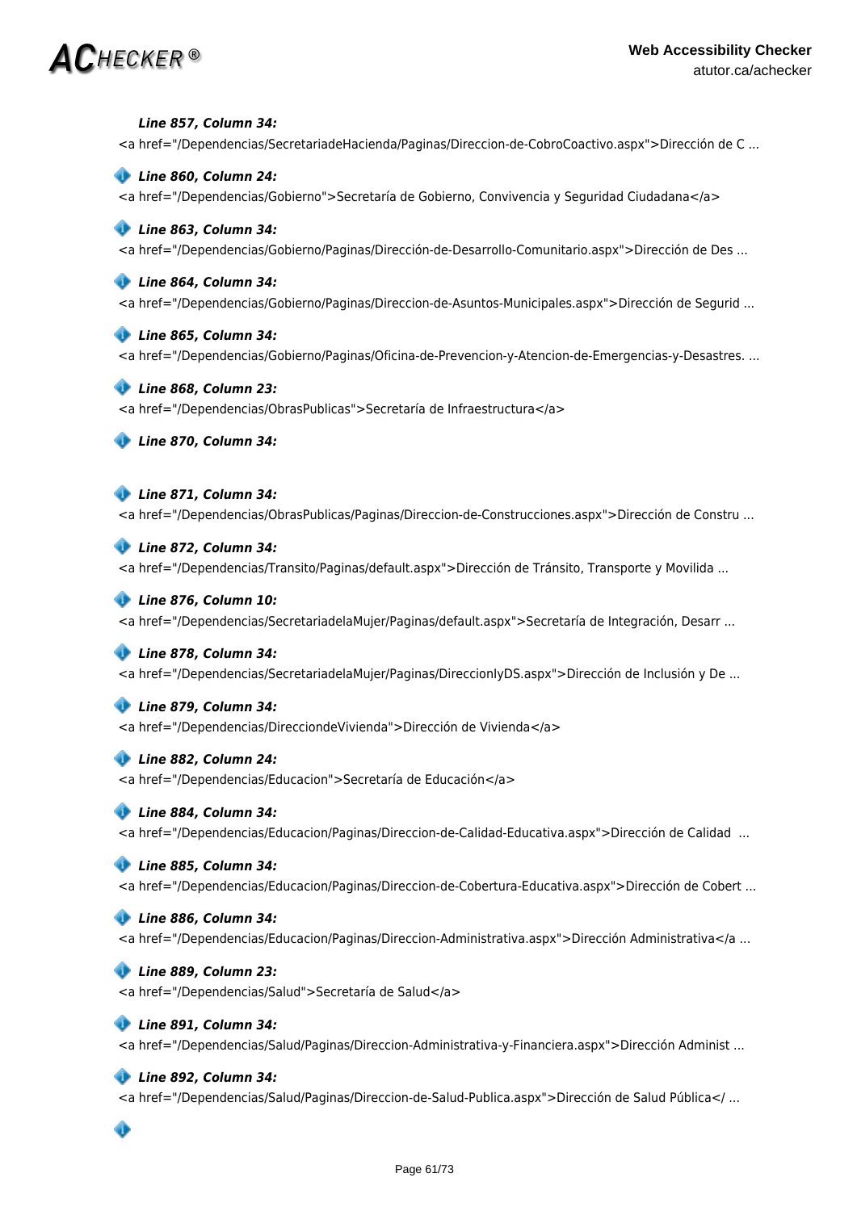***Line 857, Column 34:***

```
<a href="/Dependencias/SecretariadeHacienda/Paginas/Direccion-de-CobroCoactivo.aspx">Dirección de C ...
```

***Line 860, Column 24:***

```
<a href="/Dependencias/Gobierno">Secretaría de Gobierno, Convivencia y Seguridad Ciudadana</a>
```

***Line 863, Column 34:***

```
<a href="/Dependencias/Gobierno/Paginas/Dirección-de-Desarrollo-Comunitario.aspx">Dirección de Des ...
```

***Line 864, Column 34:***

```
<a href="/Dependencias/Gobierno/Paginas/Direccion-de-Asuntos-Municipales.aspx">Dirección de Segurid ...
```

***Line 865, Column 34:***

```
<a href="/Dependencias/Gobierno/Paginas/Oficina-de-Prevencion-y-Atencion-de-Emergencias-y-Desastres. ...
```

***Line 868, Column 23:***

```
<a href="/Dependencias/ObrasPublicas">Secretaría de Infraestructura</a>
```

***Line 870, Column 34:***

***Line 871, Column 34:***

```
<a href="/Dependencias/ObrasPublicas/Paginas/Direccion-de-Construcciones.aspx">Dirección de Constru ...
```

***Line 872, Column 34:***

```
<a href="/Dependencias/Transito/Paginas/default.aspx">Dirección de Tránsito, Transporte y Movilida ...
```

***Line 876, Column 10:***

```
<a href="/Dependencias/SecretariadelaMujer/Paginas/default.aspx">Secretaría de Integración, Desarr ...
```

***Line 878, Column 34:***

```
<a href="/Dependencias/SecretariadelaMujer/Paginas/DireccionIyDS.aspx">Dirección de Inclusión y De ...
```

***Line 879, Column 34:***

```
<a href="/Dependencias/DirecciondeVivienda">Dirección de Vivienda</a>
```

***Line 882, Column 24:***

```
<a href="/Dependencias/Educacion">Secretaría de Educación</a>
```

***Line 884, Column 34:***

```
<a href="/Dependencias/Educacion/Paginas/Direccion-de-Calidad-Educativa.aspx">Dirección de Calidad  ...
```

***Line 885, Column 34:***

```
<a href="/Dependencias/Educacion/Paginas/Direccion-de-Cobertura-Educativa.aspx">Dirección de Cobert ...
```

***Line 886, Column 34:***

```
<a href="/Dependencias/Educacion/Paginas/Direccion-Administrativa.aspx">Dirección Administrativa</a ...
```

***Line 889, Column 23:***

```
<a href="/Dependencias/Salud">Secretaría de Salud</a>
```

***Line 891, Column 34:***

```
<a href="/Dependencias/Salud/Paginas/Direccion-Administrativa-y-Financiera.aspx">Dirección Administ ...
```

***Line 892, Column 34:***

```
<a href="/Dependencias/Salud/Paginas/Direccion-de-Salud-Publica.aspx">Dirección de Salud Pública</ ...
```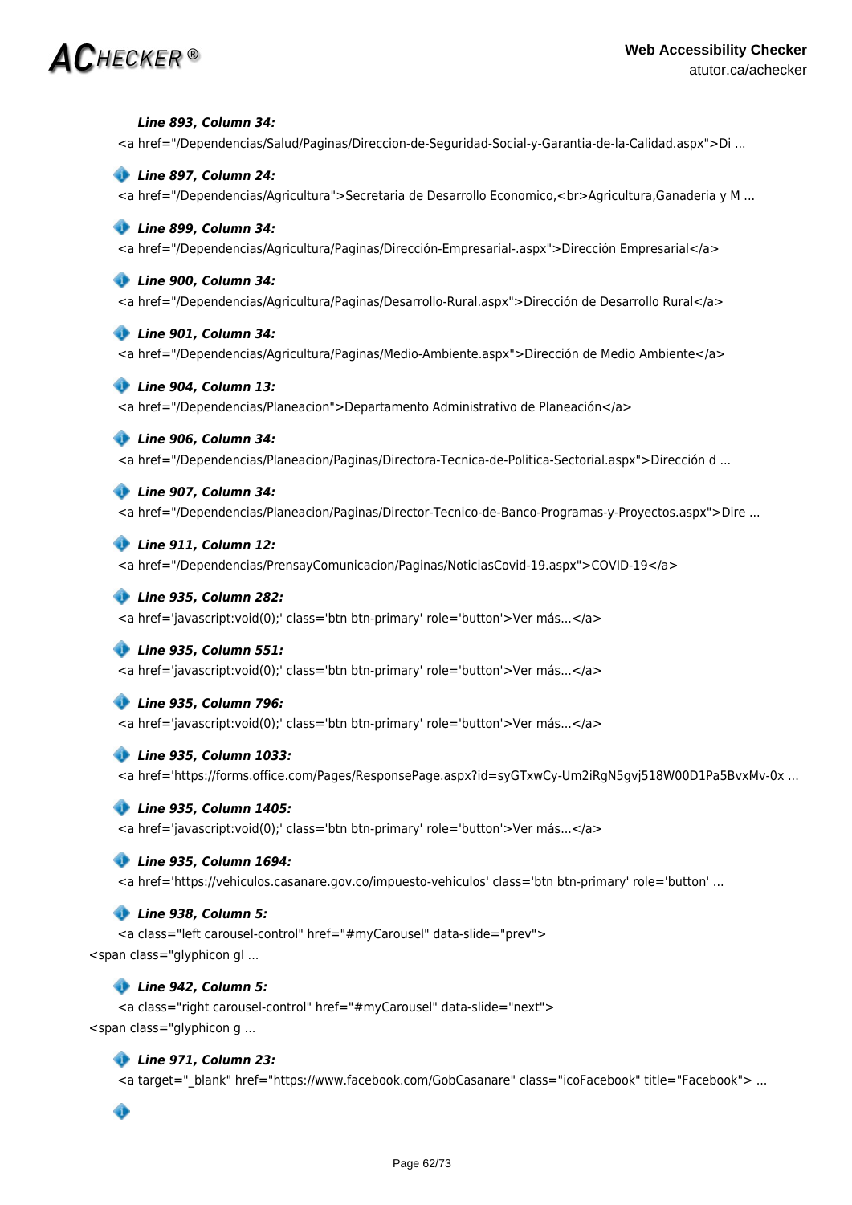***Line 893, Column 34:***

<a href="/Dependencias/Salud/Paginas/Direccion-de-Seguridad-Social-y-Garantia-de-la-Calidad.aspx">Di ...

***Line 897, Column 24:***

<a href="/Dependencias/Agricultura">Secretaria de Desarrollo Economico,<br>Agricultura,Ganaderia y M ...

***Line 899, Column 34:***

<a href="/Dependencias/Agricultura/Paginas/Dirección-Empresarial-.aspx">Dirección Empresarial</a>

***Line 900, Column 34:***

<a href="/Dependencias/Agricultura/Paginas/Desarrollo-Rural.aspx">Dirección de Desarrollo Rural</a>

***Line 901, Column 34:***

<a href="/Dependencias/Agricultura/Paginas/Medio-Ambiente.aspx">Dirección de Medio Ambiente</a>

***Line 904, Column 13:***

<a href="/Dependencias/Planeacion">Departamento Administrativo de Planeación</a>

***Line 906, Column 34:***

<a href="/Dependencias/Planeacion/Paginas/Directora-Tecnica-de-Politica-Sectorial.aspx">Dirección d ...

***Line 907, Column 34:***

<a href="/Dependencias/Planeacion/Paginas/Director-Tecnico-de-Banco-Programas-y-Proyectos.aspx">Dire ...

***Line 911, Column 12:***

<a href="/Dependencias/PrensayComunicacion/Paginas/NoticiasCovid-19.aspx">COVID-19</a>

***Line 935, Column 282:***

<a href='javascript:void(0);' class='btn btn-primary' role='button'>Ver más...</a>

***Line 935, Column 551:***

<a href='javascript:void(0);' class='btn btn-primary' role='button'>Ver más...</a>

***Line 935, Column 796:***

<a href='javascript:void(0);' class='btn btn-primary' role='button'>Ver más...</a>

***Line 935, Column 1033:***

<a href='https://forms.office.com/Pages/ResponsePage.aspx?id=syGTxwCy-Um2iRgN5gvj518W00D1Pa5BvxMv-0x ...

***Line 935, Column 1405:***

<a href='javascript:void(0);' class='btn btn-primary' role='button'>Ver más...</a>

***Line 935, Column 1694:***

<a href='https://vehiculos.casanare.gov.co/impuesto-vehiculos' class='btn btn-primary' role='button' ...

***Line 938, Column 5:***

<a class="left carousel-control" href="#myCarousel" data-slide="prev">
<span class="glyphicon gl ...

***Line 942, Column 5:***

<a class="right carousel-control" href="#myCarousel" data-slide="next">
<span class="glyphicon g ...

***Line 971, Column 23:***

<a target="_blank" href="https://www.facebook.com/GobCasanare" class="icoFacebook" title="Facebook"> ...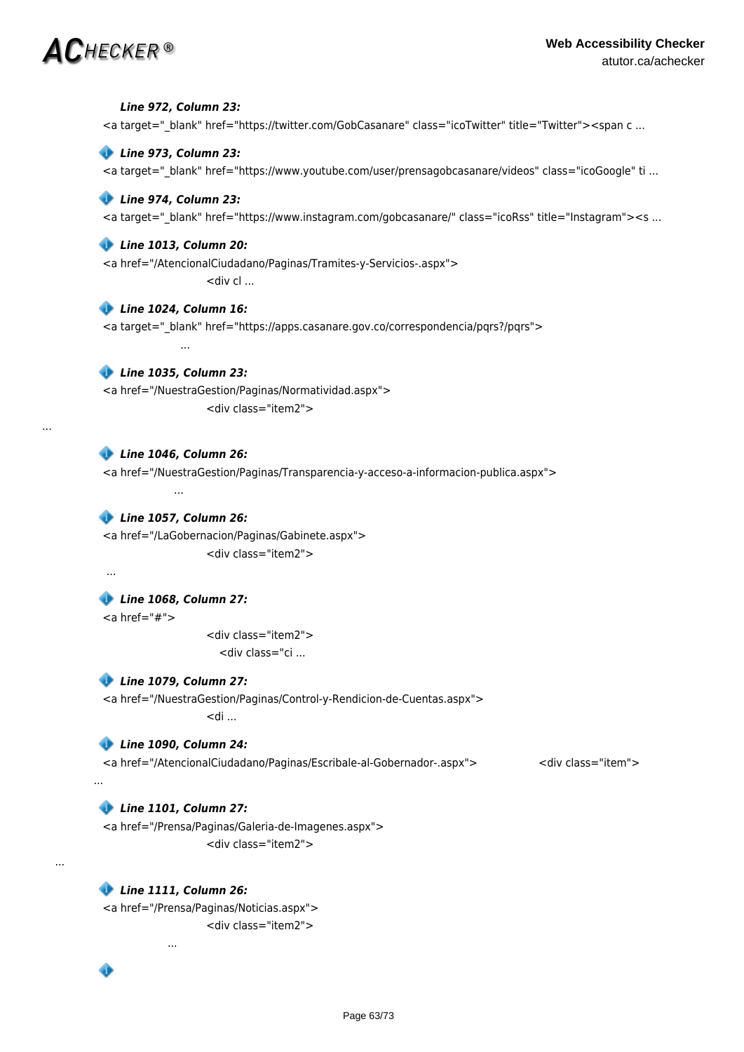***Line 972, Column 23:***

```
<a target="_blank" href="https://twitter.com/GobCasanare" class="icoTwitter" title="Twitter"><span c ...
```

***Line 973, Column 23:***

```
<a target="_blank" href="https://www.youtube.com/user/prensagobcasanare/videos" class="icoGoogle" ti ...
```

***Line 974, Column 23:***

```
<a target="_blank" href="https://www.instagram.com/gobcasanare/" class="icoRss" title="Instagram"><s ...
```

***Line 1013, Column 20:***

```
<a href="/AtencionalCiudadano/Paginas/Tramites-y-Servicios-.aspx">
                    <div cl ...
```

***Line 1024, Column 16:***

```
<a target="_blank" href="https://apps.casanare.gov.co/correspondencia/pqrs?/pqrs">
                ...
```

***Line 1035, Column 23:***

```
<a href="/NuestraGestion/Paginas/Normatividad.aspx">
                    <div class="item2">
...
```

***Line 1046, Column 26:***

```
<a href="/NuestraGestion/Paginas/Transparencia-y-acceso-a-informacion-publica.aspx">
                ...
```

***Line 1057, Column 26:***

```
<a href="/LaGobernacion/Paginas/Gabinete.aspx">
                    <div class="item2">
  ...
```

***Line 1068, Column 27:***

```
<a href="#">
                    <div class="item2">
                      <div class="ci ...
```

***Line 1079, Column 27:***

```
<a href="/NuestraGestion/Paginas/Control-y-Rendicion-de-Cuentas.aspx">
                    <di ...
```

***Line 1090, Column 24:***

```
<a href="/AtencionalCiudadano/Paginas/Escribale-al-Gobernador-.aspx">                <div class="item">
...
```

***Line 1101, Column 27:***

```
<a href="/Prensa/Paginas/Galeria-de-Imagenes.aspx">
                    <div class="item2">
...
```

***Line 1111, Column 26:***

```
<a href="/Prensa/Paginas/Noticias.aspx">
                    <div class="item2">
              ...
```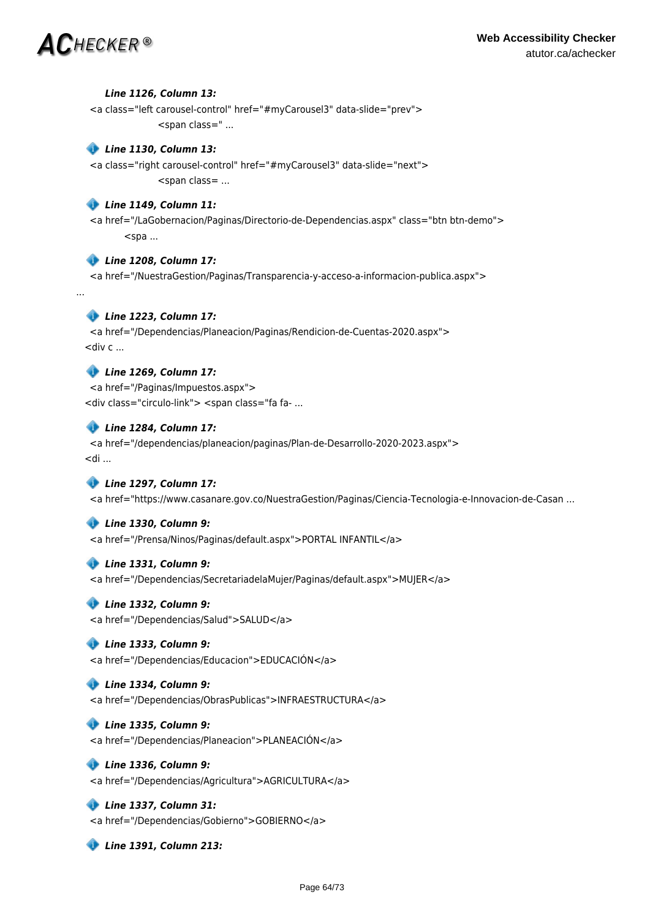***Line 1126, Column 13:***

```
<a class="left carousel-control" href="#myCarousel3" data-slide="prev">
                <span class=" ...
```

***Line 1130, Column 13:***

```
<a class="right carousel-control" href="#myCarousel3" data-slide="next">
                <span class= ...
```

***Line 1149, Column 11:***

```
<a href="/LaGobernacion/Paginas/Directorio-de-Dependencias.aspx" class="btn btn-demo">
        <spa ...
```

***Line 1208, Column 17:***

```
<a href="/NuestraGestion/Paginas/Transparencia-y-acceso-a-informacion-publica.aspx">
...
```

***Line 1223, Column 17:***

```
<a href="/Dependencias/Planeacion/Paginas/Rendicion-de-Cuentas-2020.aspx">
<div c ...
```

***Line 1269, Column 17:***

```
<a href="/Paginas/Impuestos.aspx">
<div class="circulo-link"> <span class="fa fa- ...
```

***Line 1284, Column 17:***

```
<a href="/dependencias/planeacion/paginas/Plan-de-Desarrollo-2020-2023.aspx">
<di ...
```

***Line 1297, Column 17:***

```
<a href="https://www.casanare.gov.co/NuestraGestion/Paginas/Ciencia-Tecnologia-e-Innovacion-de-Casan ...
```

***Line 1330, Column 9:***

```
<a href="/Prensa/Ninos/Paginas/default.aspx">PORTAL INFANTIL</a>
```

***Line 1331, Column 9:***

```
<a href="/Dependencias/SecretariadelaMujer/Paginas/default.aspx">MUJER</a>
```

***Line 1332, Column 9:***

```
<a href="/Dependencias/Salud">SALUD</a>
```

***Line 1333, Column 9:***

```
<a href="/Dependencias/Educacion">EDUCACIÓN</a>
```

***Line 1334, Column 9:***

```
<a href="/Dependencias/ObrasPublicas">INFRAESTRUCTURA</a>
```

***Line 1335, Column 9:***

```
<a href="/Dependencias/Planeacion">PLANEACIÓN</a>
```

***Line 1336, Column 9:***

```
<a href="/Dependencias/Agricultura">AGRICULTURA</a>
```

***Line 1337, Column 31:***

```
<a href="/Dependencias/Gobierno">GOBIERNO</a>
```

***Line 1391, Column 213:***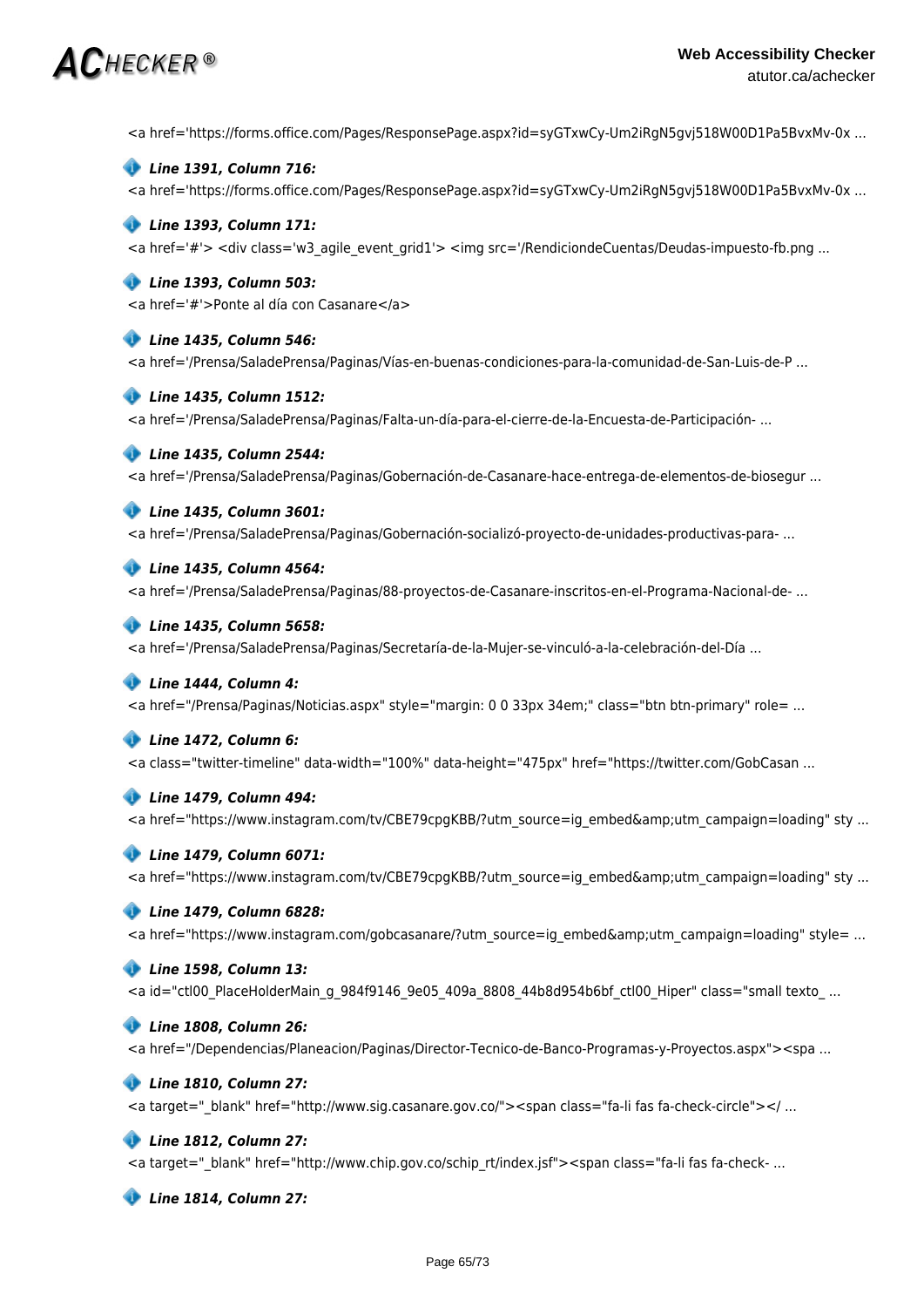<a href='https://forms.office.com/Pages/ResponsePage.aspx?id=syGTxwCy-Um2iRgN5gvj518W00D1Pa5BvxMv-0x ...

***Line 1391, Column 716:***

<a href='https://forms.office.com/Pages/ResponsePage.aspx?id=syGTxwCy-Um2iRgN5gvj518W00D1Pa5BvxMv-0x ...

***Line 1393, Column 171:***

<a href='#'> <div class='w3_agile_event_grid1'> <img src='/RendiciondeCuentas/Deudas-impuesto-fb.png ...

***Line 1393, Column 503:***

<a href='#'>Ponte al día con Casanare</a>

***Line 1435, Column 546:***

<a href='/Prensa/SaladePrensa/Paginas/Vías-en-buenas-condiciones-para-la-comunidad-de-San-Luis-de-P ...

***Line 1435, Column 1512:***

<a href='/Prensa/SaladePrensa/Paginas/Falta-un-día-para-el-cierre-de-la-Encuesta-de-Participación- ...

***Line 1435, Column 2544:***

<a href='/Prensa/SaladePrensa/Paginas/Gobernación-de-Casanare-hace-entrega-de-elementos-de-biosegur ...

***Line 1435, Column 3601:***

<a href='/Prensa/SaladePrensa/Paginas/Gobernación-socializó-proyecto-de-unidades-productivas-para- ...

***Line 1435, Column 4564:***

<a href='/Prensa/SaladePrensa/Paginas/88-proyectos-de-Casanare-inscritos-en-el-Programa-Nacional-de- ...

***Line 1435, Column 5658:***

<a href='/Prensa/SaladePrensa/Paginas/Secretaría-de-la-Mujer-se-vinculó-a-la-celebración-del-Día ...

***Line 1444, Column 4:***

<a href="/Prensa/Paginas/Noticias.aspx" style="margin: 0 0 33px 34em;" class="btn btn-primary" role= ...

***Line 1472, Column 6:***

<a class="twitter-timeline" data-width="100%" data-height="475px" href="https://twitter.com/GobCasan ...

***Line 1479, Column 494:***

<a href="https://www.instagram.com/tv/CBE79cpgKBB/?utm_source=ig_embed&amp;utm_campaign=loading" sty ...

***Line 1479, Column 6071:***

<a href="https://www.instagram.com/tv/CBE79cpgKBB/?utm_source=ig_embed&amp;utm_campaign=loading" sty ...

***Line 1479, Column 6828:***

<a href="https://www.instagram.com/gobcasanare/?utm_source=ig_embed&amp;utm_campaign=loading" style= ...

***Line 1598, Column 13:***

<a id="ctl00_PlaceHolderMain_g_984f9146_9e05_409a_8808_44b8d954b6bf_ctl00_Hiper" class="small texto_ ...

***Line 1808, Column 26:***

<a href="/Dependencias/Planeacion/Paginas/Director-Tecnico-de-Banco-Programas-y-Proyectos.aspx"><spa ...

***Line 1810, Column 27:***

<a target="_blank" href="http://www.sig.casanare.gov.co/"><span class="fa-li fas fa-check-circle"></ ...

***Line 1812, Column 27:***

<a target="_blank" href="http://www.chip.gov.co/schip_rt/index.jsf"><span class="fa-li fas fa-check- ...

***Line 1814, Column 27:***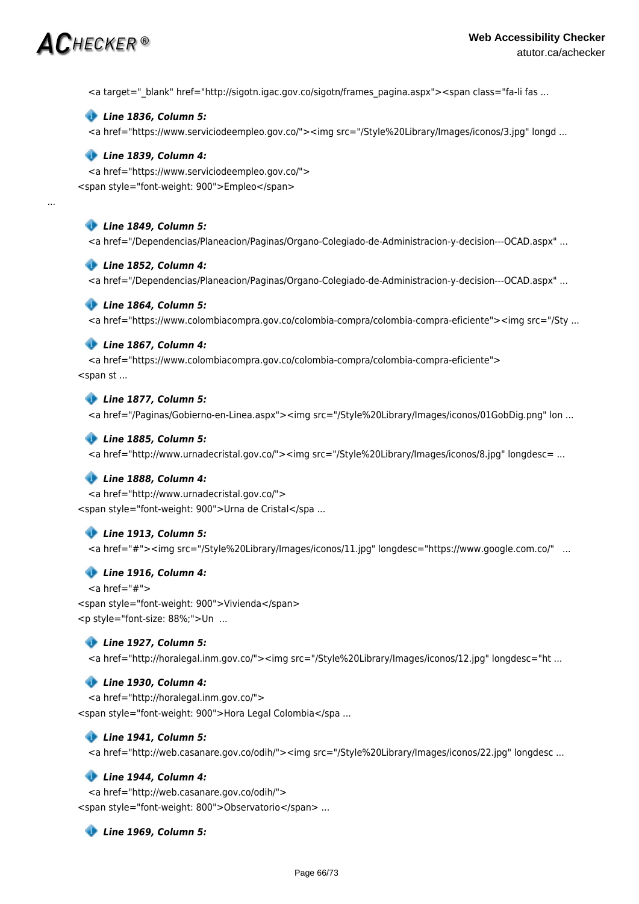```
<a target="_blank" href="http://sigotn.igac.gov.co/sigotn/frames_pagina.aspx"><span class="fa-li fas ...
```

***Line 1836, Column 5:***

```
<a href="https://www.serviciodeempleo.gov.co/"><img src="/Style%20Library/Images/iconos/3.jpg" longd ...
```

***Line 1839, Column 4:***

```
<a href="https://www.serviciodeempleo.gov.co/">
<span style="font-weight: 900">Empleo</span>

...
```

***Line 1849, Column 5:***

```
<a href="/Dependencias/Planeacion/Paginas/Organo-Colegiado-de-Administracion-y-decision---OCAD.aspx" ...
```

***Line 1852, Column 4:***

```
<a href="/Dependencias/Planeacion/Paginas/Organo-Colegiado-de-Administracion-y-decision---OCAD.aspx" ...
```

***Line 1864, Column 5:***

```
<a href="https://www.colombiacompra.gov.co/colombia-compra/colombia-compra-eficiente"><img src="/Sty ...
```

***Line 1867, Column 4:***

```
<a href="https://www.colombiacompra.gov.co/colombia-compra/colombia-compra-eficiente">
<span st ...
```

***Line 1877, Column 5:***

```
<a href="/Paginas/Gobierno-en-Linea.aspx"><img src="/Style%20Library/Images/iconos/01GobDig.png" lon ...
```

***Line 1885, Column 5:***

```
<a href="http://www.urnadecristal.gov.co/"><img src="/Style%20Library/Images/iconos/8.jpg" longdesc= ...
```

***Line 1888, Column 4:***

```
<a href="http://www.urnadecristal.gov.co/">
<span style="font-weight: 900">Urna de Cristal</spa ...
```

***Line 1913, Column 5:***

```
<a href="#"><img src="/Style%20Library/Images/iconos/11.jpg" longdesc="https://www.google.com.co/"   ...
```

***Line 1916, Column 4:***

```
<a href="#">
<span style="font-weight: 900">Vivienda</span>
<p style="font-size: 88%;">Un  ...
```

***Line 1927, Column 5:***

```
<a href="http://horalegal.inm.gov.co/"><img src="/Style%20Library/Images/iconos/12.jpg" longdesc="ht ...
```

***Line 1930, Column 4:***

```
<a href="http://horalegal.inm.gov.co/">
<span style="font-weight: 900">Hora Legal Colombia</spa ...
```

***Line 1941, Column 5:***

```
<a href="http://web.casanare.gov.co/odih/"><img src="/Style%20Library/Images/iconos/22.jpg" longdesc ...
```

***Line 1944, Column 4:***

```
<a href="http://web.casanare.gov.co/odih/">
<span style="font-weight: 800">Observatorio</span> ...
```

***Line 1969, Column 5:***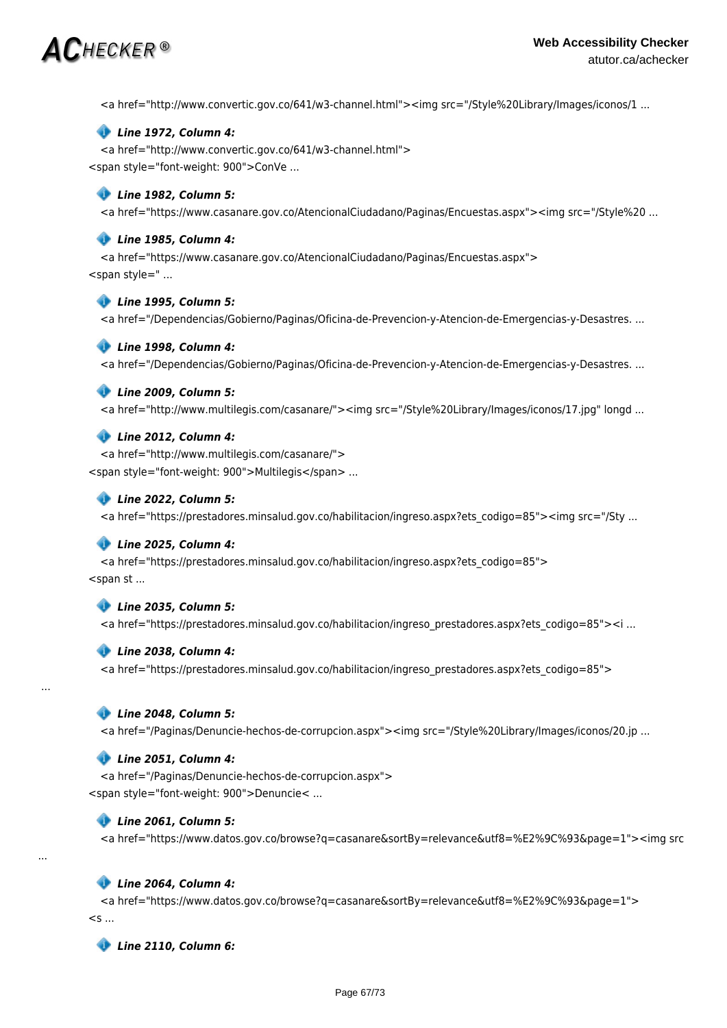```
<a href="http://www.convertic.gov.co/641/w3-channel.html"><img src="/Style%20Library/Images/iconos/1 ...
```

***Line 1972, Column 4:***

```
<a href="http://www.convertic.gov.co/641/w3-channel.html">
<span style="font-weight: 900">ConVe ...
```

***Line 1982, Column 5:***

```
<a href="https://www.casanare.gov.co/AtencionalCiudadano/Paginas/Encuestas.aspx"><img src="/Style%20 ...
```

***Line 1985, Column 4:***

```
<a href="https://www.casanare.gov.co/AtencionalCiudadano/Paginas/Encuestas.aspx">
<span style=" ...
```

***Line 1995, Column 5:***

```
<a href="/Dependencias/Gobierno/Paginas/Oficina-de-Prevencion-y-Atencion-de-Emergencias-y-Desastres. ...
```

***Line 1998, Column 4:***

```
<a href="/Dependencias/Gobierno/Paginas/Oficina-de-Prevencion-y-Atencion-de-Emergencias-y-Desastres. ...
```

***Line 2009, Column 5:***

```
<a href="http://www.multilegis.com/casanare/"><img src="/Style%20Library/Images/iconos/17.jpg" longd ...
```

***Line 2012, Column 4:***

```
<a href="http://www.multilegis.com/casanare/">
<span style="font-weight: 900">Multilegis</span> ...
```

***Line 2022, Column 5:***

```
<a href="https://prestadores.minsalud.gov.co/habilitacion/ingreso.aspx?ets_codigo=85"><img src="/Sty ...
```

***Line 2025, Column 4:***

```
<a href="https://prestadores.minsalud.gov.co/habilitacion/ingreso.aspx?ets_codigo=85">
<span st ...
```

***Line 2035, Column 5:***

```
<a href="https://prestadores.minsalud.gov.co/habilitacion/ingreso_prestadores.aspx?ets_codigo=85"><i ...
```

***Line 2038, Column 4:***

```
<a href="https://prestadores.minsalud.gov.co/habilitacion/ingreso_prestadores.aspx?ets_codigo=85">
...
```

***Line 2048, Column 5:***

```
<a href="/Paginas/Denuncie-hechos-de-corrupcion.aspx"><img src="/Style%20Library/Images/iconos/20.jp ...
```

***Line 2051, Column 4:***

```
<a href="/Paginas/Denuncie-hechos-de-corrupcion.aspx">
<span style="font-weight: 900">Denuncie< ...
```

***Line 2061, Column 5:***

```
<a href="https://www.datos.gov.co/browse?q=casanare&sortBy=relevance&utf8=%E2%9C%93&page=1"><img src
...
```

***Line 2064, Column 4:***

```
<a href="https://www.datos.gov.co/browse?q=casanare&sortBy=relevance&utf8=%E2%9C%93&page=1">
<s ...
```

***Line 2110, Column 6:***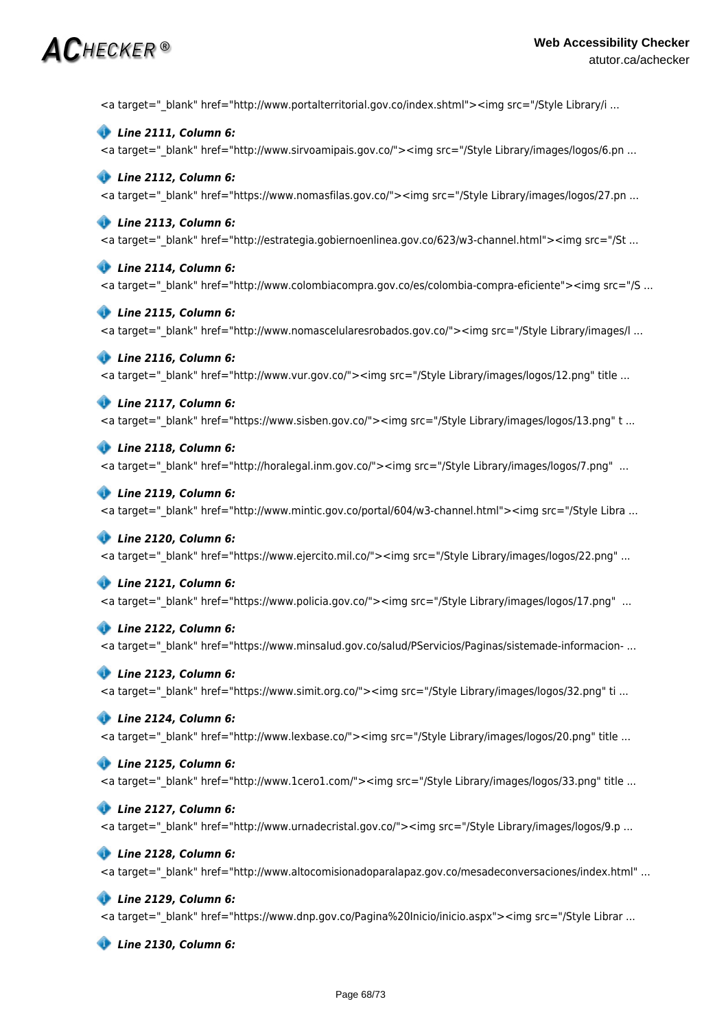```
<a target="_blank" href="http://www.portalterritorial.gov.co/index.shtml"><img src="/Style Library/i ...
```

***Line 2111, Column 6:***

```
<a target="_blank" href="http://www.sirvoamipais.gov.co/"><img src="/Style Library/images/logos/6.pn ...
```

***Line 2112, Column 6:***

```
<a target="_blank" href="https://www.nomasfilas.gov.co/"><img src="/Style Library/images/logos/27.pn ...
```

***Line 2113, Column 6:***

```
<a target="_blank" href="http://estrategia.gobiernoenlinea.gov.co/623/w3-channel.html"><img src="/St ...
```

***Line 2114, Column 6:***

```
<a target="_blank" href="http://www.colombiacompra.gov.co/es/colombia-compra-eficiente"><img src="/S ...
```

***Line 2115, Column 6:***

```
<a target="_blank" href="http://www.nomascelularesrobados.gov.co/"><img src="/Style Library/images/l ...
```

***Line 2116, Column 6:***

```
<a target="_blank" href="http://www.vur.gov.co/"><img src="/Style Library/images/logos/12.png" title ...
```

***Line 2117, Column 6:***

```
<a target="_blank" href="https://www.sisben.gov.co/"><img src="/Style Library/images/logos/13.png" t ...
```

***Line 2118, Column 6:***

```
<a target="_blank" href="http://horalegal.inm.gov.co/"><img src="/Style Library/images/logos/7.png"  ...
```

***Line 2119, Column 6:***

```
<a target="_blank" href="http://www.mintic.gov.co/portal/604/w3-channel.html"><img src="/Style Libra ...
```

***Line 2120, Column 6:***

```
<a target="_blank" href="https://www.ejercito.mil.co/"><img src="/Style Library/images/logos/22.png" ...
```

***Line 2121, Column 6:***

```
<a target="_blank" href="https://www.policia.gov.co/"><img src="/Style Library/images/logos/17.png"  ...
```

***Line 2122, Column 6:***

```
<a target="_blank" href="https://www.minsalud.gov.co/salud/PServicios/Paginas/sistemade-informacion- ...
```

***Line 2123, Column 6:***

```
<a target="_blank" href="https://www.simit.org.co/"><img src="/Style Library/images/logos/32.png" ti ...
```

***Line 2124, Column 6:***

```
<a target="_blank" href="http://www.lexbase.co/"><img src="/Style Library/images/logos/20.png" title ...
```

***Line 2125, Column 6:***

```
<a target="_blank" href="http://www.1cero1.com/"><img src="/Style Library/images/logos/33.png" title ...
```

***Line 2127, Column 6:***

```
<a target="_blank" href="http://www.urnadecristal.gov.co/"><img src="/Style Library/images/logos/9.p ...
```

***Line 2128, Column 6:***

```
<a target="_blank" href="http://www.altocomisionadoparalapaz.gov.co/mesadeconversaciones/index.html" ...
```

***Line 2129, Column 6:***

```
<a target="_blank" href="https://www.dnp.gov.co/Pagina%20Inicio/inicio.aspx"><img src="/Style Librar ...
```

***Line 2130, Column 6:***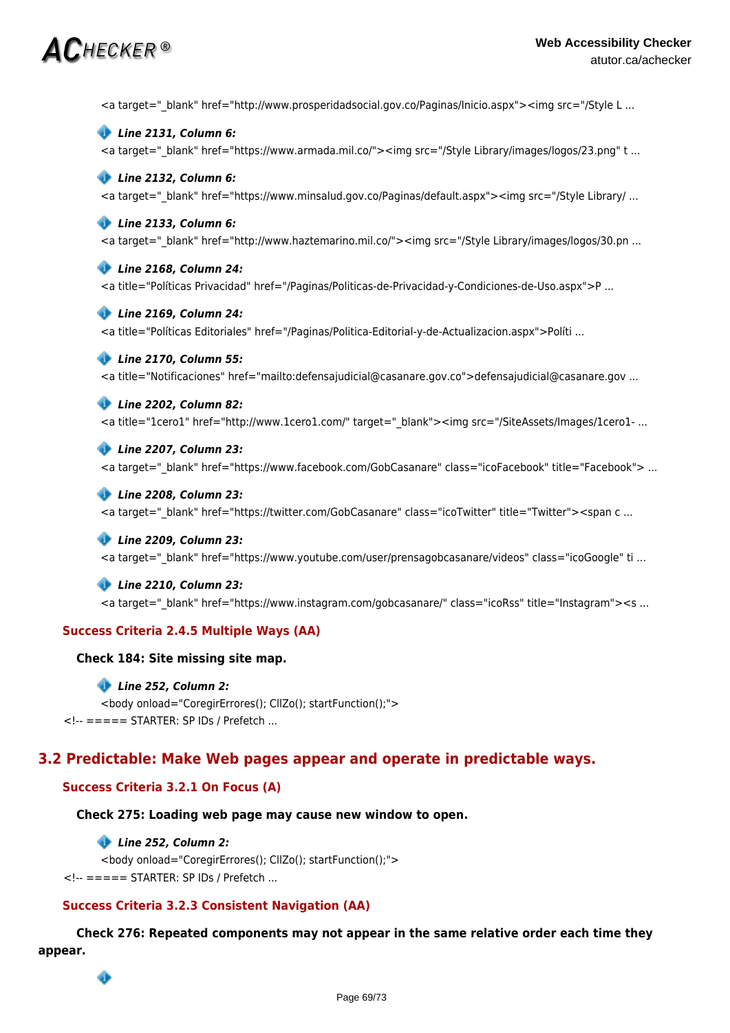<a target="_blank" href="http://www.prosperidadsocial.gov.co/Paginas/Inicio.aspx"><img src="/Style L ...

***Line 2131, Column 6:***

<a target="_blank" href="https://www.armada.mil.co/"><img src="/Style Library/images/logos/23.png" t ...

***Line 2132, Column 6:***

<a target="_blank" href="https://www.minsalud.gov.co/Paginas/default.aspx"><img src="/Style Library/ ...

***Line 2133, Column 6:***

<a target="_blank" href="http://www.haztemarino.mil.co/"><img src="/Style Library/images/logos/30.pn ...

***Line 2168, Column 24:***

<a title="Políticas Privacidad" href="/Paginas/Politicas-de-Privacidad-y-Condiciones-de-Uso.aspx">P ...

***Line 2169, Column 24:***

<a title="Políticas Editoriales" href="/Paginas/Politica-Editorial-y-de-Actualizacion.aspx">Políti ...

***Line 2170, Column 55:***

<a title="Notificaciones" href="mailto:defensajudicial@casanare.gov.co">defensajudicial@casanare.gov ...

***Line 2202, Column 82:***

<a title="1cero1" href="http://www.1cero1.com/" target="_blank"><img src="/SiteAssets/Images/1cero1- ...

***Line 2207, Column 23:***

<a target="_blank" href="https://www.facebook.com/GobCasanare" class="icoFacebook" title="Facebook"> ...

***Line 2208, Column 23:***

<a target="_blank" href="https://twitter.com/GobCasanare" class="icoTwitter" title="Twitter"><span c ...

***Line 2209, Column 23:***

<a target="_blank" href="https://www.youtube.com/user/prensagobcasanare/videos" class="icoGoogle" ti ...

***Line 2210, Column 23:***

<a target="_blank" href="https://www.instagram.com/gobcasanare/" class="icoRss" title="Instagram"><s ...

### Success Criteria 2.4.5 Multiple Ways (AA)

**Check 184: Site missing site map.**

***Line 252, Column 2:***

<body onload="CoregirErrores(); CllZo(); startFunction();">
<!-- ===== STARTER: SP IDs / Prefetch ...

## 3.2 Predictable: Make Web pages appear and operate in predictable ways.

### Success Criteria 3.2.1 On Focus (A)

**Check 275: Loading web page may cause new window to open.**

***Line 252, Column 2:***

<body onload="CoregirErrores(); CllZo(); startFunction();">
<!-- ===== STARTER: SP IDs / Prefetch ...

### Success Criteria 3.2.3 Consistent Navigation (AA)

**Check 276: Repeated components may not appear in the same relative order each time they appear.**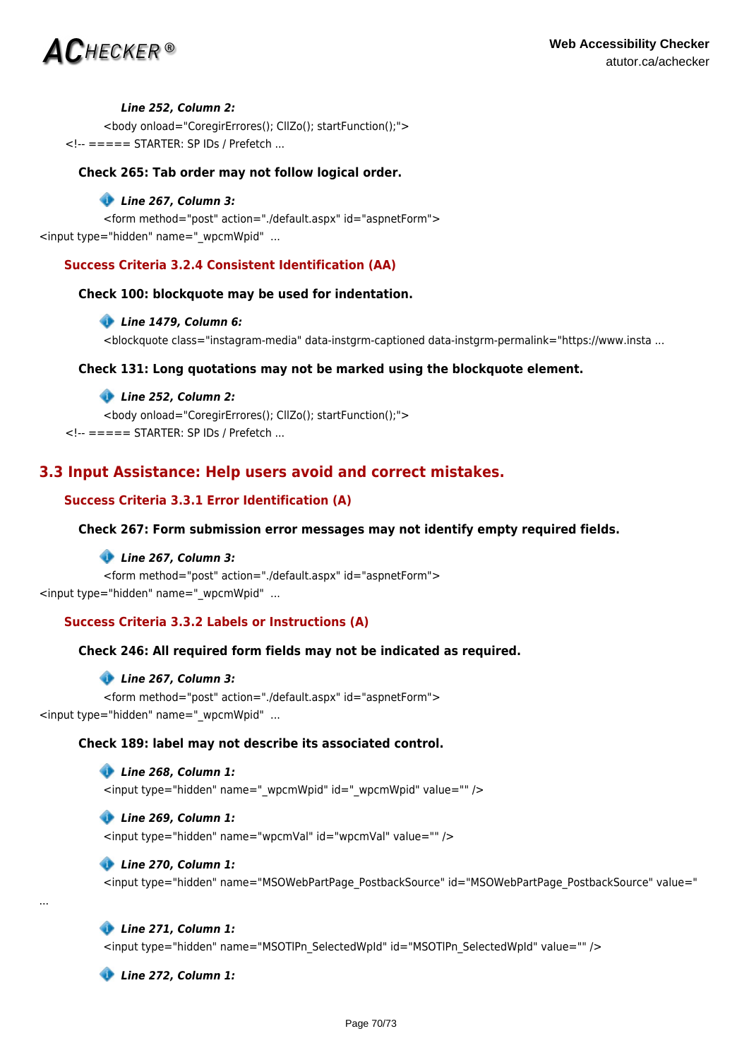***Line 252, Column 2:***

```
<body onload="CoregirErrores(); CllZo(); startFunction();">
<!-- ===== STARTER: SP IDs / Prefetch ...
```

**Check 265: Tab order may not follow logical order.**

***Line 267, Column 3:***

```
<form method="post" action="./default.aspx" id="aspnetForm">
<input type="hidden" name="_wpcmWpid"  ...
```

### Success Criteria 3.2.4 Consistent Identification (AA)

**Check 100: blockquote may be used for indentation.**

***Line 1479, Column 6:***

```
<blockquote class="instagram-media" data-instgrm-captioned data-instgrm-permalink="https://www.insta ...
```

**Check 131: Long quotations may not be marked using the blockquote element.**

***Line 252, Column 2:***

```
<body onload="CoregirErrores(); CllZo(); startFunction();">
<!-- ===== STARTER: SP IDs / Prefetch ...
```

## 3.3 Input Assistance: Help users avoid and correct mistakes.

### Success Criteria 3.3.1 Error Identification (A)

**Check 267: Form submission error messages may not identify empty required fields.**

***Line 267, Column 3:***

```
<form method="post" action="./default.aspx" id="aspnetForm">
<input type="hidden" name="_wpcmWpid"  ...
```

### Success Criteria 3.3.2 Labels or Instructions (A)

**Check 246: All required form fields may not be indicated as required.**

***Line 267, Column 3:***

```
<form method="post" action="./default.aspx" id="aspnetForm">
<input type="hidden" name="_wpcmWpid"  ...
```

**Check 189: label may not describe its associated control.**

***Line 268, Column 1:***

```
<input type="hidden" name="_wpcmWpid" id="_wpcmWpid" value="" />
```

***Line 269, Column 1:***

```
<input type="hidden" name="wpcmVal" id="wpcmVal" value="" />
```

***Line 270, Column 1:***

```
<input type="hidden" name="MSOWebPartPage_PostbackSource" id="MSOWebPartPage_PostbackSource" value="
...
```

***Line 271, Column 1:***

```
<input type="hidden" name="MSOTlPn_SelectedWpId" id="MSOTlPn_SelectedWpId" value="" />
```

***Line 272, Column 1:***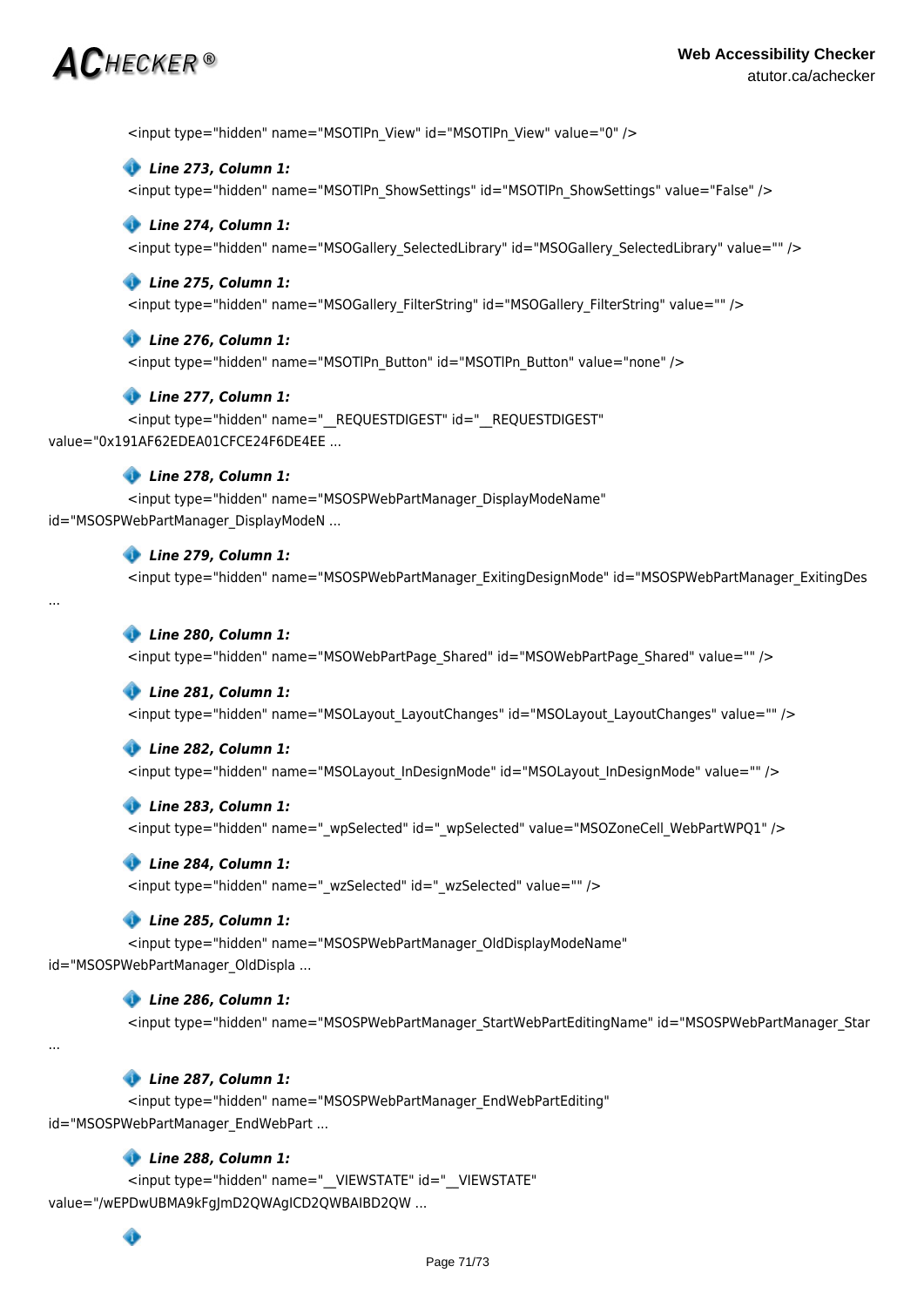```
<input type="hidden" name="MSOTlPn_View" id="MSOTlPn_View" value="0" />
```

***Line 273, Column 1:***

```
<input type="hidden" name="MSOTlPn_ShowSettings" id="MSOTlPn_ShowSettings" value="False" />
```

***Line 274, Column 1:***

```
<input type="hidden" name="MSOGallery_SelectedLibrary" id="MSOGallery_SelectedLibrary" value="" />
```

***Line 275, Column 1:***

```
<input type="hidden" name="MSOGallery_FilterString" id="MSOGallery_FilterString" value="" />
```

***Line 276, Column 1:***

```
<input type="hidden" name="MSOTlPn_Button" id="MSOTlPn_Button" value="none" />
```

***Line 277, Column 1:***

```
<input type="hidden" name="__REQUESTDIGEST" id="__REQUESTDIGEST"
value="0x191AF62EDEA01CFCE24F6DE4EE ...
```

***Line 278, Column 1:***

```
<input type="hidden" name="MSOSPWebPartManager_DisplayModeName"
id="MSOSPWebPartManager_DisplayModeN ...
```

***Line 279, Column 1:***

```
<input type="hidden" name="MSOSPWebPartManager_ExitingDesignMode" id="MSOSPWebPartManager_ExitingDes
...
```

***Line 280, Column 1:***

```
<input type="hidden" name="MSOWebPartPage_Shared" id="MSOWebPartPage_Shared" value="" />
```

***Line 281, Column 1:***

```
<input type="hidden" name="MSOLayout_LayoutChanges" id="MSOLayout_LayoutChanges" value="" />
```

***Line 282, Column 1:***

```
<input type="hidden" name="MSOLayout_InDesignMode" id="MSOLayout_InDesignMode" value="" />
```

***Line 283, Column 1:***

```
<input type="hidden" name="_wpSelected" id="_wpSelected" value="MSOZoneCell_WebPartWPQ1" />
```

***Line 284, Column 1:***

```
<input type="hidden" name="_wzSelected" id="_wzSelected" value="" />
```

***Line 285, Column 1:***

```
<input type="hidden" name="MSOSPWebPartManager_OldDisplayModeName"
id="MSOSPWebPartManager_OldDispla ...
```

***Line 286, Column 1:***

```
<input type="hidden" name="MSOSPWebPartManager_StartWebPartEditingName" id="MSOSPWebPartManager_Star
...
```

***Line 287, Column 1:***

```
<input type="hidden" name="MSOSPWebPartManager_EndWebPartEditing"
id="MSOSPWebPartManager_EndWebPart ...
```

***Line 288, Column 1:***

```
<input type="hidden" name="__VIEWSTATE" id="__VIEWSTATE"
value="/wEPDwUBMA9kFgJmD2QWAgICD2QWBAIBD2QW ...
```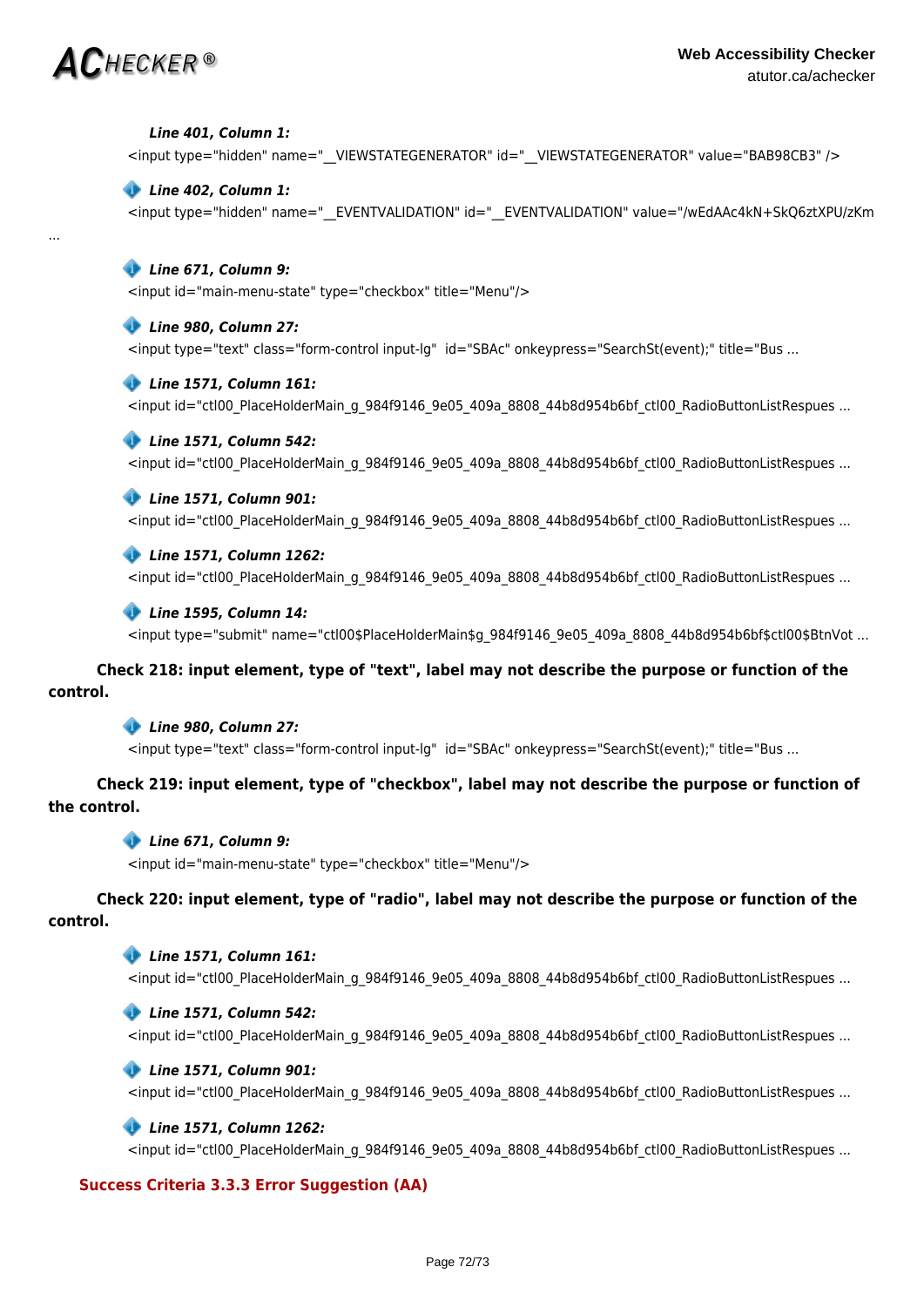***Line 401, Column 1:***

<input type="hidden" name="__VIEWSTATEGENERATOR" id="__VIEWSTATEGENERATOR" value="BAB98CB3" />

***Line 402, Column 1:***

<input type="hidden" name="__EVENTVALIDATION" id="__EVENTVALIDATION" value="/wEdAAc4kN+SkQ6ztXPU/zKm ...

***Line 671, Column 9:***

<input id="main-menu-state" type="checkbox" title="Menu"/>

***Line 980, Column 27:***

<input type="text" class="form-control input-lg"  id="SBAc" onkeypress="SearchSt(event);" title="Bus ...

***Line 1571, Column 161:***

<input id="ctl00_PlaceHolderMain_g_984f9146_9e05_409a_8808_44b8d954b6bf_ctl00_RadioButtonListRespues ...

***Line 1571, Column 542:***

<input id="ctl00_PlaceHolderMain_g_984f9146_9e05_409a_8808_44b8d954b6bf_ctl00_RadioButtonListRespues ...

***Line 1571, Column 901:***

<input id="ctl00_PlaceHolderMain_g_984f9146_9e05_409a_8808_44b8d954b6bf_ctl00_RadioButtonListRespues ...

***Line 1571, Column 1262:***

<input id="ctl00_PlaceHolderMain_g_984f9146_9e05_409a_8808_44b8d954b6bf_ctl00_RadioButtonListRespues ...

***Line 1595, Column 14:***

<input type="submit" name="ctl00$PlaceHolderMain$g_984f9146_9e05_409a_8808_44b8d954b6bf$ctl00$BtnVot ...

**Check 218: input element, type of "text", label may not describe the purpose or function of the control.**

***Line 980, Column 27:***

<input type="text" class="form-control input-lg"  id="SBAc" onkeypress="SearchSt(event);" title="Bus ...

**Check 219: input element, type of "checkbox", label may not describe the purpose or function of the control.**

***Line 671, Column 9:***

<input id="main-menu-state" type="checkbox" title="Menu"/>

**Check 220: input element, type of "radio", label may not describe the purpose or function of the control.**

***Line 1571, Column 161:***

<input id="ctl00_PlaceHolderMain_g_984f9146_9e05_409a_8808_44b8d954b6bf_ctl00_RadioButtonListRespues ...

***Line 1571, Column 542:***

<input id="ctl00_PlaceHolderMain_g_984f9146_9e05_409a_8808_44b8d954b6bf_ctl00_RadioButtonListRespues ...

***Line 1571, Column 901:***

<input id="ctl00_PlaceHolderMain_g_984f9146_9e05_409a_8808_44b8d954b6bf_ctl00_RadioButtonListRespues ...

***Line 1571, Column 1262:***

<input id="ctl00_PlaceHolderMain_g_984f9146_9e05_409a_8808_44b8d954b6bf_ctl00_RadioButtonListRespues ...

### Success Criteria 3.3.3 Error Suggestion (AA)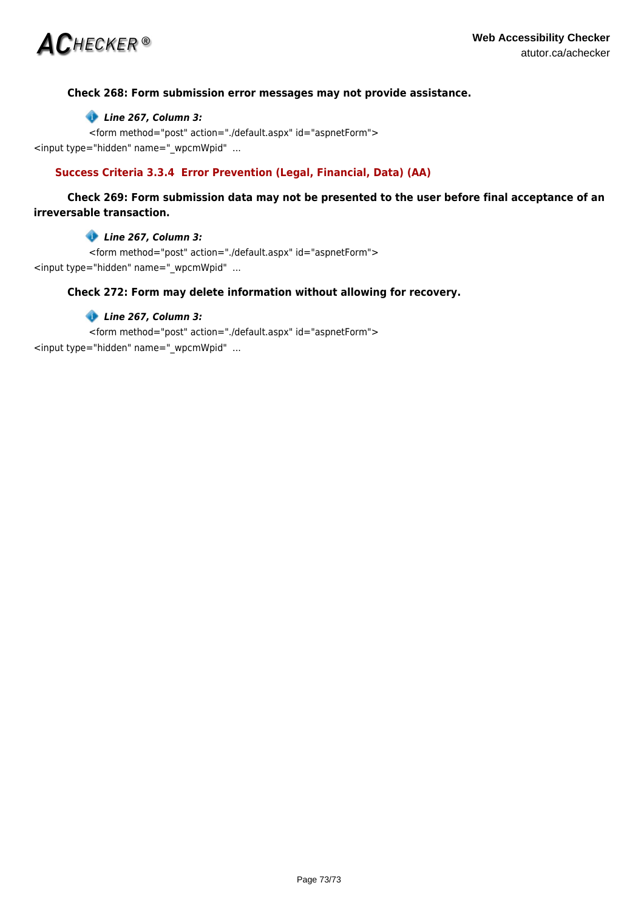**Check 268: Form submission error messages may not provide assistance.**

***Line 267, Column 3:***

```
<form method="post" action="./default.aspx" id="aspnetForm">
<input type="hidden" name="_wpcmWpid"  ...
```

### Success Criteria 3.3.4 Error Prevention (Legal, Financial, Data) (AA)

**Check 269: Form submission data may not be presented to the user before final acceptance of an irreversable transaction.**

***Line 267, Column 3:***

```
<form method="post" action="./default.aspx" id="aspnetForm">
<input type="hidden" name="_wpcmWpid"  ...
```

**Check 272: Form may delete information without allowing for recovery.**

***Line 267, Column 3:***

```
<form method="post" action="./default.aspx" id="aspnetForm">
<input type="hidden" name="_wpcmWpid"  ...
```